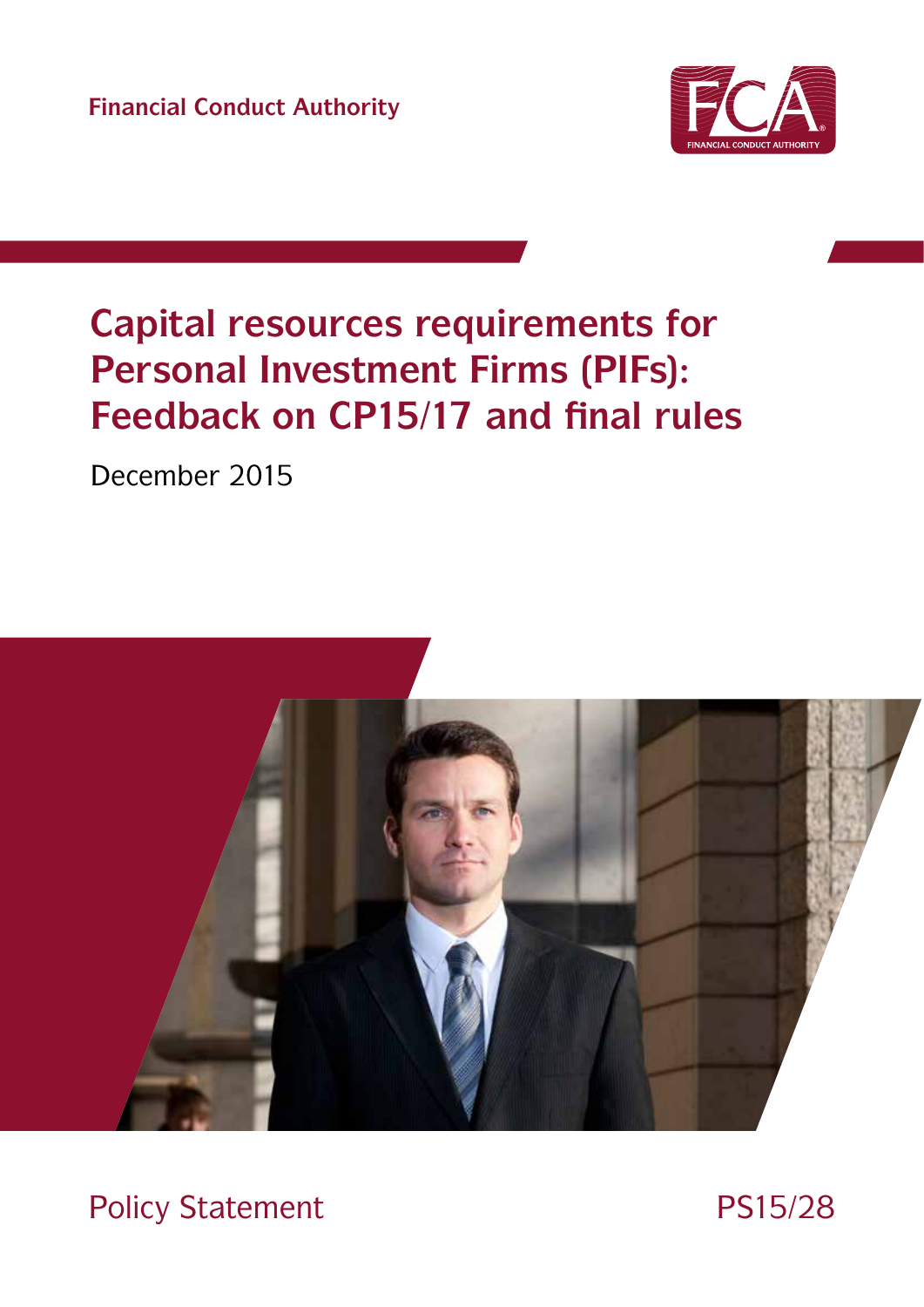Financial Conduct Authority

# Capital resources requirements for Personal Investment Firms (PIFs): Feedback on CP15/17 and final rules

December 2015

Policy Statement

PS15/28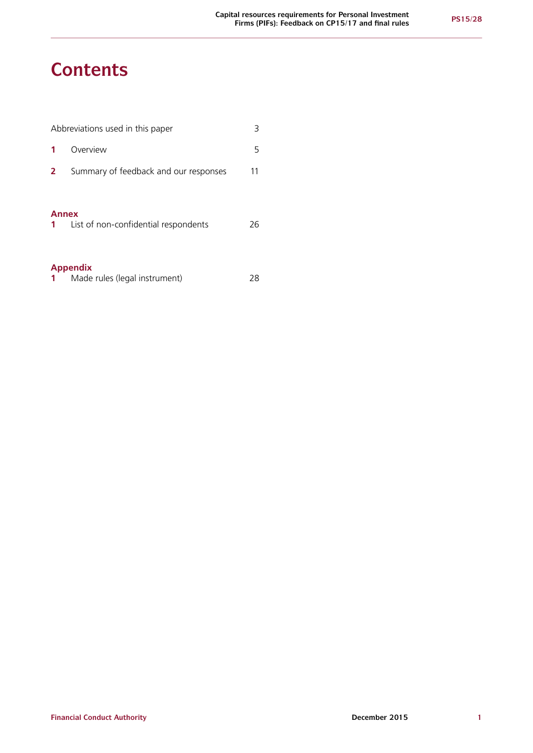# Contents

| | | |
|---|---|---|
| Abbreviations used in this paper | | 3 |
| **1** | Overview | 5 |
| **2** | Summary of feedback and our responses | 11 |

**Annex**

| | | |
|---|---|---|
| **1** | List of non-confidential respondents | 26 |

**Appendix**

| | | |
|---|---|---|
| **1** | Made rules (legal instrument) | 28 |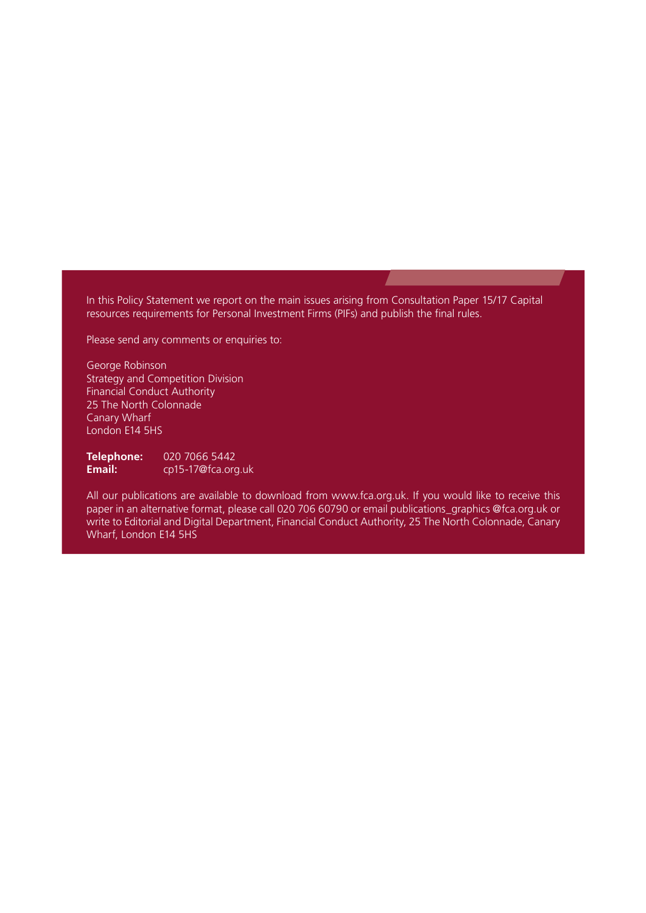In this Policy Statement we report on the main issues arising from Consultation Paper 15/17 Capital resources requirements for Personal Investment Firms (PIFs) and publish the final rules.

Please send any comments or enquiries to:

George Robinson
Strategy and Competition Division
Financial Conduct Authority
25 The North Colonnade
Canary Wharf
London E14 5HS

**Telephone:** 020 7066 5442
**Email:** cp15-17@fca.org.uk

All our publications are available to download from www.fca.org.uk. If you would like to receive this paper in an alternative format, please call 020 706 60790 or email publications_graphics @fca.org.uk or write to Editorial and Digital Department, Financial Conduct Authority, 25 The North Colonnade, Canary Wharf, London E14 5HS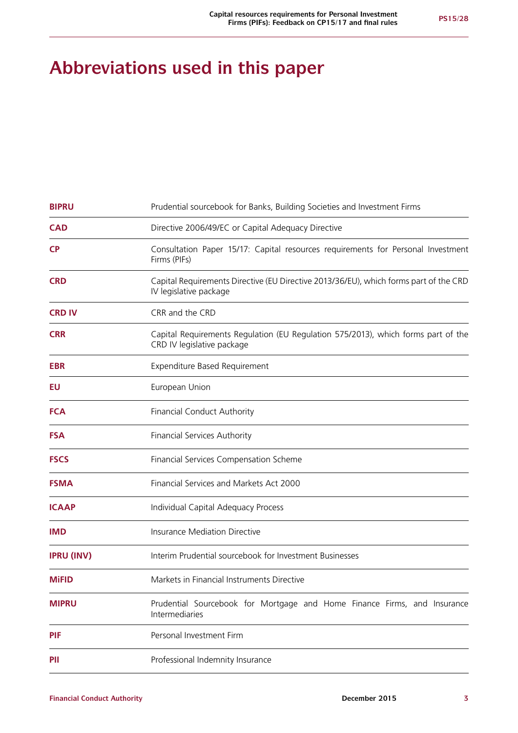# Abbreviations used in this paper

| | |
|---|---|
| **BIPRU** | Prudential sourcebook for Banks, Building Societies and Investment Firms |
| **CAD** | Directive 2006/49/EC or Capital Adequacy Directive |
| **CP** | Consultation Paper 15/17: Capital resources requirements for Personal Investment Firms (PIFs) |
| **CRD** | Capital Requirements Directive (EU Directive 2013/36/EU), which forms part of the CRD IV legislative package |
| **CRD IV** | CRR and the CRD |
| **CRR** | Capital Requirements Regulation (EU Regulation 575/2013), which forms part of the CRD IV legislative package |
| **EBR** | Expenditure Based Requirement |
| **EU** | European Union |
| **FCA** | Financial Conduct Authority |
| **FSA** | Financial Services Authority |
| **FSCS** | Financial Services Compensation Scheme |
| **FSMA** | Financial Services and Markets Act 2000 |
| **ICAAP** | Individual Capital Adequacy Process |
| **IMD** | Insurance Mediation Directive |
| **IPRU (INV)** | Interim Prudential sourcebook for Investment Businesses |
| **MiFID** | Markets in Financial Instruments Directive |
| **MIPRU** | Prudential Sourcebook for Mortgage and Home Finance Firms, and Insurance Intermediaries |
| **PIF** | Personal Investment Firm |
| **PII** | Professional Indemnity Insurance |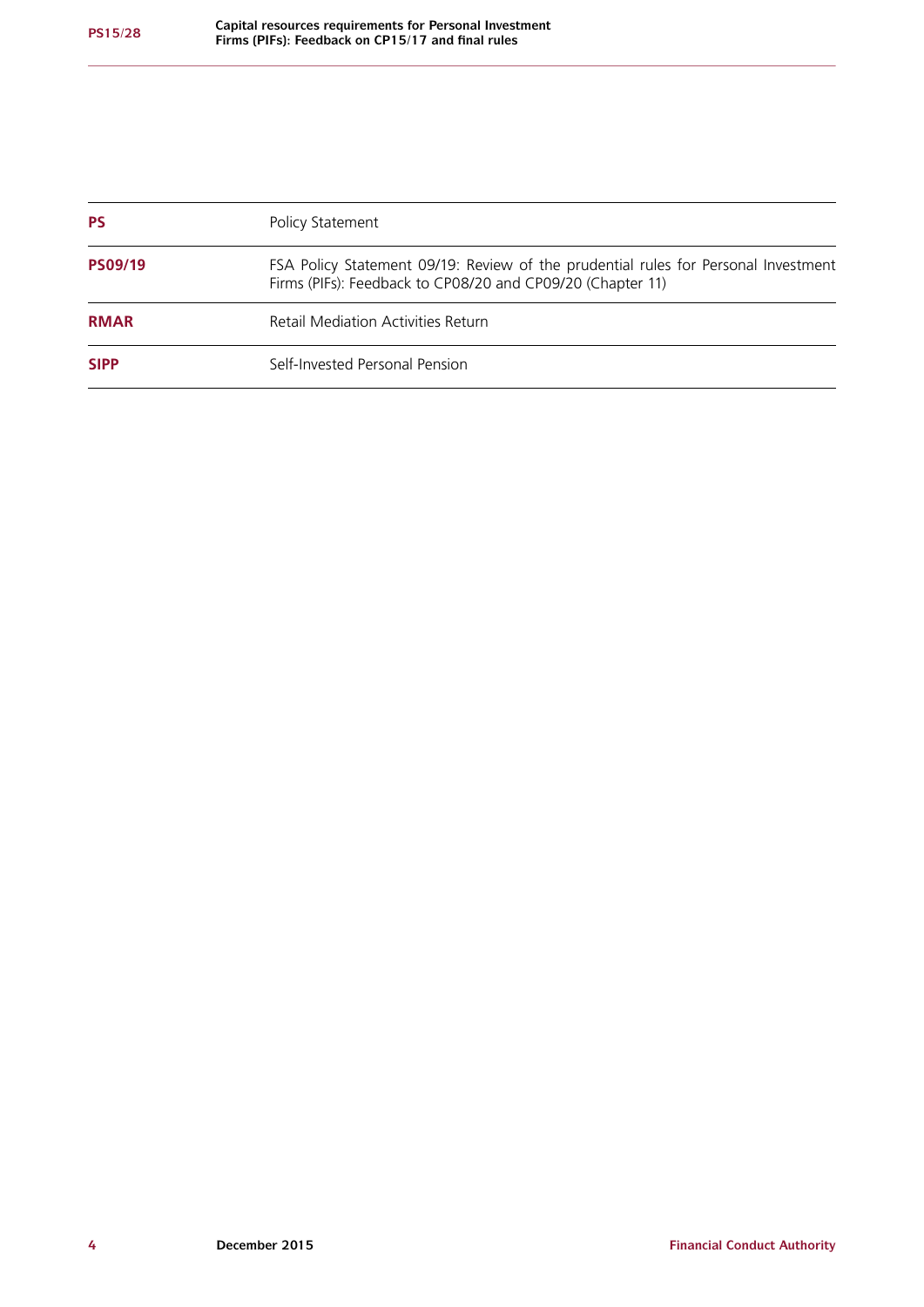| | |
|---|---|
| **PS** | Policy Statement |
| **PS09/19** | FSA Policy Statement 09/19: Review of the prudential rules for Personal Investment Firms (PIFs): Feedback to CP08/20 and CP09/20 (Chapter 11) |
| **RMAR** | Retail Mediation Activities Return |
| **SIPP** | Self-Invested Personal Pension |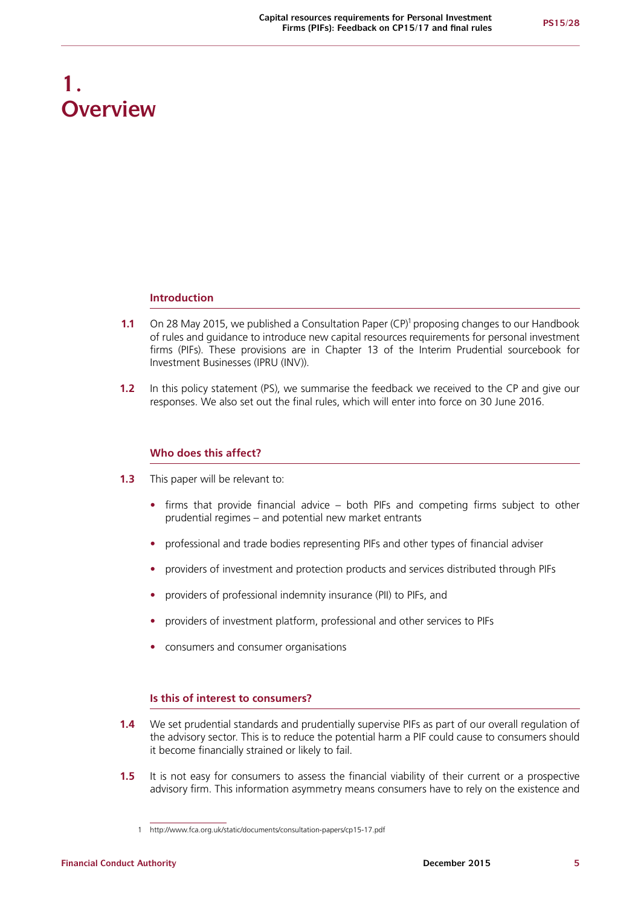# 1. Overview

## Introduction

**1.1** On 28 May 2015, we published a Consultation Paper (CP)[1] proposing changes to our Handbook of rules and guidance to introduce new capital resources requirements for personal investment firms (PIFs). These provisions are in Chapter 13 of the Interim Prudential sourcebook for Investment Businesses (IPRU (INV)).

**1.2** In this policy statement (PS), we summarise the feedback we received to the CP and give our responses. We also set out the final rules, which will enter into force on 30 June 2016.

## Who does this affect?

**1.3** This paper will be relevant to:

- firms that provide financial advice – both PIFs and competing firms subject to other prudential regimes – and potential new market entrants
- professional and trade bodies representing PIFs and other types of financial adviser
- providers of investment and protection products and services distributed through PIFs
- providers of professional indemnity insurance (PII) to PIFs, and
- providers of investment platform, professional and other services to PIFs
- consumers and consumer organisations

## Is this of interest to consumers?

**1.4** We set prudential standards and prudentially supervise PIFs as part of our overall regulation of the advisory sector. This is to reduce the potential harm a PIF could cause to consumers should it become financially strained or likely to fail.

**1.5** It is not easy for consumers to assess the financial viability of their current or a prospective advisory firm. This information asymmetry means consumers have to rely on the existence and

1 http://www.fca.org.uk/static/documents/consultation-papers/cp15-17.pdf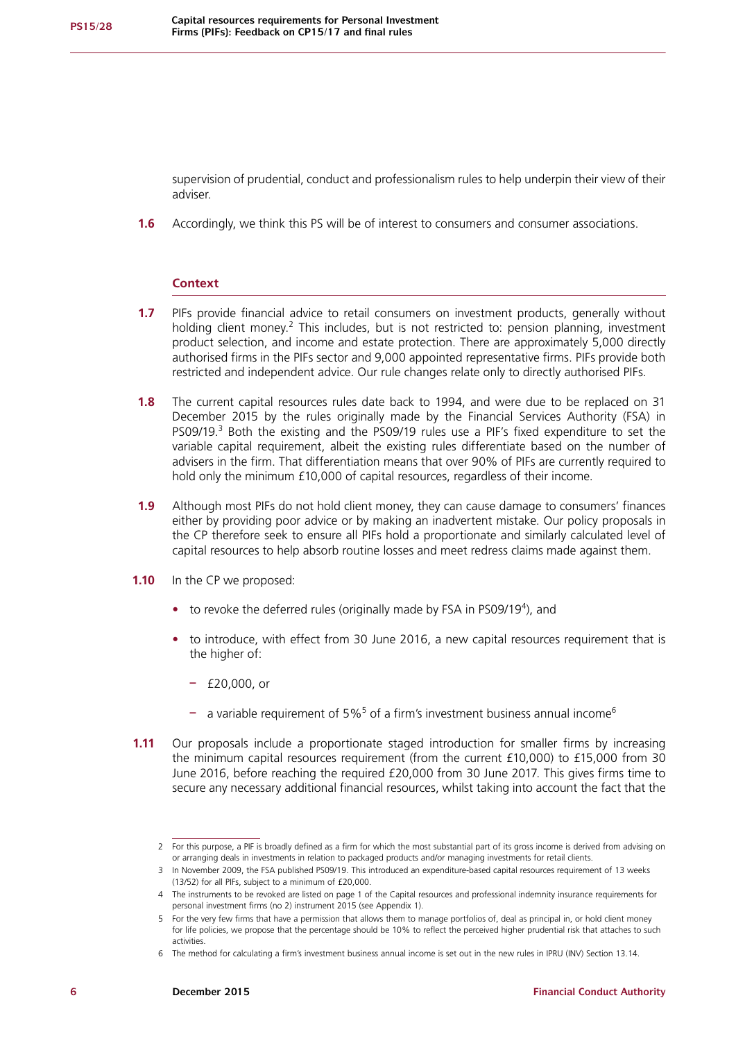supervision of prudential, conduct and professionalism rules to help underpin their view of their adviser.

**1.6** Accordingly, we think this PS will be of interest to consumers and consumer associations.

### Context

**1.7** PIFs provide financial advice to retail consumers on investment products, generally without holding client money.[2] This includes, but is not restricted to: pension planning, investment product selection, and income and estate protection. There are approximately 5,000 directly authorised firms in the PIFs sector and 9,000 appointed representative firms. PIFs provide both restricted and independent advice. Our rule changes relate only to directly authorised PIFs.

**1.8** The current capital resources rules date back to 1994, and were due to be replaced on 31 December 2015 by the rules originally made by the Financial Services Authority (FSA) in PS09/19.[3] Both the existing and the PS09/19 rules use a PIF's fixed expenditure to set the variable capital requirement, albeit the existing rules differentiate based on the number of advisers in the firm. That differentiation means that over 90% of PIFs are currently required to hold only the minimum £10,000 of capital resources, regardless of their income.

**1.9** Although most PIFs do not hold client money, they can cause damage to consumers' finances either by providing poor advice or by making an inadvertent mistake. Our policy proposals in the CP therefore seek to ensure all PIFs hold a proportionate and similarly calculated level of capital resources to help absorb routine losses and meet redress claims made against them.

**1.10** In the CP we proposed:

- to revoke the deferred rules (originally made by FSA in PS09/19[4]), and
- to introduce, with effect from 30 June 2016, a new capital resources requirement that is the higher of:
  - £20,000, or
  - a variable requirement of 5%[5] of a firm's investment business annual income[6]

**1.11** Our proposals include a proportionate staged introduction for smaller firms by increasing the minimum capital resources requirement (from the current £10,000) to £15,000 from 30 June 2016, before reaching the required £20,000 from 30 June 2017. This gives firms time to secure any necessary additional financial resources, whilst taking into account the fact that the

---

2 For this purpose, a PIF is broadly defined as a firm for which the most substantial part of its gross income is derived from advising on or arranging deals in investments in relation to packaged products and/or managing investments for retail clients.

3 In November 2009, the FSA published PS09/19. This introduced an expenditure-based capital resources requirement of 13 weeks (13/52) for all PIFs, subject to a minimum of £20,000.

4 The instruments to be revoked are listed on page 1 of the Capital resources and professional indemnity insurance requirements for personal investment firms (no 2) instrument 2015 (see Appendix 1).

5 For the very few firms that have a permission that allows them to manage portfolios of, deal as principal in, or hold client money for life policies, we propose that the percentage should be 10% to reflect the perceived higher prudential risk that attaches to such activities.

6 The method for calculating a firm's investment business annual income is set out in the new rules in IPRU (INV) Section 13.14.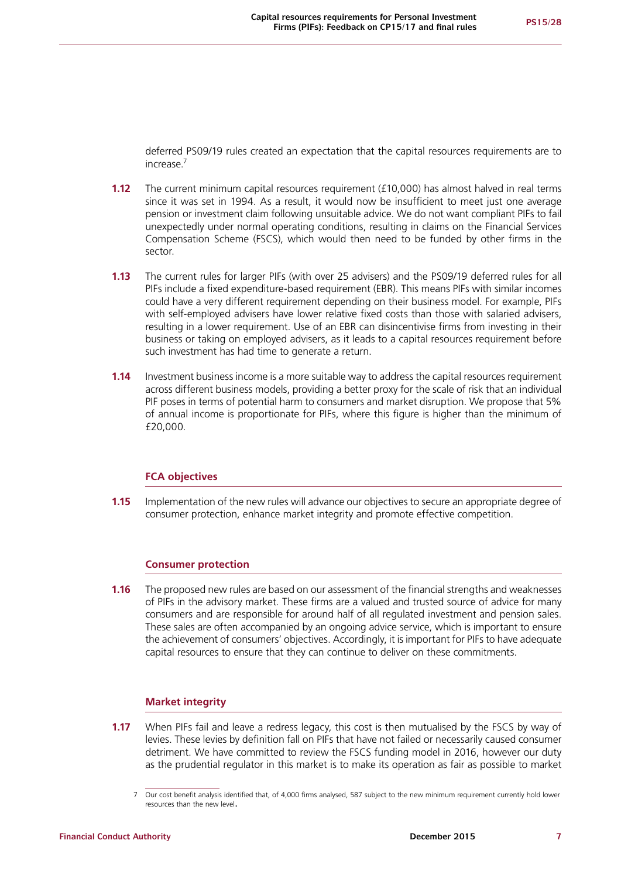deferred PS09/19 rules created an expectation that the capital resources requirements are to increase.[7]

**1.12** The current minimum capital resources requirement (£10,000) has almost halved in real terms since it was set in 1994. As a result, it would now be insufficient to meet just one average pension or investment claim following unsuitable advice. We do not want compliant PIFs to fail unexpectedly under normal operating conditions, resulting in claims on the Financial Services Compensation Scheme (FSCS), which would then need to be funded by other firms in the sector.

**1.13** The current rules for larger PIFs (with over 25 advisers) and the PS09/19 deferred rules for all PIFs include a fixed expenditure-based requirement (EBR). This means PIFs with similar incomes could have a very different requirement depending on their business model. For example, PIFs with self-employed advisers have lower relative fixed costs than those with salaried advisers, resulting in a lower requirement. Use of an EBR can disincentivise firms from investing in their business or taking on employed advisers, as it leads to a capital resources requirement before such investment has had time to generate a return.

**1.14** Investment business income is a more suitable way to address the capital resources requirement across different business models, providing a better proxy for the scale of risk that an individual PIF poses in terms of potential harm to consumers and market disruption. We propose that 5% of annual income is proportionate for PIFs, where this figure is higher than the minimum of £20,000.

### FCA objectives

**1.15** Implementation of the new rules will advance our objectives to secure an appropriate degree of consumer protection, enhance market integrity and promote effective competition.

### Consumer protection

**1.16** The proposed new rules are based on our assessment of the financial strengths and weaknesses of PIFs in the advisory market. These firms are a valued and trusted source of advice for many consumers and are responsible for around half of all regulated investment and pension sales. These sales are often accompanied by an ongoing advice service, which is important to ensure the achievement of consumers' objectives. Accordingly, it is important for PIFs to have adequate capital resources to ensure that they can continue to deliver on these commitments.

### Market integrity

**1.17** When PIFs fail and leave a redress legacy, this cost is then mutualised by the FSCS by way of levies. These levies by definition fall on PIFs that have not failed or necessarily caused consumer detriment. We have committed to review the FSCS funding model in 2016, however our duty as the prudential regulator in this market is to make its operation as fair as possible to market

7 Our cost benefit analysis identified that, of 4,000 firms analysed, 587 subject to the new minimum requirement currently hold lower resources than the new level.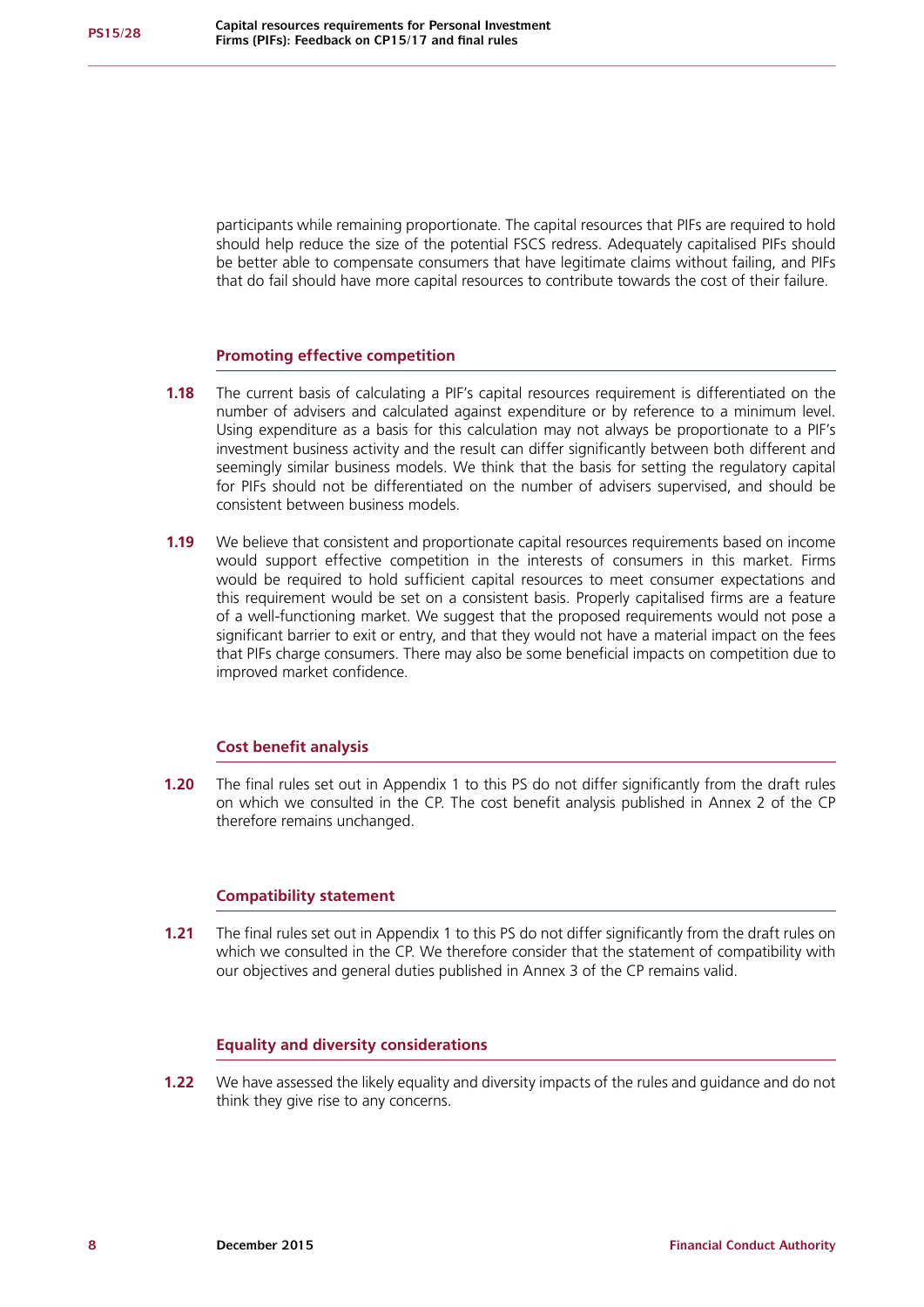participants while remaining proportionate. The capital resources that PIFs are required to hold should help reduce the size of the potential FSCS redress. Adequately capitalised PIFs should be better able to compensate consumers that have legitimate claims without failing, and PIFs that do fail should have more capital resources to contribute towards the cost of their failure.

### Promoting effective competition

**1.18** The current basis of calculating a PIF's capital resources requirement is differentiated on the number of advisers and calculated against expenditure or by reference to a minimum level. Using expenditure as a basis for this calculation may not always be proportionate to a PIF's investment business activity and the result can differ significantly between both different and seemingly similar business models. We think that the basis for setting the regulatory capital for PIFs should not be differentiated on the number of advisers supervised, and should be consistent between business models.

**1.19** We believe that consistent and proportionate capital resources requirements based on income would support effective competition in the interests of consumers in this market. Firms would be required to hold sufficient capital resources to meet consumer expectations and this requirement would be set on a consistent basis. Properly capitalised firms are a feature of a well-functioning market. We suggest that the proposed requirements would not pose a significant barrier to exit or entry, and that they would not have a material impact on the fees that PIFs charge consumers. There may also be some beneficial impacts on competition due to improved market confidence.

### Cost benefit analysis

**1.20** The final rules set out in Appendix 1 to this PS do not differ significantly from the draft rules on which we consulted in the CP. The cost benefit analysis published in Annex 2 of the CP therefore remains unchanged.

### Compatibility statement

**1.21** The final rules set out in Appendix 1 to this PS do not differ significantly from the draft rules on which we consulted in the CP. We therefore consider that the statement of compatibility with our objectives and general duties published in Annex 3 of the CP remains valid.

### Equality and diversity considerations

**1.22** We have assessed the likely equality and diversity impacts of the rules and guidance and do not think they give rise to any concerns.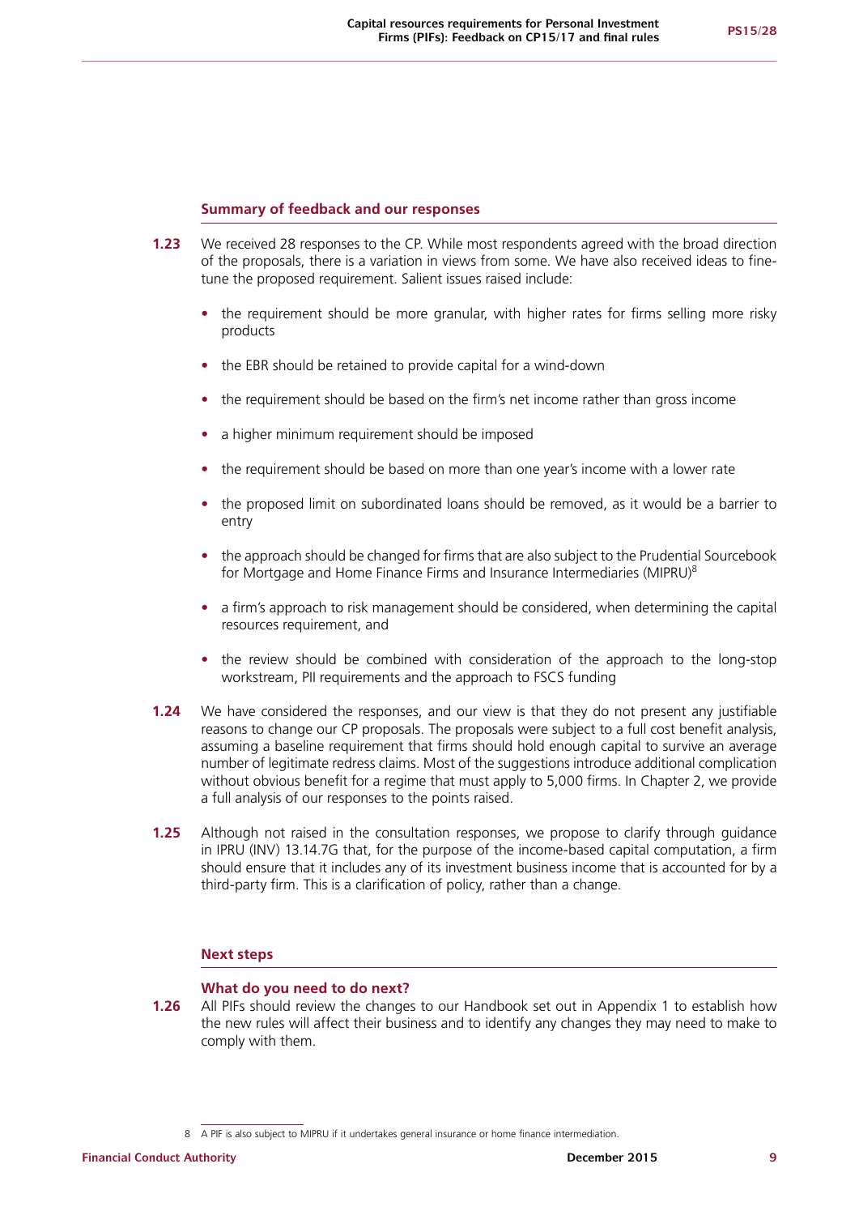### Summary of feedback and our responses

**1.23** We received 28 responses to the CP. While most respondents agreed with the broad direction of the proposals, there is a variation in views from some. We have also received ideas to fine-tune the proposed requirement. Salient issues raised include:

- the requirement should be more granular, with higher rates for firms selling more risky products
- the EBR should be retained to provide capital for a wind-down
- the requirement should be based on the firm's net income rather than gross income
- a higher minimum requirement should be imposed
- the requirement should be based on more than one year's income with a lower rate
- the proposed limit on subordinated loans should be removed, as it would be a barrier to entry
- the approach should be changed for firms that are also subject to the Prudential Sourcebook for Mortgage and Home Finance Firms and Insurance Intermediaries (MIPRU)[8]
- a firm's approach to risk management should be considered, when determining the capital resources requirement, and
- the review should be combined with consideration of the approach to the long-stop workstream, PII requirements and the approach to FSCS funding

**1.24** We have considered the responses, and our view is that they do not present any justifiable reasons to change our CP proposals. The proposals were subject to a full cost benefit analysis, assuming a baseline requirement that firms should hold enough capital to survive an average number of legitimate redress claims. Most of the suggestions introduce additional complication without obvious benefit for a regime that must apply to 5,000 firms. In Chapter 2, we provide a full analysis of our responses to the points raised.

**1.25** Although not raised in the consultation responses, we propose to clarify through guidance in IPRU (INV) 13.14.7G that, for the purpose of the income-based capital computation, a firm should ensure that it includes any of its investment business income that is accounted for by a third-party firm. This is a clarification of policy, rather than a change.

### Next steps

#### What do you need to do next?

**1.26** All PIFs should review the changes to our Handbook set out in Appendix 1 to establish how the new rules will affect their business and to identify any changes they may need to make to comply with them.

8 A PIF is also subject to MIPRU if it undertakes general insurance or home finance intermediation.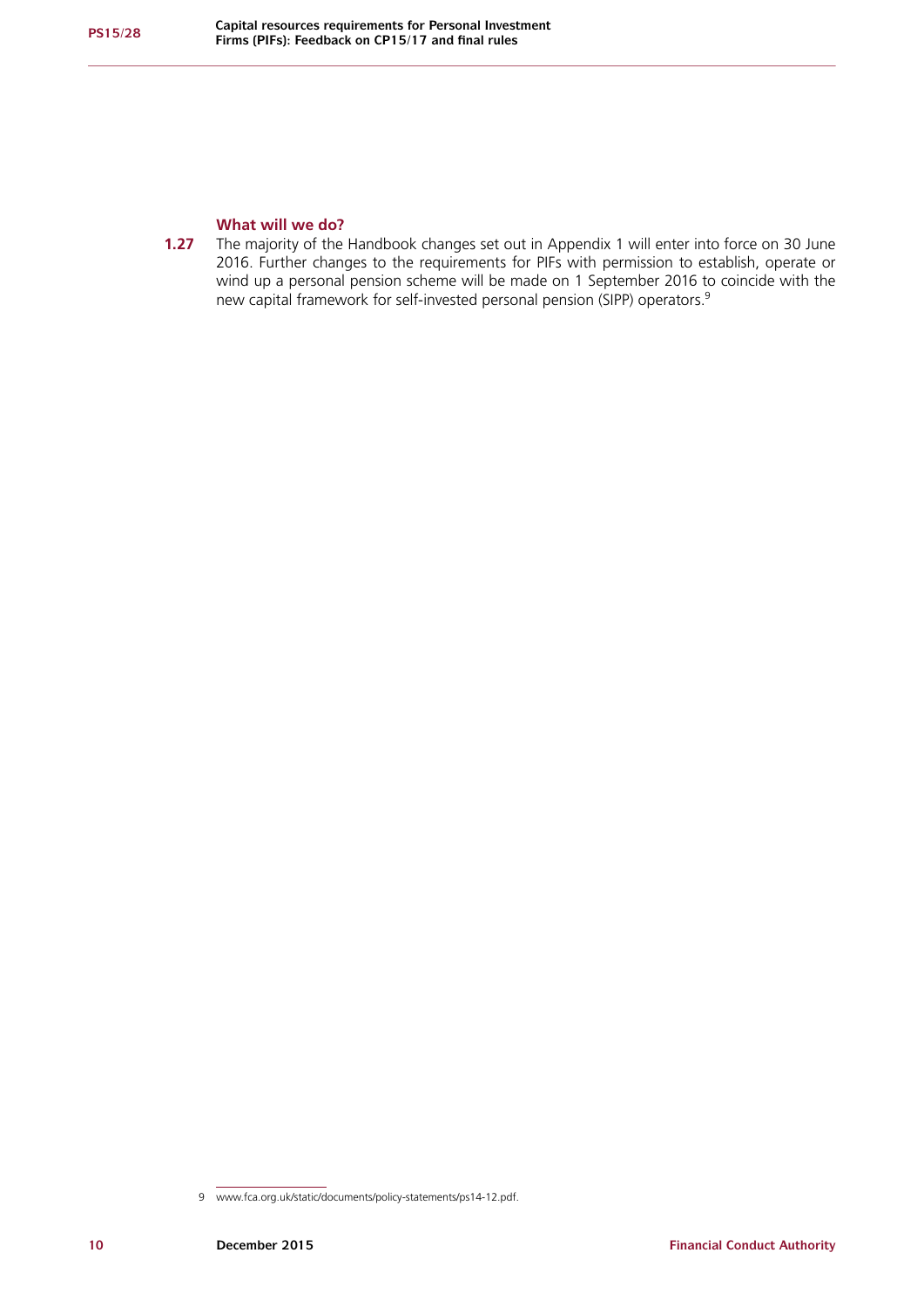### What will we do?

**1.27** The majority of the Handbook changes set out in Appendix 1 will enter into force on 30 June 2016. Further changes to the requirements for PIFs with permission to establish, operate or wind up a personal pension scheme will be made on 1 September 2016 to coincide with the new capital framework for self-invested personal pension (SIPP) operators.[9]

9 www.fca.org.uk/static/documents/policy-statements/ps14-12.pdf.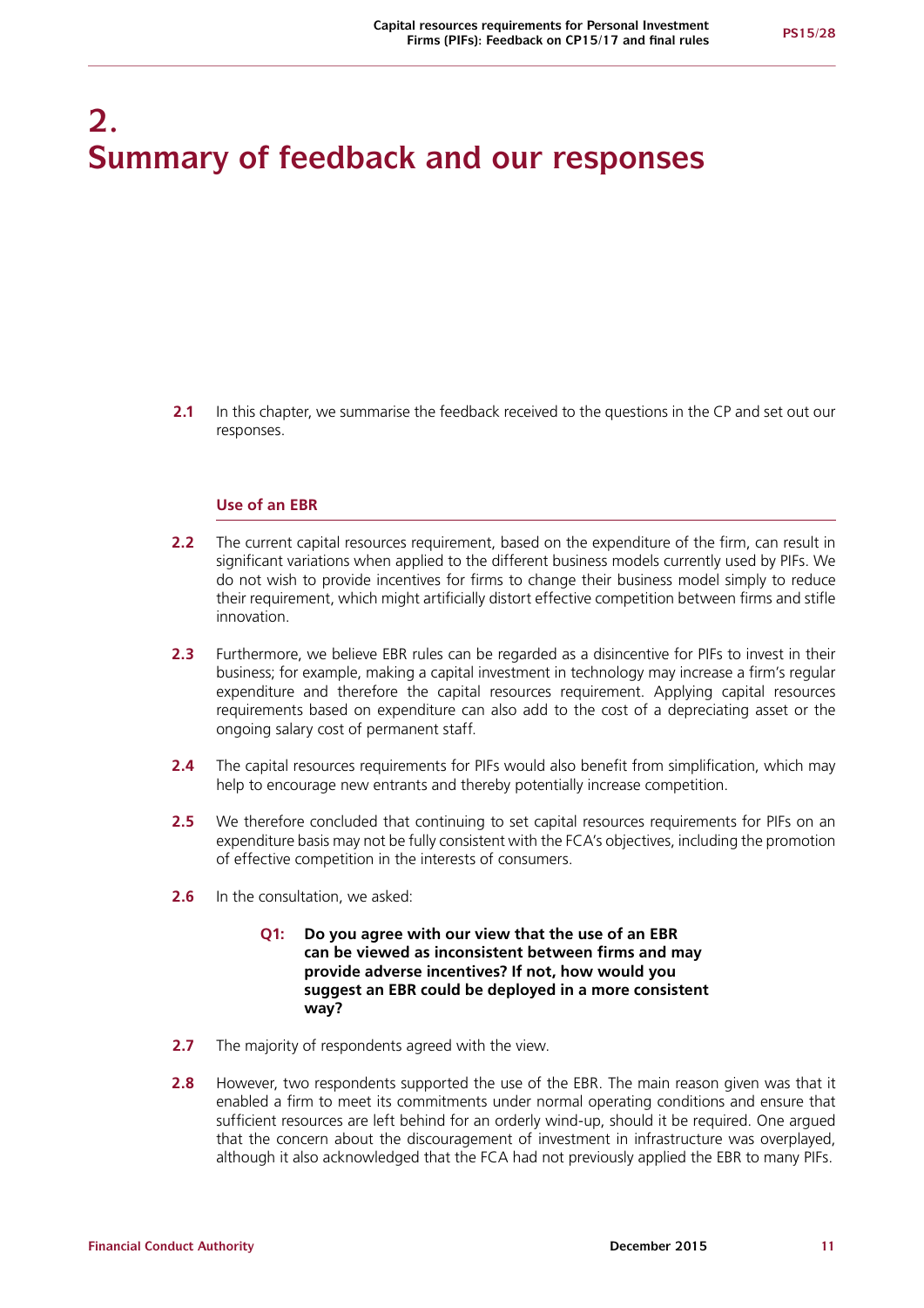# 2. Summary of feedback and our responses

**2.1** In this chapter, we summarise the feedback received to the questions in the CP and set out our responses.

### Use of an EBR

**2.2** The current capital resources requirement, based on the expenditure of the firm, can result in significant variations when applied to the different business models currently used by PIFs. We do not wish to provide incentives for firms to change their business model simply to reduce their requirement, which might artificially distort effective competition between firms and stifle innovation.

**2.3** Furthermore, we believe EBR rules can be regarded as a disincentive for PIFs to invest in their business; for example, making a capital investment in technology may increase a firm's regular expenditure and therefore the capital resources requirement. Applying capital resources requirements based on expenditure can also add to the cost of a depreciating asset or the ongoing salary cost of permanent staff.

**2.4** The capital resources requirements for PIFs would also benefit from simplification, which may help to encourage new entrants and thereby potentially increase competition.

**2.5** We therefore concluded that continuing to set capital resources requirements for PIFs on an expenditure basis may not be fully consistent with the FCA's objectives, including the promotion of effective competition in the interests of consumers.

**2.6** In the consultation, we asked:

> **Q1: Do you agree with our view that the use of an EBR can be viewed as inconsistent between firms and may provide adverse incentives? If not, how would you suggest an EBR could be deployed in a more consistent way?**

**2.7** The majority of respondents agreed with the view.

**2.8** However, two respondents supported the use of the EBR. The main reason given was that it enabled a firm to meet its commitments under normal operating conditions and ensure that sufficient resources are left behind for an orderly wind-up, should it be required. One argued that the concern about the discouragement of investment in infrastructure was overplayed, although it also acknowledged that the FCA had not previously applied the EBR to many PIFs.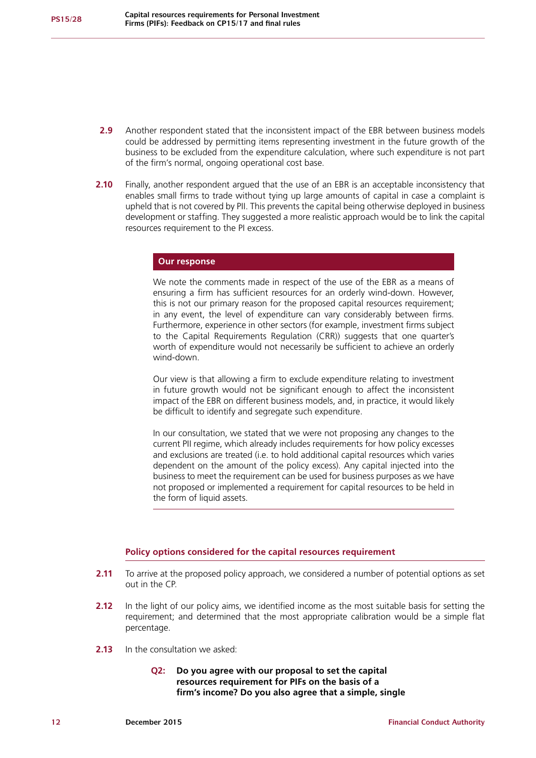**2.9** Another respondent stated that the inconsistent impact of the EBR between business models could be addressed by permitting items representing investment in the future growth of the business to be excluded from the expenditure calculation, where such expenditure is not part of the firm's normal, ongoing operational cost base.

**2.10** Finally, another respondent argued that the use of an EBR is an acceptable inconsistency that enables small firms to trade without tying up large amounts of capital in case a complaint is upheld that is not covered by PII. This prevents the capital being otherwise deployed in business development or staffing. They suggested a more realistic approach would be to link the capital resources requirement to the PI excess.

> **Our response**
>
> We note the comments made in respect of the use of the EBR as a means of ensuring a firm has sufficient resources for an orderly wind-down. However, this is not our primary reason for the proposed capital resources requirement; in any event, the level of expenditure can vary considerably between firms. Furthermore, experience in other sectors (for example, investment firms subject to the Capital Requirements Regulation (CRR)) suggests that one quarter's worth of expenditure would not necessarily be sufficient to achieve an orderly wind-down.
>
> Our view is that allowing a firm to exclude expenditure relating to investment in future growth would not be significant enough to affect the inconsistent impact of the EBR on different business models, and, in practice, it would likely be difficult to identify and segregate such expenditure.
>
> In our consultation, we stated that we were not proposing any changes to the current PII regime, which already includes requirements for how policy excesses and exclusions are treated (i.e. to hold additional capital resources which varies dependent on the amount of the policy excess). Any capital injected into the business to meet the requirement can be used for business purposes as we have not proposed or implemented a requirement for capital resources to be held in the form of liquid assets.

### Policy options considered for the capital resources requirement

**2.11** To arrive at the proposed policy approach, we considered a number of potential options as set out in the CP.

**2.12** In the light of our policy aims, we identified income as the most suitable basis for setting the requirement; and determined that the most appropriate calibration would be a simple flat percentage.

**2.13** In the consultation we asked:

> **Q2: Do you agree with our proposal to set the capital resources requirement for PIFs on the basis of a firm's income? Do you also agree that a simple, single**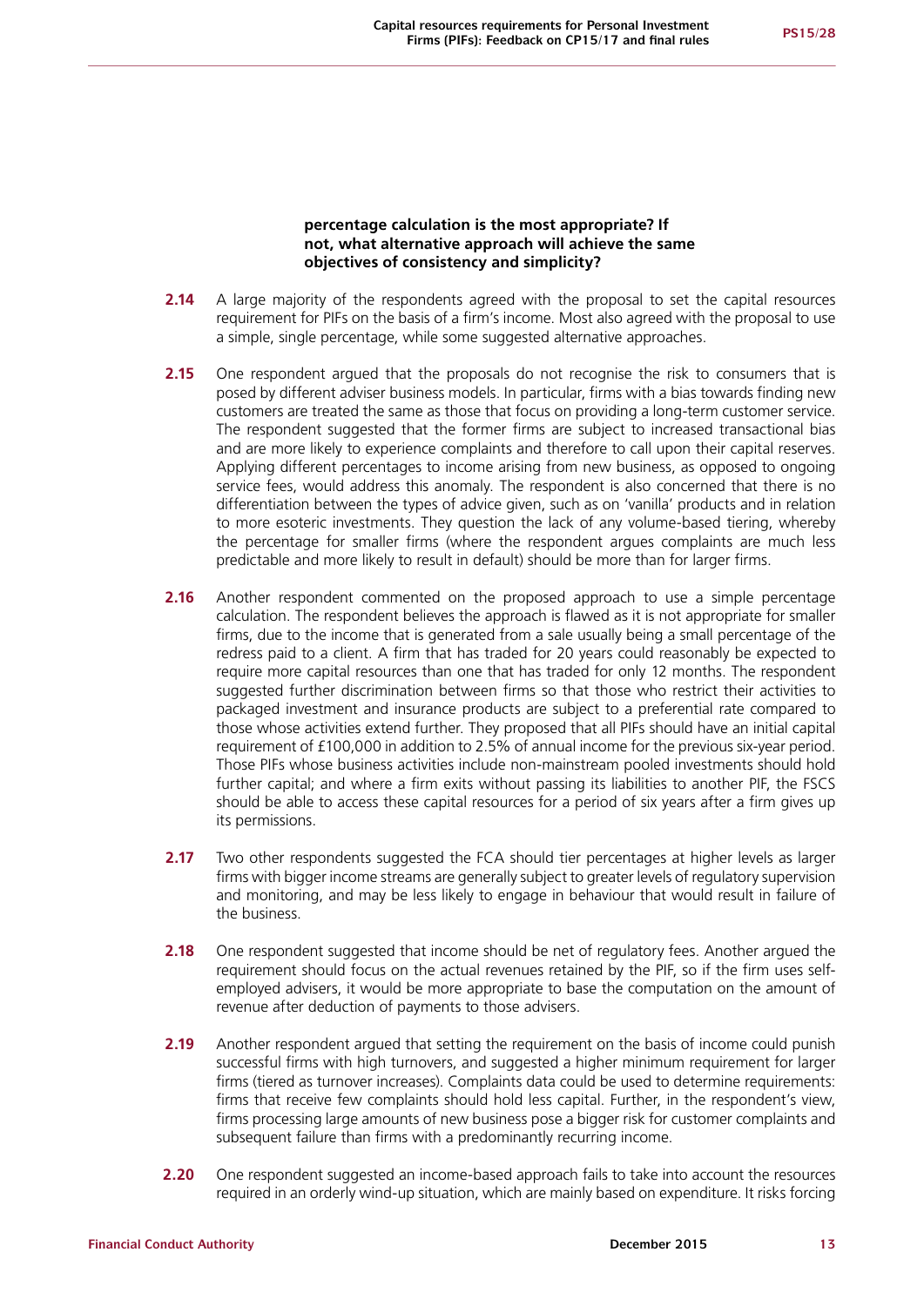**percentage calculation is the most appropriate? If not, what alternative approach will achieve the same objectives of consistency and simplicity?**

**2.14** A large majority of the respondents agreed with the proposal to set the capital resources requirement for PIFs on the basis of a firm's income. Most also agreed with the proposal to use a simple, single percentage, while some suggested alternative approaches.

**2.15** One respondent argued that the proposals do not recognise the risk to consumers that is posed by different adviser business models. In particular, firms with a bias towards finding new customers are treated the same as those that focus on providing a long-term customer service. The respondent suggested that the former firms are subject to increased transactional bias and are more likely to experience complaints and therefore to call upon their capital reserves. Applying different percentages to income arising from new business, as opposed to ongoing service fees, would address this anomaly. The respondent is also concerned that there is no differentiation between the types of advice given, such as on 'vanilla' products and in relation to more esoteric investments. They question the lack of any volume-based tiering, whereby the percentage for smaller firms (where the respondent argues complaints are much less predictable and more likely to result in default) should be more than for larger firms.

**2.16** Another respondent commented on the proposed approach to use a simple percentage calculation. The respondent believes the approach is flawed as it is not appropriate for smaller firms, due to the income that is generated from a sale usually being a small percentage of the redress paid to a client. A firm that has traded for 20 years could reasonably be expected to require more capital resources than one that has traded for only 12 months. The respondent suggested further discrimination between firms so that those who restrict their activities to packaged investment and insurance products are subject to a preferential rate compared to those whose activities extend further. They proposed that all PIFs should have an initial capital requirement of £100,000 in addition to 2.5% of annual income for the previous six-year period. Those PIFs whose business activities include non-mainstream pooled investments should hold further capital; and where a firm exits without passing its liabilities to another PIF, the FSCS should be able to access these capital resources for a period of six years after a firm gives up its permissions.

**2.17** Two other respondents suggested the FCA should tier percentages at higher levels as larger firms with bigger income streams are generally subject to greater levels of regulatory supervision and monitoring, and may be less likely to engage in behaviour that would result in failure of the business.

**2.18** One respondent suggested that income should be net of regulatory fees. Another argued the requirement should focus on the actual revenues retained by the PIF, so if the firm uses self-employed advisers, it would be more appropriate to base the computation on the amount of revenue after deduction of payments to those advisers.

**2.19** Another respondent argued that setting the requirement on the basis of income could punish successful firms with high turnovers, and suggested a higher minimum requirement for larger firms (tiered as turnover increases). Complaints data could be used to determine requirements: firms that receive few complaints should hold less capital. Further, in the respondent's view, firms processing large amounts of new business pose a bigger risk for customer complaints and subsequent failure than firms with a predominantly recurring income.

**2.20** One respondent suggested an income-based approach fails to take into account the resources required in an orderly wind-up situation, which are mainly based on expenditure. It risks forcing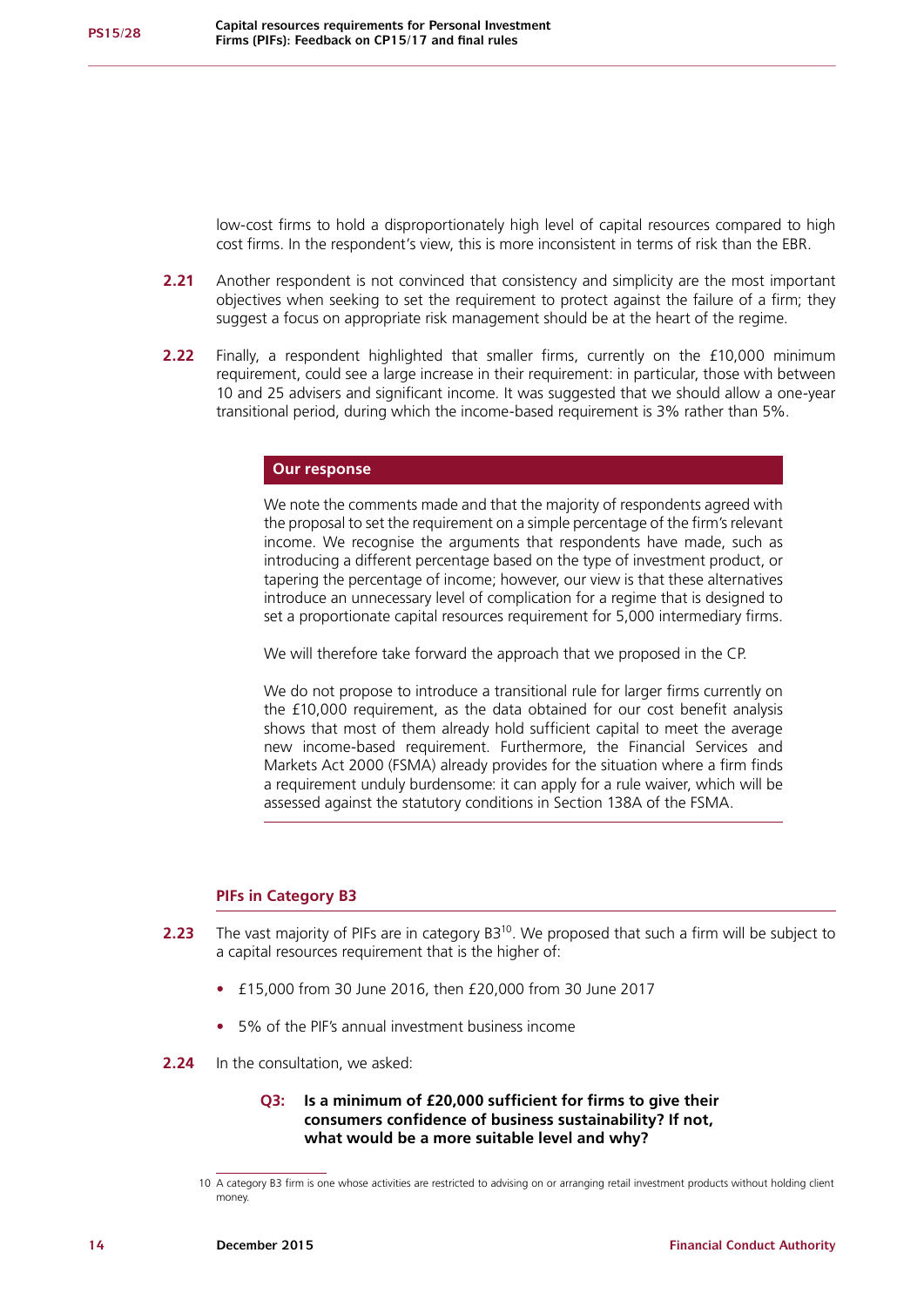low-cost firms to hold a disproportionately high level of capital resources compared to high cost firms. In the respondent's view, this is more inconsistent in terms of risk than the EBR.

**2.21** Another respondent is not convinced that consistency and simplicity are the most important objectives when seeking to set the requirement to protect against the failure of a firm; they suggest a focus on appropriate risk management should be at the heart of the regime.

**2.22** Finally, a respondent highlighted that smaller firms, currently on the £10,000 minimum requirement, could see a large increase in their requirement: in particular, those with between 10 and 25 advisers and significant income. It was suggested that we should allow a one-year transitional period, during which the income-based requirement is 3% rather than 5%.

**Our response**

We note the comments made and that the majority of respondents agreed with the proposal to set the requirement on a simple percentage of the firm's relevant income. We recognise the arguments that respondents have made, such as introducing a different percentage based on the type of investment product, or tapering the percentage of income; however, our view is that these alternatives introduce an unnecessary level of complication for a regime that is designed to set a proportionate capital resources requirement for 5,000 intermediary firms.

We will therefore take forward the approach that we proposed in the CP.

We do not propose to introduce a transitional rule for larger firms currently on the £10,000 requirement, as the data obtained for our cost benefit analysis shows that most of them already hold sufficient capital to meet the average new income-based requirement. Furthermore, the Financial Services and Markets Act 2000 (FSMA) already provides for the situation where a firm finds a requirement unduly burdensome: it can apply for a rule waiver, which will be assessed against the statutory conditions in Section 138A of the FSMA.

### PIFs in Category B3

**2.23** The vast majority of PIFs are in category B3[10]. We proposed that such a firm will be subject to a capital resources requirement that is the higher of:

- £15,000 from 30 June 2016, then £20,000 from 30 June 2017
- 5% of the PIF's annual investment business income

**2.24** In the consultation, we asked:

> **Q3: Is a minimum of £20,000 sufficient for firms to give their consumers confidence of business sustainability? If not, what would be a more suitable level and why?**

10 A category B3 firm is one whose activities are restricted to advising on or arranging retail investment products without holding client money.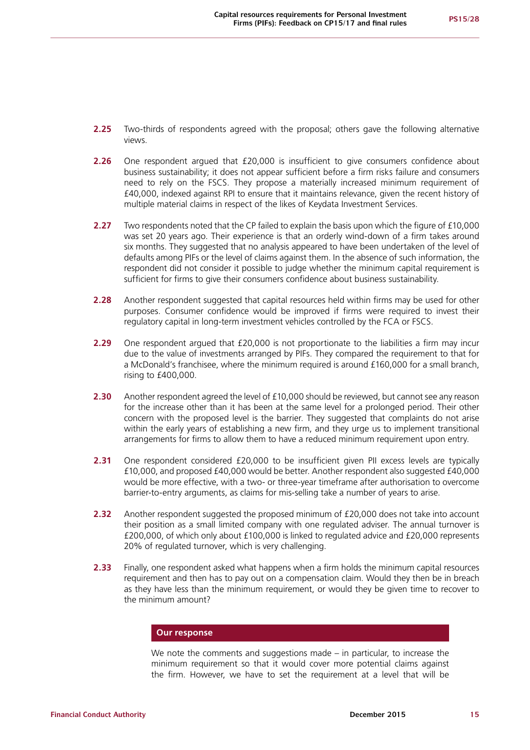**2.25** Two-thirds of respondents agreed with the proposal; others gave the following alternative views.

**2.26** One respondent argued that £20,000 is insufficient to give consumers confidence about business sustainability; it does not appear sufficient before a firm risks failure and consumers need to rely on the FSCS. They propose a materially increased minimum requirement of £40,000, indexed against RPI to ensure that it maintains relevance, given the recent history of multiple material claims in respect of the likes of Keydata Investment Services.

**2.27** Two respondents noted that the CP failed to explain the basis upon which the figure of £10,000 was set 20 years ago. Their experience is that an orderly wind-down of a firm takes around six months. They suggested that no analysis appeared to have been undertaken of the level of defaults among PIFs or the level of claims against them. In the absence of such information, the respondent did not consider it possible to judge whether the minimum capital requirement is sufficient for firms to give their consumers confidence about business sustainability.

**2.28** Another respondent suggested that capital resources held within firms may be used for other purposes. Consumer confidence would be improved if firms were required to invest their regulatory capital in long-term investment vehicles controlled by the FCA or FSCS.

**2.29** One respondent argued that £20,000 is not proportionate to the liabilities a firm may incur due to the value of investments arranged by PIFs. They compared the requirement to that for a McDonald's franchisee, where the minimum required is around £160,000 for a small branch, rising to £400,000.

**2.30** Another respondent agreed the level of £10,000 should be reviewed, but cannot see any reason for the increase other than it has been at the same level for a prolonged period. Their other concern with the proposed level is the barrier. They suggested that complaints do not arise within the early years of establishing a new firm, and they urge us to implement transitional arrangements for firms to allow them to have a reduced minimum requirement upon entry.

**2.31** One respondent considered £20,000 to be insufficient given PII excess levels are typically £10,000, and proposed £40,000 would be better. Another respondent also suggested £40,000 would be more effective, with a two- or three-year timeframe after authorisation to overcome barrier-to-entry arguments, as claims for mis-selling take a number of years to arise.

**2.32** Another respondent suggested the proposed minimum of £20,000 does not take into account their position as a small limited company with one regulated adviser. The annual turnover is £200,000, of which only about £100,000 is linked to regulated advice and £20,000 represents 20% of regulated turnover, which is very challenging.

**2.33** Finally, one respondent asked what happens when a firm holds the minimum capital resources requirement and then has to pay out on a compensation claim. Would they then be in breach as they have less than the minimum requirement, or would they be given time to recover to the minimum amount?

**Our response**

We note the comments and suggestions made – in particular, to increase the minimum requirement so that it would cover more potential claims against the firm. However, we have to set the requirement at a level that will be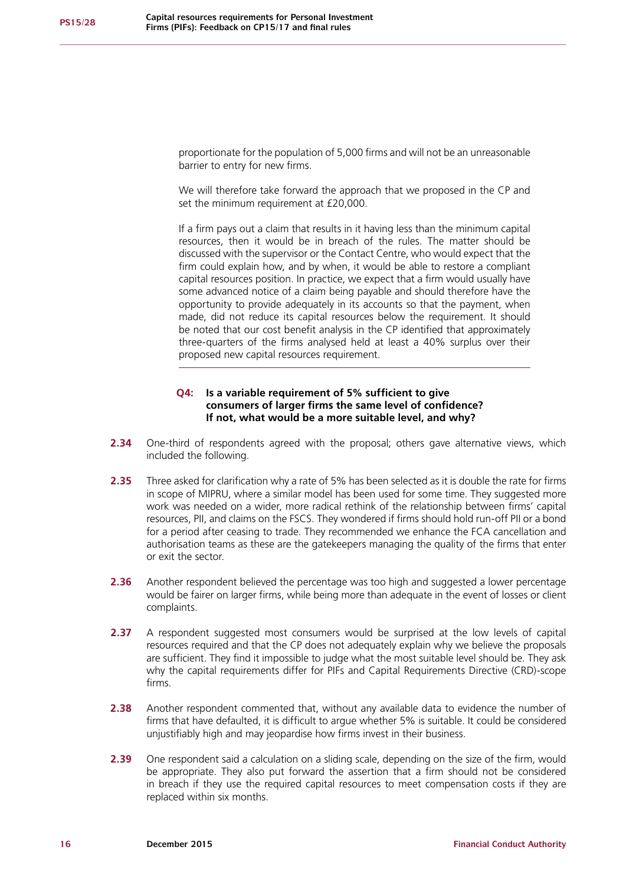proportionate for the population of 5,000 firms and will not be an unreasonable barrier to entry for new firms.

We will therefore take forward the approach that we proposed in the CP and set the minimum requirement at £20,000.

If a firm pays out a claim that results in it having less than the minimum capital resources, then it would be in breach of the rules. The matter should be discussed with the supervisor or the Contact Centre, who would expect that the firm could explain how, and by when, it would be able to restore a compliant capital resources position. In practice, we expect that a firm would usually have some advanced notice of a claim being payable and should therefore have the opportunity to provide adequately in its accounts so that the payment, when made, did not reduce its capital resources below the requirement. It should be noted that our cost benefit analysis in the CP identified that approximately three-quarters of the firms analysed held at least a 40% surplus over their proposed new capital resources requirement.

**Q4: Is a variable requirement of 5% sufficient to give consumers of larger firms the same level of confidence? If not, what would be a more suitable level, and why?**

**2.34** One-third of respondents agreed with the proposal; others gave alternative views, which included the following.

**2.35** Three asked for clarification why a rate of 5% has been selected as it is double the rate for firms in scope of MIPRU, where a similar model has been used for some time. They suggested more work was needed on a wider, more radical rethink of the relationship between firms' capital resources, PII, and claims on the FSCS. They wondered if firms should hold run-off PII or a bond for a period after ceasing to trade. They recommended we enhance the FCA cancellation and authorisation teams as these are the gatekeepers managing the quality of the firms that enter or exit the sector.

**2.36** Another respondent believed the percentage was too high and suggested a lower percentage would be fairer on larger firms, while being more than adequate in the event of losses or client complaints.

**2.37** A respondent suggested most consumers would be surprised at the low levels of capital resources required and that the CP does not adequately explain why we believe the proposals are sufficient. They find it impossible to judge what the most suitable level should be. They ask why the capital requirements differ for PIFs and Capital Requirements Directive (CRD)-scope firms.

**2.38** Another respondent commented that, without any available data to evidence the number of firms that have defaulted, it is difficult to argue whether 5% is suitable. It could be considered unjustifiably high and may jeopardise how firms invest in their business.

**2.39** One respondent said a calculation on a sliding scale, depending on the size of the firm, would be appropriate. They also put forward the assertion that a firm should not be considered in breach if they use the required capital resources to meet compensation costs if they are replaced within six months.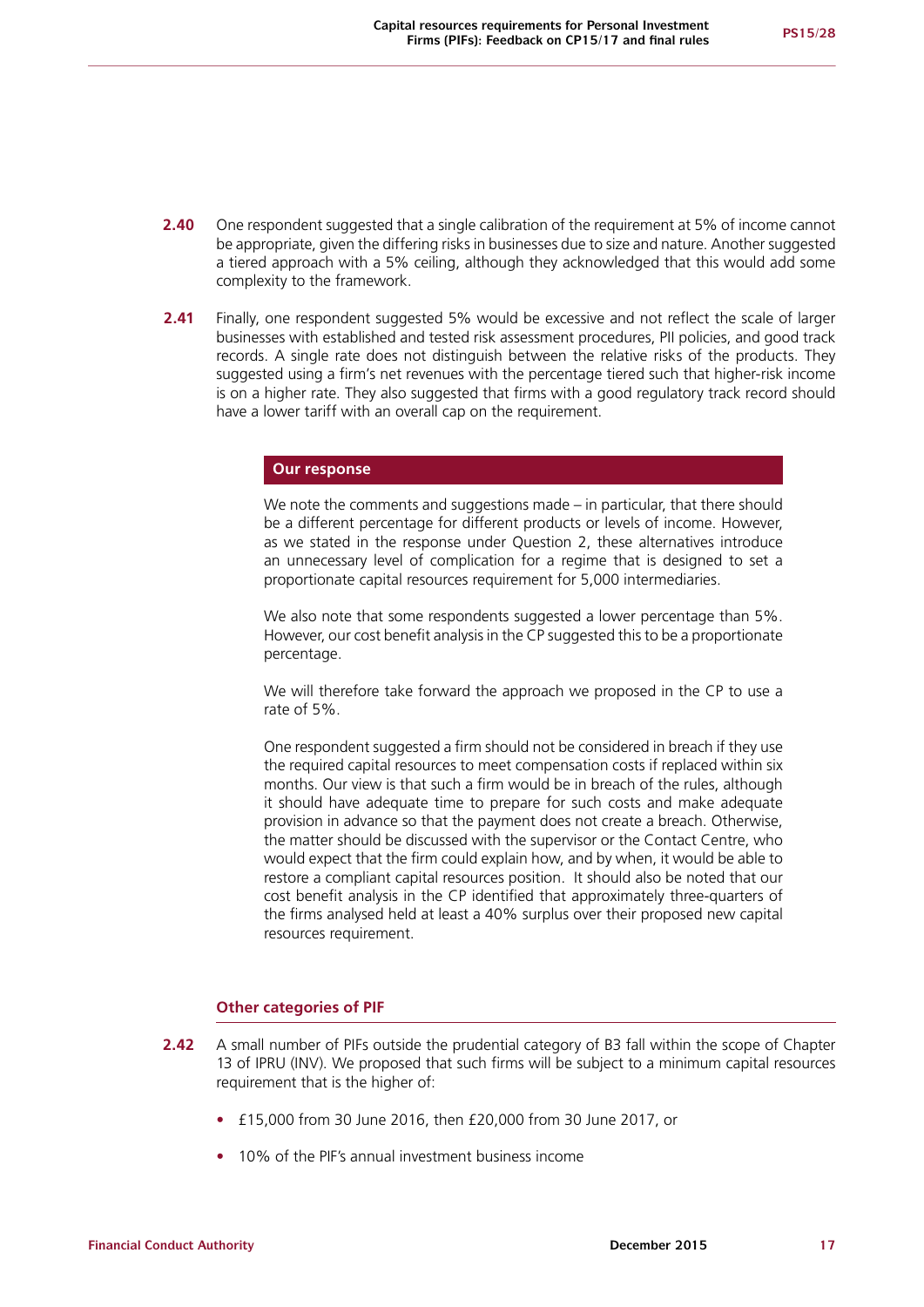**2.40** One respondent suggested that a single calibration of the requirement at 5% of income cannot be appropriate, given the differing risks in businesses due to size and nature. Another suggested a tiered approach with a 5% ceiling, although they acknowledged that this would add some complexity to the framework.

**2.41** Finally, one respondent suggested 5% would be excessive and not reflect the scale of larger businesses with established and tested risk assessment procedures, PII policies, and good track records. A single rate does not distinguish between the relative risks of the products. They suggested using a firm's net revenues with the percentage tiered such that higher-risk income is on a higher rate. They also suggested that firms with a good regulatory track record should have a lower tariff with an overall cap on the requirement.

**Our response**

We note the comments and suggestions made – in particular, that there should be a different percentage for different products or levels of income. However, as we stated in the response under Question 2, these alternatives introduce an unnecessary level of complication for a regime that is designed to set a proportionate capital resources requirement for 5,000 intermediaries.

We also note that some respondents suggested a lower percentage than 5%. However, our cost benefit analysis in the CP suggested this to be a proportionate percentage.

We will therefore take forward the approach we proposed in the CP to use a rate of 5%.

One respondent suggested a firm should not be considered in breach if they use the required capital resources to meet compensation costs if replaced within six months. Our view is that such a firm would be in breach of the rules, although it should have adequate time to prepare for such costs and make adequate provision in advance so that the payment does not create a breach. Otherwise, the matter should be discussed with the supervisor or the Contact Centre, who would expect that the firm could explain how, and by when, it would be able to restore a compliant capital resources position. It should also be noted that our cost benefit analysis in the CP identified that approximately three-quarters of the firms analysed held at least a 40% surplus over their proposed new capital resources requirement.

### Other categories of PIF

**2.42** A small number of PIFs outside the prudential category of B3 fall within the scope of Chapter 13 of IPRU (INV). We proposed that such firms will be subject to a minimum capital resources requirement that is the higher of:

- £15,000 from 30 June 2016, then £20,000 from 30 June 2017, or
- 10% of the PIF's annual investment business income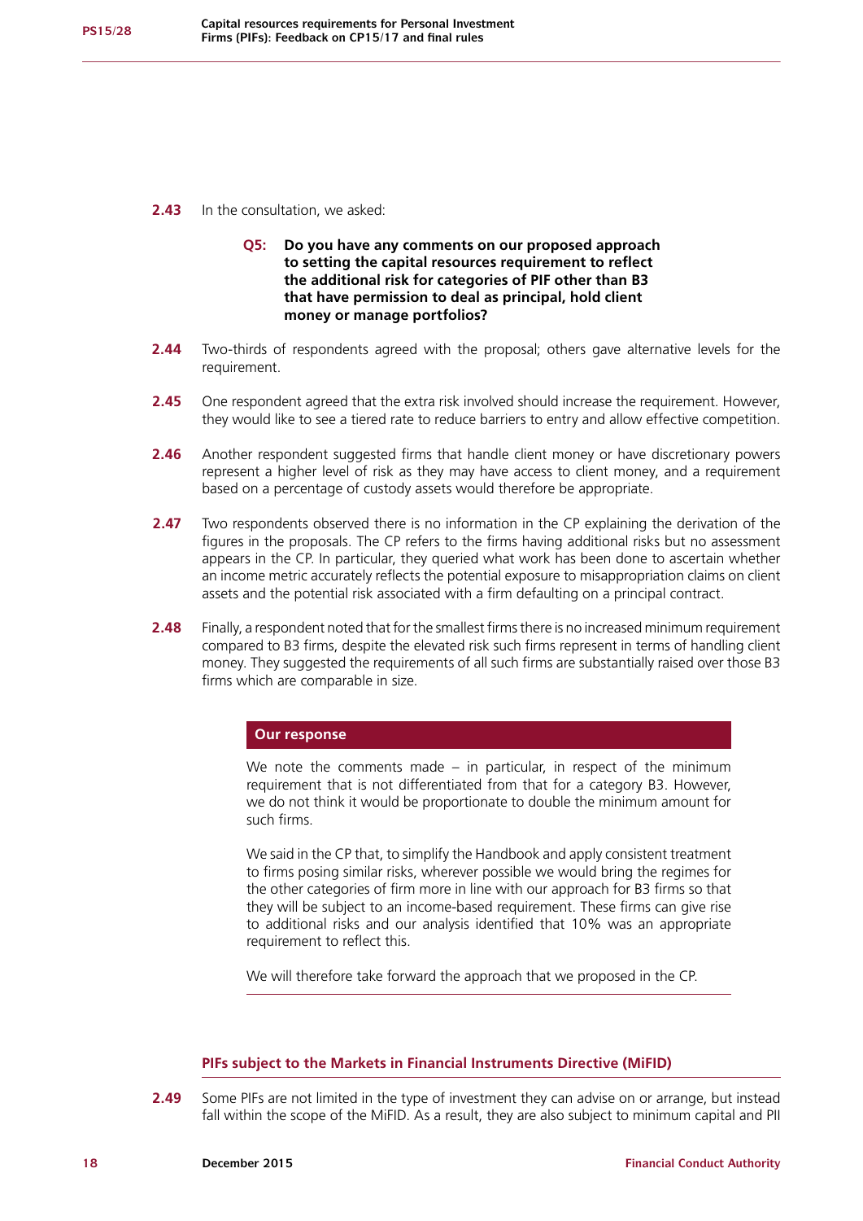**2.43** In the consultation, we asked:

> **Q5: Do you have any comments on our proposed approach to setting the capital resources requirement to reflect the additional risk for categories of PIF other than B3 that have permission to deal as principal, hold client money or manage portfolios?**

**2.44** Two-thirds of respondents agreed with the proposal; others gave alternative levels for the requirement.

**2.45** One respondent agreed that the extra risk involved should increase the requirement. However, they would like to see a tiered rate to reduce barriers to entry and allow effective competition.

**2.46** Another respondent suggested firms that handle client money or have discretionary powers represent a higher level of risk as they may have access to client money, and a requirement based on a percentage of custody assets would therefore be appropriate.

**2.47** Two respondents observed there is no information in the CP explaining the derivation of the figures in the proposals. The CP refers to the firms having additional risks but no assessment appears in the CP. In particular, they queried what work has been done to ascertain whether an income metric accurately reflects the potential exposure to misappropriation claims on client assets and the potential risk associated with a firm defaulting on a principal contract.

**2.48** Finally, a respondent noted that for the smallest firms there is no increased minimum requirement compared to B3 firms, despite the elevated risk such firms represent in terms of handling client money. They suggested the requirements of all such firms are substantially raised over those B3 firms which are comparable in size.

**Our response**

We note the comments made – in particular, in respect of the minimum requirement that is not differentiated from that for a category B3. However, we do not think it would be proportionate to double the minimum amount for such firms.

We said in the CP that, to simplify the Handbook and apply consistent treatment to firms posing similar risks, wherever possible we would bring the regimes for the other categories of firm more in line with our approach for B3 firms so that they will be subject to an income-based requirement. These firms can give rise to additional risks and our analysis identified that 10% was an appropriate requirement to reflect this.

We will therefore take forward the approach that we proposed in the CP.

### PIFs subject to the Markets in Financial Instruments Directive (MiFID)

**2.49** Some PIFs are not limited in the type of investment they can advise on or arrange, but instead fall within the scope of the MiFID. As a result, they are also subject to minimum capital and PII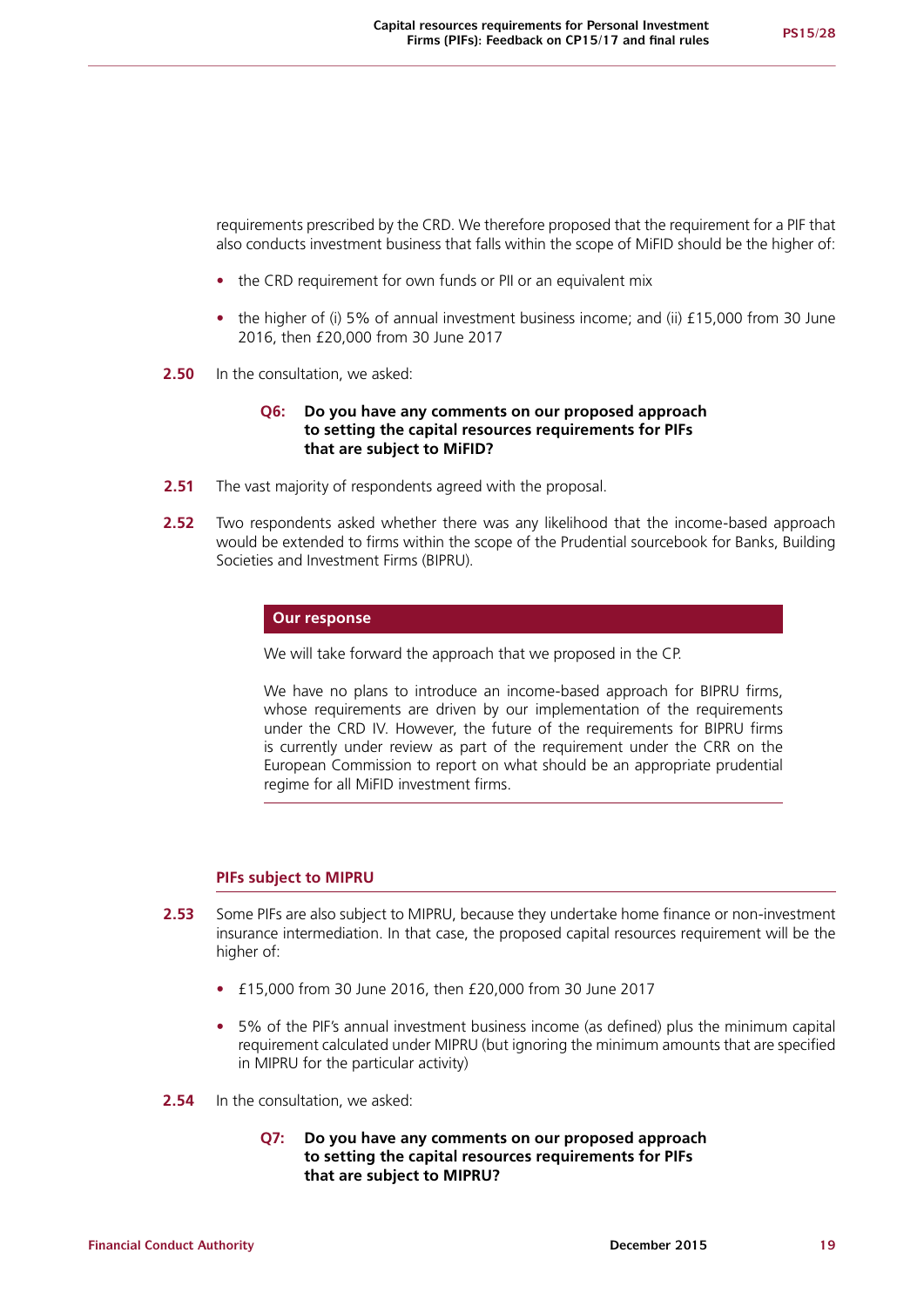requirements prescribed by the CRD. We therefore proposed that the requirement for a PIF that also conducts investment business that falls within the scope of MiFID should be the higher of:

- the CRD requirement for own funds or PII or an equivalent mix
- the higher of (i) 5% of annual investment business income; and (ii) £15,000 from 30 June 2016, then £20,000 from 30 June 2017

**2.50** In the consultation, we asked:

> **Q6: Do you have any comments on our proposed approach to setting the capital resources requirements for PIFs that are subject to MiFID?**

**2.51** The vast majority of respondents agreed with the proposal.

**2.52** Two respondents asked whether there was any likelihood that the income-based approach would be extended to firms within the scope of the Prudential sourcebook for Banks, Building Societies and Investment Firms (BIPRU).

**Our response**

We will take forward the approach that we proposed in the CP.

We have no plans to introduce an income-based approach for BIPRU firms, whose requirements are driven by our implementation of the requirements under the CRD IV. However, the future of the requirements for BIPRU firms is currently under review as part of the requirement under the CRR on the European Commission to report on what should be an appropriate prudential regime for all MiFID investment firms.

### PIFs subject to MIPRU

**2.53** Some PIFs are also subject to MIPRU, because they undertake home finance or non-investment insurance intermediation. In that case, the proposed capital resources requirement will be the higher of:

- £15,000 from 30 June 2016, then £20,000 from 30 June 2017
- 5% of the PIF's annual investment business income (as defined) plus the minimum capital requirement calculated under MIPRU (but ignoring the minimum amounts that are specified in MIPRU for the particular activity)

**2.54** In the consultation, we asked:

> **Q7: Do you have any comments on our proposed approach to setting the capital resources requirements for PIFs that are subject to MIPRU?**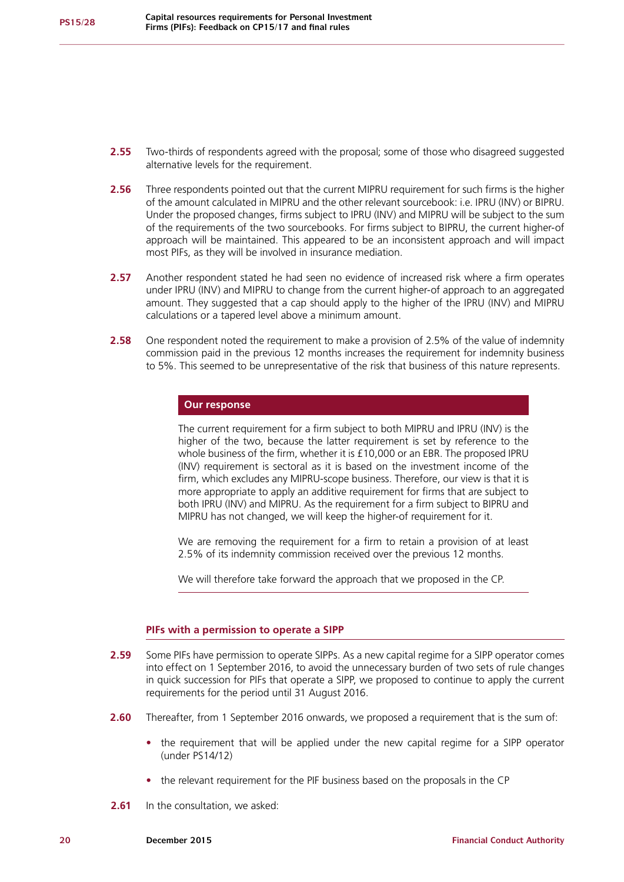**2.55** Two-thirds of respondents agreed with the proposal; some of those who disagreed suggested alternative levels for the requirement.

**2.56** Three respondents pointed out that the current MIPRU requirement for such firms is the higher of the amount calculated in MIPRU and the other relevant sourcebook: i.e. IPRU (INV) or BIPRU. Under the proposed changes, firms subject to IPRU (INV) and MIPRU will be subject to the sum of the requirements of the two sourcebooks. For firms subject to BIPRU, the current higher-of approach will be maintained. This appeared to be an inconsistent approach and will impact most PIFs, as they will be involved in insurance mediation.

**2.57** Another respondent stated he had seen no evidence of increased risk where a firm operates under IPRU (INV) and MIPRU to change from the current higher-of approach to an aggregated amount. They suggested that a cap should apply to the higher of the IPRU (INV) and MIPRU calculations or a tapered level above a minimum amount.

**2.58** One respondent noted the requirement to make a provision of 2.5% of the value of indemnity commission paid in the previous 12 months increases the requirement for indemnity business to 5%. This seemed to be unrepresentative of the risk that business of this nature represents.

**Our response**

The current requirement for a firm subject to both MIPRU and IPRU (INV) is the higher of the two, because the latter requirement is set by reference to the whole business of the firm, whether it is £10,000 or an EBR. The proposed IPRU (INV) requirement is sectoral as it is based on the investment income of the firm, which excludes any MIPRU-scope business. Therefore, our view is that it is more appropriate to apply an additive requirement for firms that are subject to both IPRU (INV) and MIPRU. As the requirement for a firm subject to BIPRU and MIPRU has not changed, we will keep the higher-of requirement for it.

We are removing the requirement for a firm to retain a provision of at least 2.5% of its indemnity commission received over the previous 12 months.

We will therefore take forward the approach that we proposed in the CP.

### PIFs with a permission to operate a SIPP

**2.59** Some PIFs have permission to operate SIPPs. As a new capital regime for a SIPP operator comes into effect on 1 September 2016, to avoid the unnecessary burden of two sets of rule changes in quick succession for PIFs that operate a SIPP, we proposed to continue to apply the current requirements for the period until 31 August 2016.

**2.60** Thereafter, from 1 September 2016 onwards, we proposed a requirement that is the sum of:

- the requirement that will be applied under the new capital regime for a SIPP operator (under PS14/12)
- the relevant requirement for the PIF business based on the proposals in the CP

**2.61** In the consultation, we asked: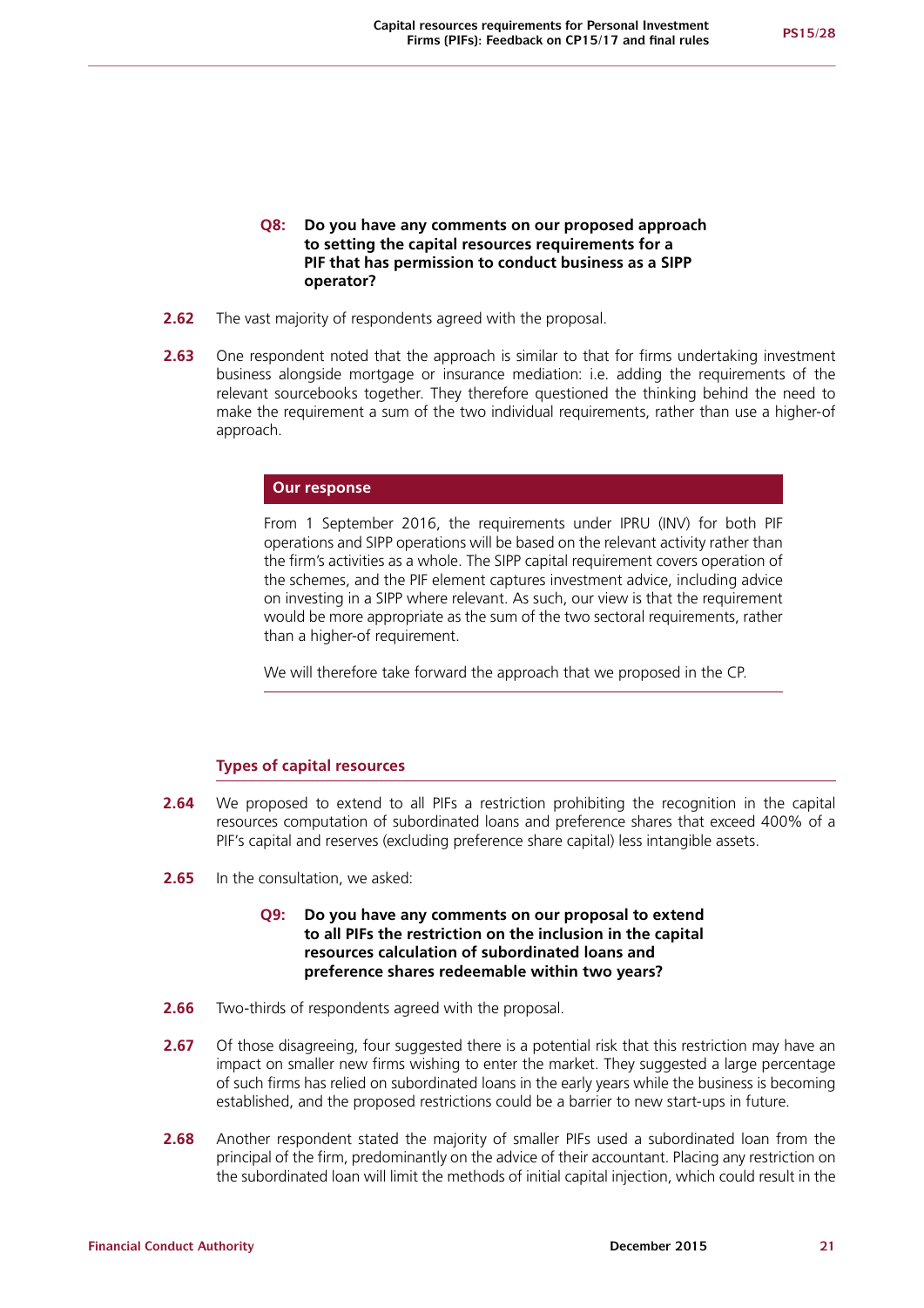**Q8: Do you have any comments on our proposed approach to setting the capital resources requirements for a PIF that has permission to conduct business as a SIPP operator?**

**2.62** The vast majority of respondents agreed with the proposal.

**2.63** One respondent noted that the approach is similar to that for firms undertaking investment business alongside mortgage or insurance mediation: i.e. adding the requirements of the relevant sourcebooks together. They therefore questioned the thinking behind the need to make the requirement a sum of the two individual requirements, rather than use a higher-of approach.

**Our response**

From 1 September 2016, the requirements under IPRU (INV) for both PIF operations and SIPP operations will be based on the relevant activity rather than the firm's activities as a whole. The SIPP capital requirement covers operation of the schemes, and the PIF element captures investment advice, including advice on investing in a SIPP where relevant. As such, our view is that the requirement would be more appropriate as the sum of the two sectoral requirements, rather than a higher-of requirement.

We will therefore take forward the approach that we proposed in the CP.

### Types of capital resources

**2.64** We proposed to extend to all PIFs a restriction prohibiting the recognition in the capital resources computation of subordinated loans and preference shares that exceed 400% of a PIF's capital and reserves (excluding preference share capital) less intangible assets.

**2.65** In the consultation, we asked:

**Q9: Do you have any comments on our proposal to extend to all PIFs the restriction on the inclusion in the capital resources calculation of subordinated loans and preference shares redeemable within two years?**

**2.66** Two-thirds of respondents agreed with the proposal.

**2.67** Of those disagreeing, four suggested there is a potential risk that this restriction may have an impact on smaller new firms wishing to enter the market. They suggested a large percentage of such firms has relied on subordinated loans in the early years while the business is becoming established, and the proposed restrictions could be a barrier to new start-ups in future.

**2.68** Another respondent stated the majority of smaller PIFs used a subordinated loan from the principal of the firm, predominantly on the advice of their accountant. Placing any restriction on the subordinated loan will limit the methods of initial capital injection, which could result in the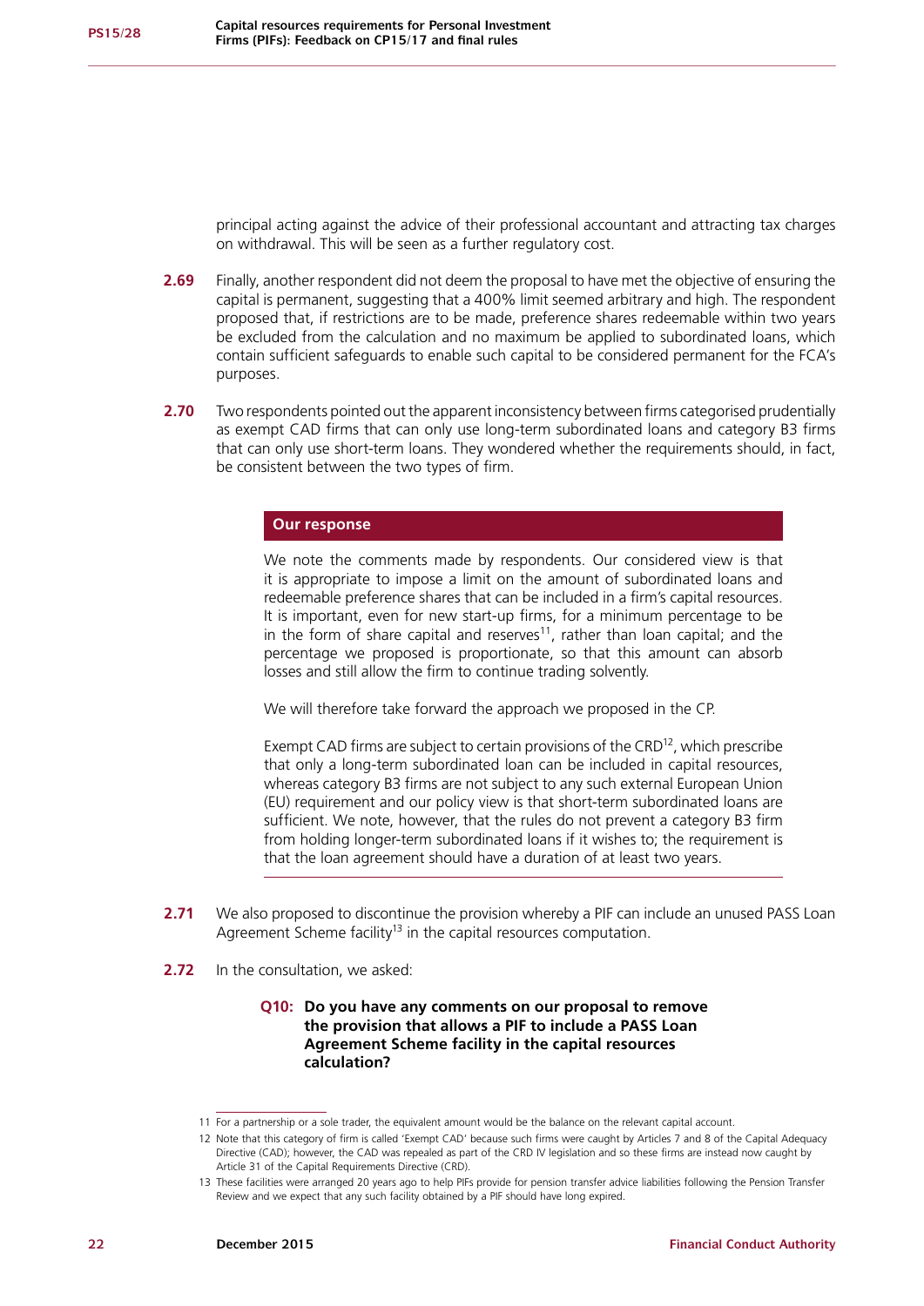principal acting against the advice of their professional accountant and attracting tax charges on withdrawal. This will be seen as a further regulatory cost.

**2.69** Finally, another respondent did not deem the proposal to have met the objective of ensuring the capital is permanent, suggesting that a 400% limit seemed arbitrary and high. The respondent proposed that, if restrictions are to be made, preference shares redeemable within two years be excluded from the calculation and no maximum be applied to subordinated loans, which contain sufficient safeguards to enable such capital to be considered permanent for the FCA's purposes.

**2.70** Two respondents pointed out the apparent inconsistency between firms categorised prudentially as exempt CAD firms that can only use long-term subordinated loans and category B3 firms that can only use short-term loans. They wondered whether the requirements should, in fact, be consistent between the two types of firm.

**Our response**

We note the comments made by respondents. Our considered view is that it is appropriate to impose a limit on the amount of subordinated loans and redeemable preference shares that can be included in a firm's capital resources. It is important, even for new start-up firms, for a minimum percentage to be in the form of share capital and reserves[11], rather than loan capital; and the percentage we proposed is proportionate, so that this amount can absorb losses and still allow the firm to continue trading solvently.

We will therefore take forward the approach we proposed in the CP.

Exempt CAD firms are subject to certain provisions of the CRD[12], which prescribe that only a long-term subordinated loan can be included in capital resources, whereas category B3 firms are not subject to any such external European Union (EU) requirement and our policy view is that short-term subordinated loans are sufficient. We note, however, that the rules do not prevent a category B3 firm from holding longer-term subordinated loans if it wishes to; the requirement is that the loan agreement should have a duration of at least two years.

**2.71** We also proposed to discontinue the provision whereby a PIF can include an unused PASS Loan Agreement Scheme facility[13] in the capital resources computation.

**2.72** In the consultation, we asked:

**Q10: Do you have any comments on our proposal to remove the provision that allows a PIF to include a PASS Loan Agreement Scheme facility in the capital resources calculation?**

---

11 For a partnership or a sole trader, the equivalent amount would be the balance on the relevant capital account.

12 Note that this category of firm is called 'Exempt CAD' because such firms were caught by Articles 7 and 8 of the Capital Adequacy Directive (CAD); however, the CAD was repealed as part of the CRD IV legislation and so these firms are instead now caught by Article 31 of the Capital Requirements Directive (CRD).

13 These facilities were arranged 20 years ago to help PIFs provide for pension transfer advice liabilities following the Pension Transfer Review and we expect that any such facility obtained by a PIF should have long expired.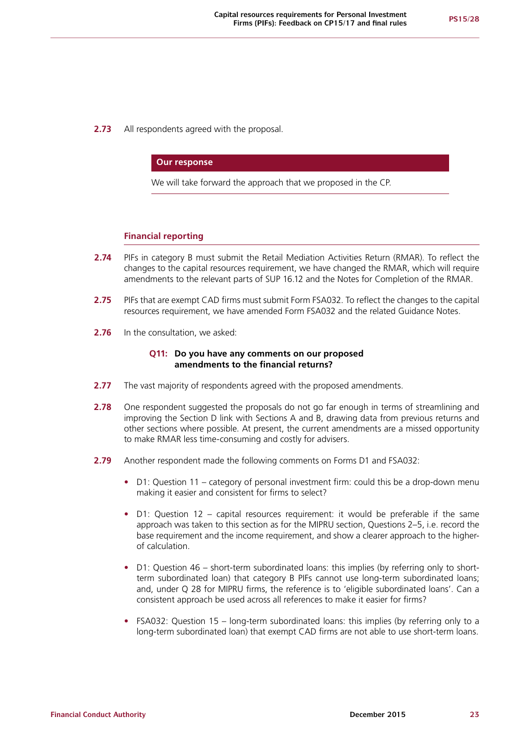**2.73** All respondents agreed with the proposal.

> **Our response**
>
> We will take forward the approach that we proposed in the CP.

### Financial reporting

**2.74** PIFs in category B must submit the Retail Mediation Activities Return (RMAR). To reflect the changes to the capital resources requirement, we have changed the RMAR, which will require amendments to the relevant parts of SUP 16.12 and the Notes for Completion of the RMAR.

**2.75** PIFs that are exempt CAD firms must submit Form FSA032. To reflect the changes to the capital resources requirement, we have amended Form FSA032 and the related Guidance Notes.

**2.76** In the consultation, we asked:

> **Q11: Do you have any comments on our proposed amendments to the financial returns?**

**2.77** The vast majority of respondents agreed with the proposed amendments.

**2.78** One respondent suggested the proposals do not go far enough in terms of streamlining and improving the Section D link with Sections A and B, drawing data from previous returns and other sections where possible. At present, the current amendments are a missed opportunity to make RMAR less time-consuming and costly for advisers.

**2.79** Another respondent made the following comments on Forms D1 and FSA032:

- D1: Question 11 – category of personal investment firm: could this be a drop-down menu making it easier and consistent for firms to select?
- D1: Question 12 – capital resources requirement: it would be preferable if the same approach was taken to this section as for the MIPRU section, Questions 2–5, i.e. record the base requirement and the income requirement, and show a clearer approach to the higher-of calculation.
- D1: Question 46 – short-term subordinated loans: this implies (by referring only to short-term subordinated loan) that category B PIFs cannot use long-term subordinated loans; and, under Q 28 for MIPRU firms, the reference is to 'eligible subordinated loans'. Can a consistent approach be used across all references to make it easier for firms?
- FSA032: Question 15 – long-term subordinated loans: this implies (by referring only to a long-term subordinated loan) that exempt CAD firms are not able to use short-term loans.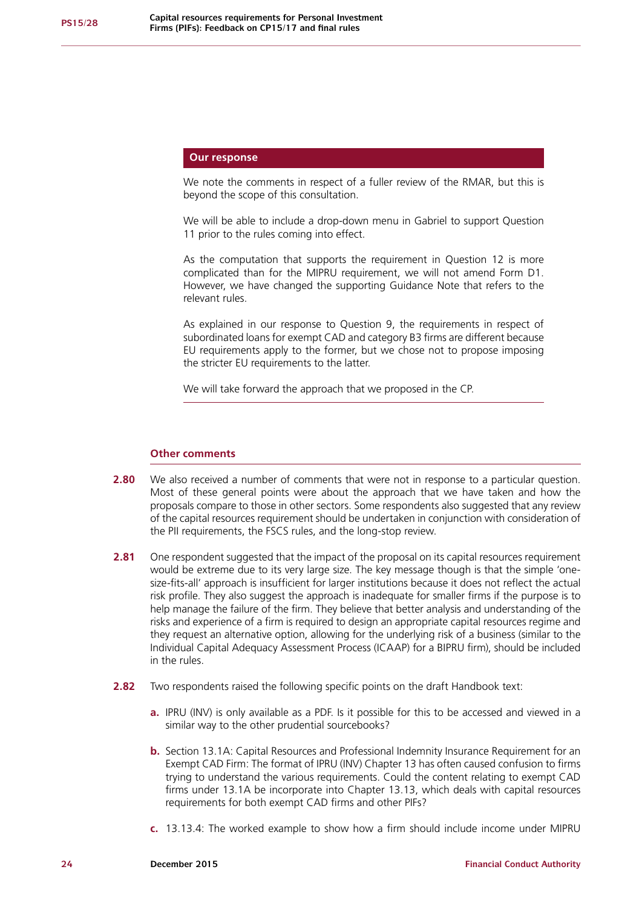**Our response**

We note the comments in respect of a fuller review of the RMAR, but this is beyond the scope of this consultation.

We will be able to include a drop-down menu in Gabriel to support Question 11 prior to the rules coming into effect.

As the computation that supports the requirement in Question 12 is more complicated than for the MIPRU requirement, we will not amend Form D1. However, we have changed the supporting Guidance Note that refers to the relevant rules.

As explained in our response to Question 9, the requirements in respect of subordinated loans for exempt CAD and category B3 firms are different because EU requirements apply to the former, but we chose not to propose imposing the stricter EU requirements to the latter.

We will take forward the approach that we proposed in the CP.

### Other comments

**2.80** We also received a number of comments that were not in response to a particular question. Most of these general points were about the approach that we have taken and how the proposals compare to those in other sectors. Some respondents also suggested that any review of the capital resources requirement should be undertaken in conjunction with consideration of the PII requirements, the FSCS rules, and the long-stop review.

**2.81** One respondent suggested that the impact of the proposal on its capital resources requirement would be extreme due to its very large size. The key message though is that the simple 'one-size-fits-all' approach is insufficient for larger institutions because it does not reflect the actual risk profile. They also suggest the approach is inadequate for smaller firms if the purpose is to help manage the failure of the firm. They believe that better analysis and understanding of the risks and experience of a firm is required to design an appropriate capital resources regime and they request an alternative option, allowing for the underlying risk of a business (similar to the Individual Capital Adequacy Assessment Process (ICAAP) for a BIPRU firm), should be included in the rules.

**2.82** Two respondents raised the following specific points on the draft Handbook text:

**a.** IPRU (INV) is only available as a PDF. Is it possible for this to be accessed and viewed in a similar way to the other prudential sourcebooks?

**b.** Section 13.1A: Capital Resources and Professional Indemnity Insurance Requirement for an Exempt CAD Firm: The format of IPRU (INV) Chapter 13 has often caused confusion to firms trying to understand the various requirements. Could the content relating to exempt CAD firms under 13.1A be incorporate into Chapter 13.13, which deals with capital resources requirements for both exempt CAD firms and other PIFs?

**c.** 13.13.4: The worked example to show how a firm should include income under MIPRU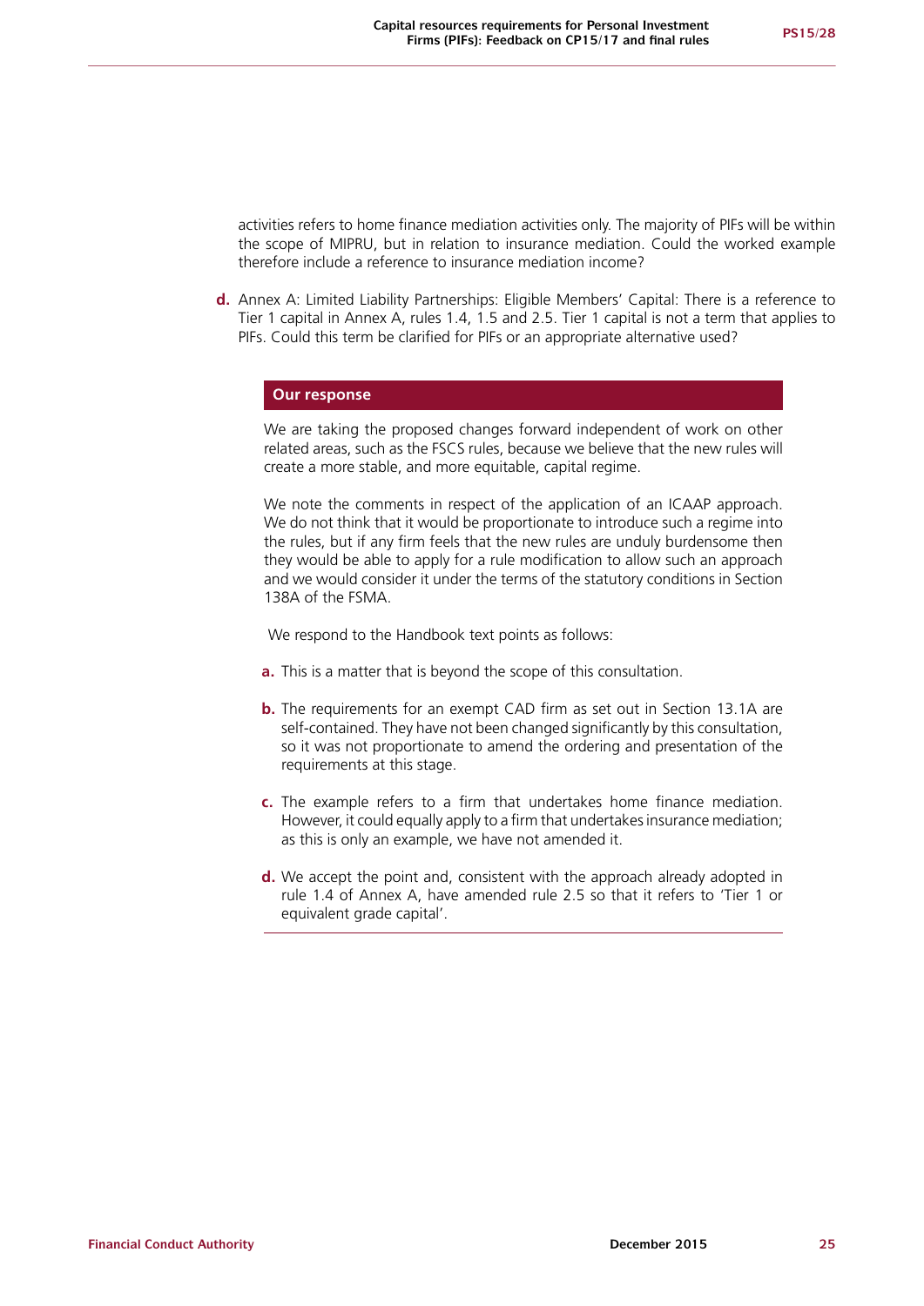activities refers to home finance mediation activities only. The majority of PIFs will be within the scope of MIPRU, but in relation to insurance mediation. Could the worked example therefore include a reference to insurance mediation income?

**d.** Annex A: Limited Liability Partnerships: Eligible Members' Capital: There is a reference to Tier 1 capital in Annex A, rules 1.4, 1.5 and 2.5. Tier 1 capital is not a term that applies to PIFs. Could this term be clarified for PIFs or an appropriate alternative used?

**Our response**

We are taking the proposed changes forward independent of work on other related areas, such as the FSCS rules, because we believe that the new rules will create a more stable, and more equitable, capital regime.

We note the comments in respect of the application of an ICAAP approach. We do not think that it would be proportionate to introduce such a regime into the rules, but if any firm feels that the new rules are unduly burdensome then they would be able to apply for a rule modification to allow such an approach and we would consider it under the terms of the statutory conditions in Section 138A of the FSMA.

We respond to the Handbook text points as follows:

**a.** This is a matter that is beyond the scope of this consultation.

**b.** The requirements for an exempt CAD firm as set out in Section 13.1A are self-contained. They have not been changed significantly by this consultation, so it was not proportionate to amend the ordering and presentation of the requirements at this stage.

**c.** The example refers to a firm that undertakes home finance mediation. However, it could equally apply to a firm that undertakes insurance mediation; as this is only an example, we have not amended it.

**d.** We accept the point and, consistent with the approach already adopted in rule 1.4 of Annex A, have amended rule 2.5 so that it refers to 'Tier 1 or equivalent grade capital'.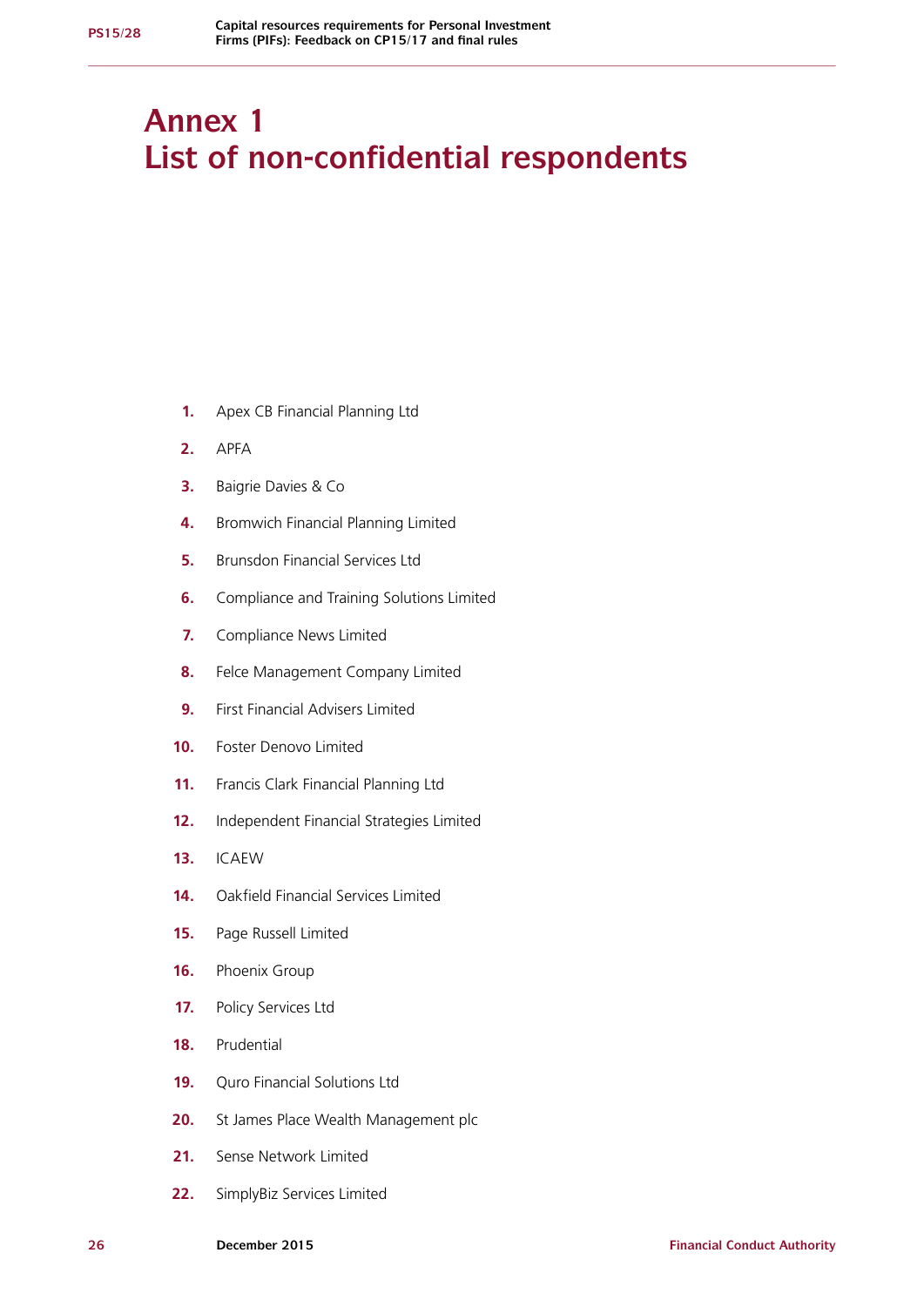# Annex 1
# List of non-confidential respondents

1. Apex CB Financial Planning Ltd
2. APFA
3. Baigrie Davies & Co
4. Bromwich Financial Planning Limited
5. Brunsdon Financial Services Ltd
6. Compliance and Training Solutions Limited
7. Compliance News Limited
8. Felce Management Company Limited
9. First Financial Advisers Limited
10. Foster Denovo Limited
11. Francis Clark Financial Planning Ltd
12. Independent Financial Strategies Limited
13. ICAEW
14. Oakfield Financial Services Limited
15. Page Russell Limited
16. Phoenix Group
17. Policy Services Ltd
18. Prudential
19. Quro Financial Solutions Ltd
20. St James Place Wealth Management plc
21. Sense Network Limited
22. SimplyBiz Services Limited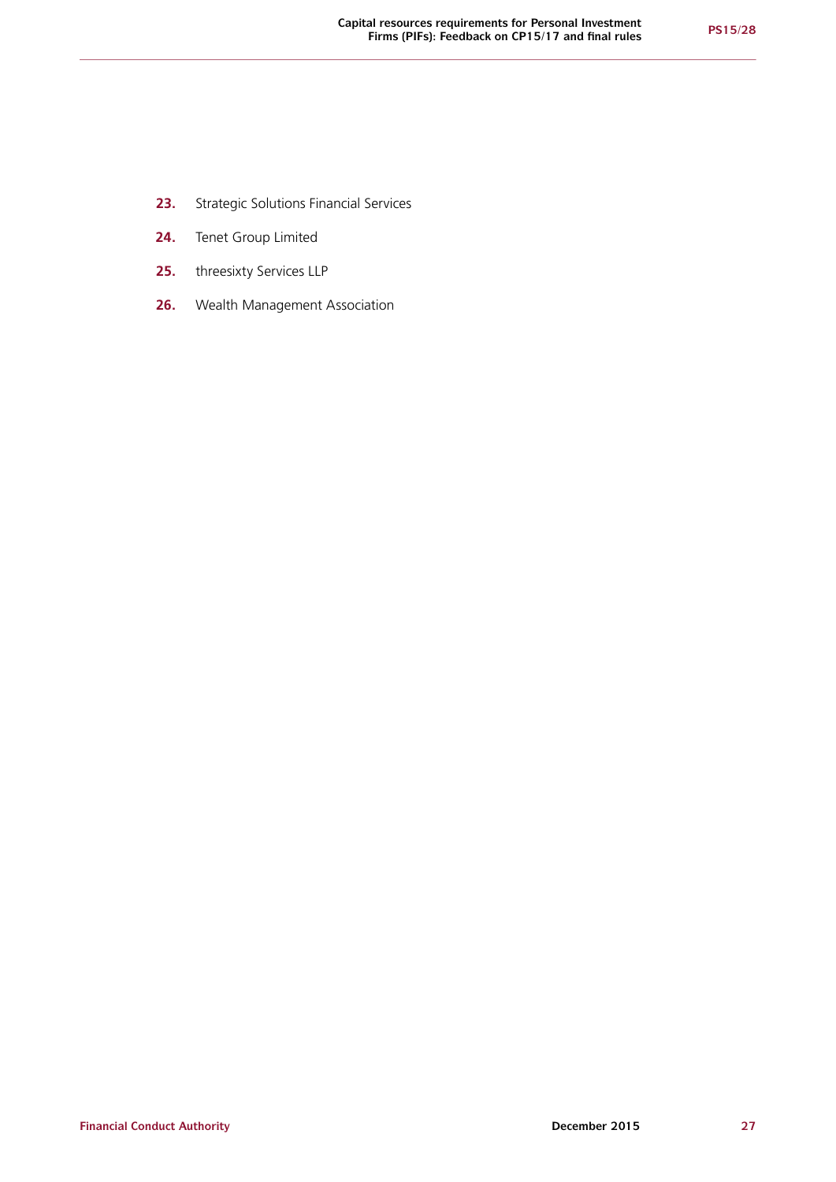23. Strategic Solutions Financial Services
24. Tenet Group Limited
25. threesixty Services LLP
26. Wealth Management Association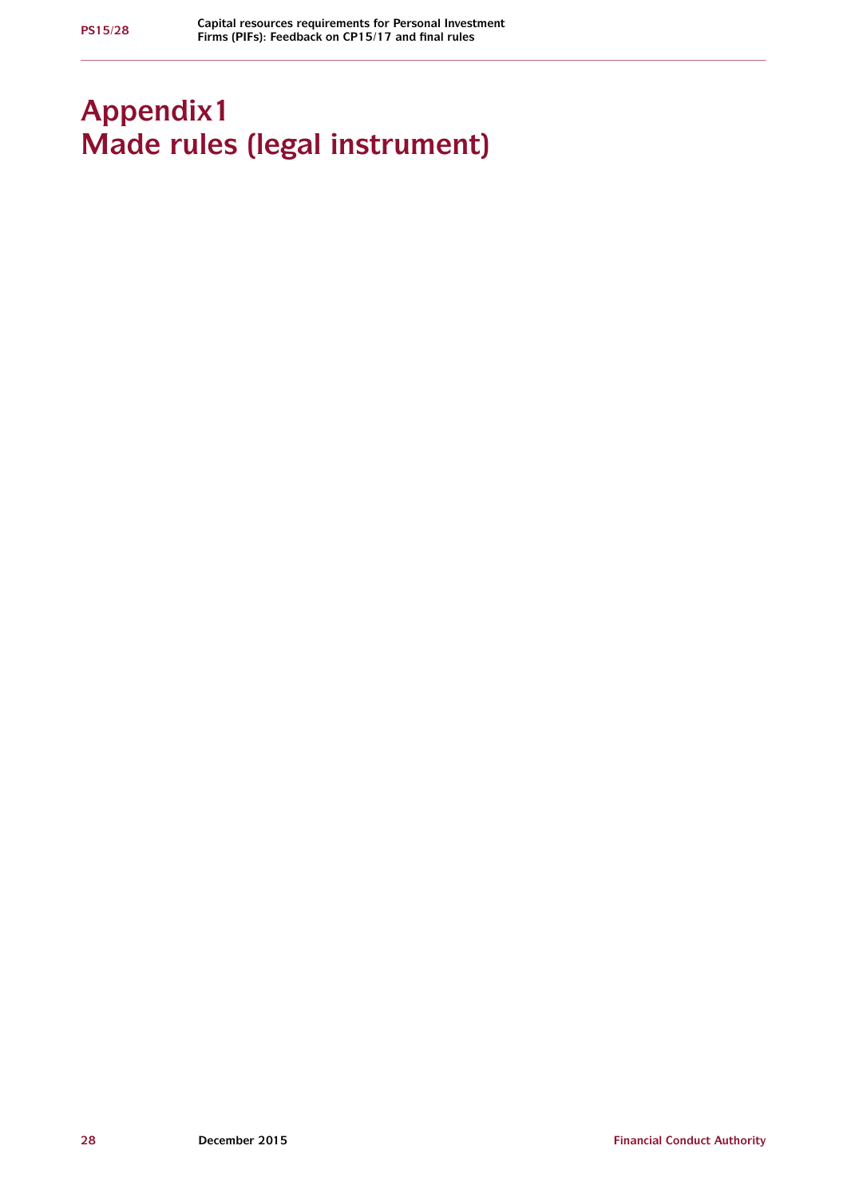# Appendix 1
# Made rules (legal instrument)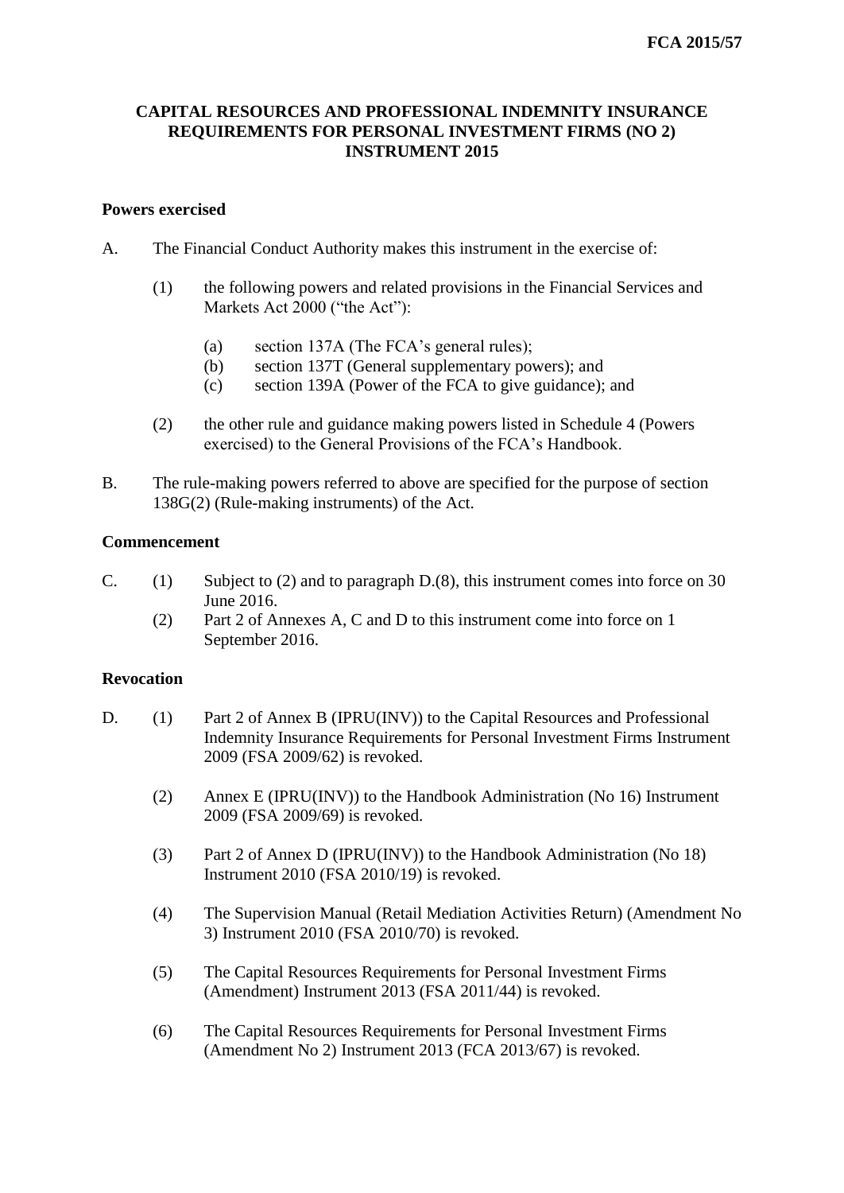**FCA 2015/57**

# CAPITAL RESOURCES AND PROFESSIONAL INDEMNITY INSURANCE REQUIREMENTS FOR PERSONAL INVESTMENT FIRMS (NO 2) INSTRUMENT 2015

## Powers exercised

A. The Financial Conduct Authority makes this instrument in the exercise of:

(1) the following powers and related provisions in the Financial Services and Markets Act 2000 ("the Act"):

(a) section 137A (The FCA's general rules);
(b) section 137T (General supplementary powers); and
(c) section 139A (Power of the FCA to give guidance); and

(2) the other rule and guidance making powers listed in Schedule 4 (Powers exercised) to the General Provisions of the FCA's Handbook.

B. The rule-making powers referred to above are specified for the purpose of section 138G(2) (Rule-making instruments) of the Act.

## Commencement

C. (1) Subject to (2) and to paragraph D.(8), this instrument comes into force on 30 June 2016.

(2) Part 2 of Annexes A, C and D to this instrument come into force on 1 September 2016.

## Revocation

D. (1) Part 2 of Annex B (IPRU(INV)) to the Capital Resources and Professional Indemnity Insurance Requirements for Personal Investment Firms Instrument 2009 (FSA 2009/62) is revoked.

(2) Annex E (IPRU(INV)) to the Handbook Administration (No 16) Instrument 2009 (FSA 2009/69) is revoked.

(3) Part 2 of Annex D (IPRU(INV)) to the Handbook Administration (No 18) Instrument 2010 (FSA 2010/19) is revoked.

(4) The Supervision Manual (Retail Mediation Activities Return) (Amendment No 3) Instrument 2010 (FSA 2010/70) is revoked.

(5) The Capital Resources Requirements for Personal Investment Firms (Amendment) Instrument 2013 (FSA 2011/44) is revoked.

(6) The Capital Resources Requirements for Personal Investment Firms (Amendment No 2) Instrument 2013 (FCA 2013/67) is revoked.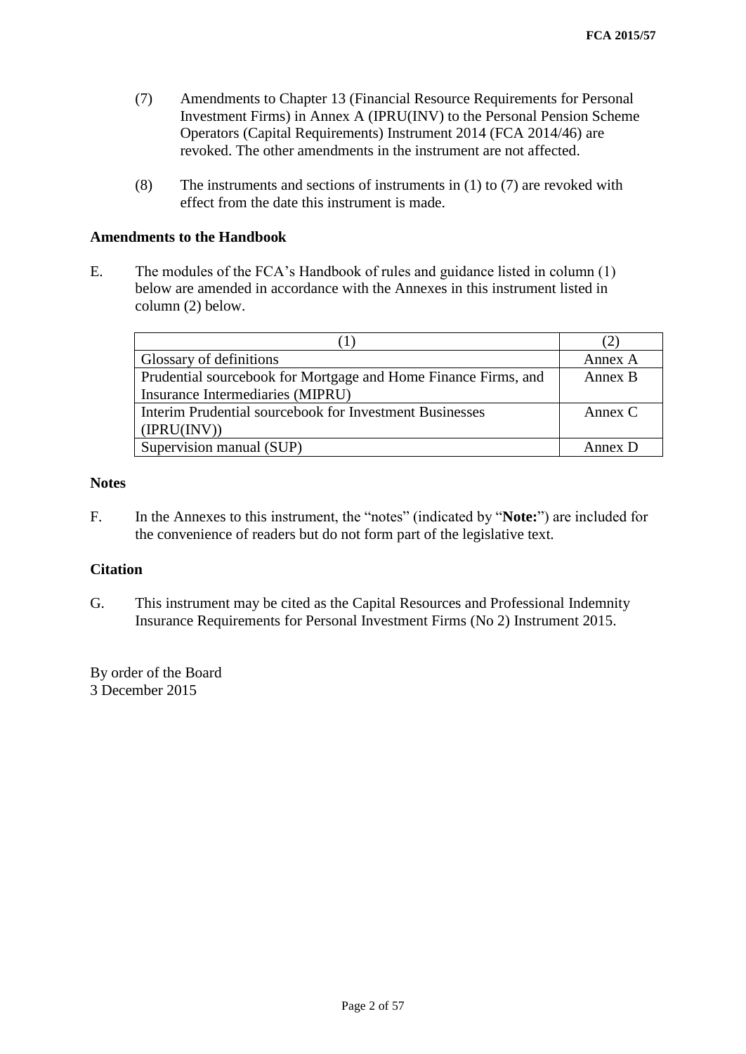(7) Amendments to Chapter 13 (Financial Resource Requirements for Personal Investment Firms) in Annex A (IPRU(INV) to the Personal Pension Scheme Operators (Capital Requirements) Instrument 2014 (FCA 2014/46) are revoked. The other amendments in the instrument are not affected.

(8) The instruments and sections of instruments in (1) to (7) are revoked with effect from the date this instrument is made.

**Amendments to the Handbook**

E. The modules of the FCA's Handbook of rules and guidance listed in column (1) below are amended in accordance with the Annexes in this instrument listed in column (2) below.

| (1) | (2) |
|---|---|
| Glossary of definitions | Annex A |
| Prudential sourcebook for Mortgage and Home Finance Firms, and Insurance Intermediaries (MIPRU) | Annex B |
| Interim Prudential sourcebook for Investment Businesses (IPRU(INV)) | Annex C |
| Supervision manual (SUP) | Annex D |

**Notes**

F. In the Annexes to this instrument, the "notes" (indicated by "**Note:**") are included for the convenience of readers but do not form part of the legislative text.

**Citation**

G. This instrument may be cited as the Capital Resources and Professional Indemnity Insurance Requirements for Personal Investment Firms (No 2) Instrument 2015.

By order of the Board
3 December 2015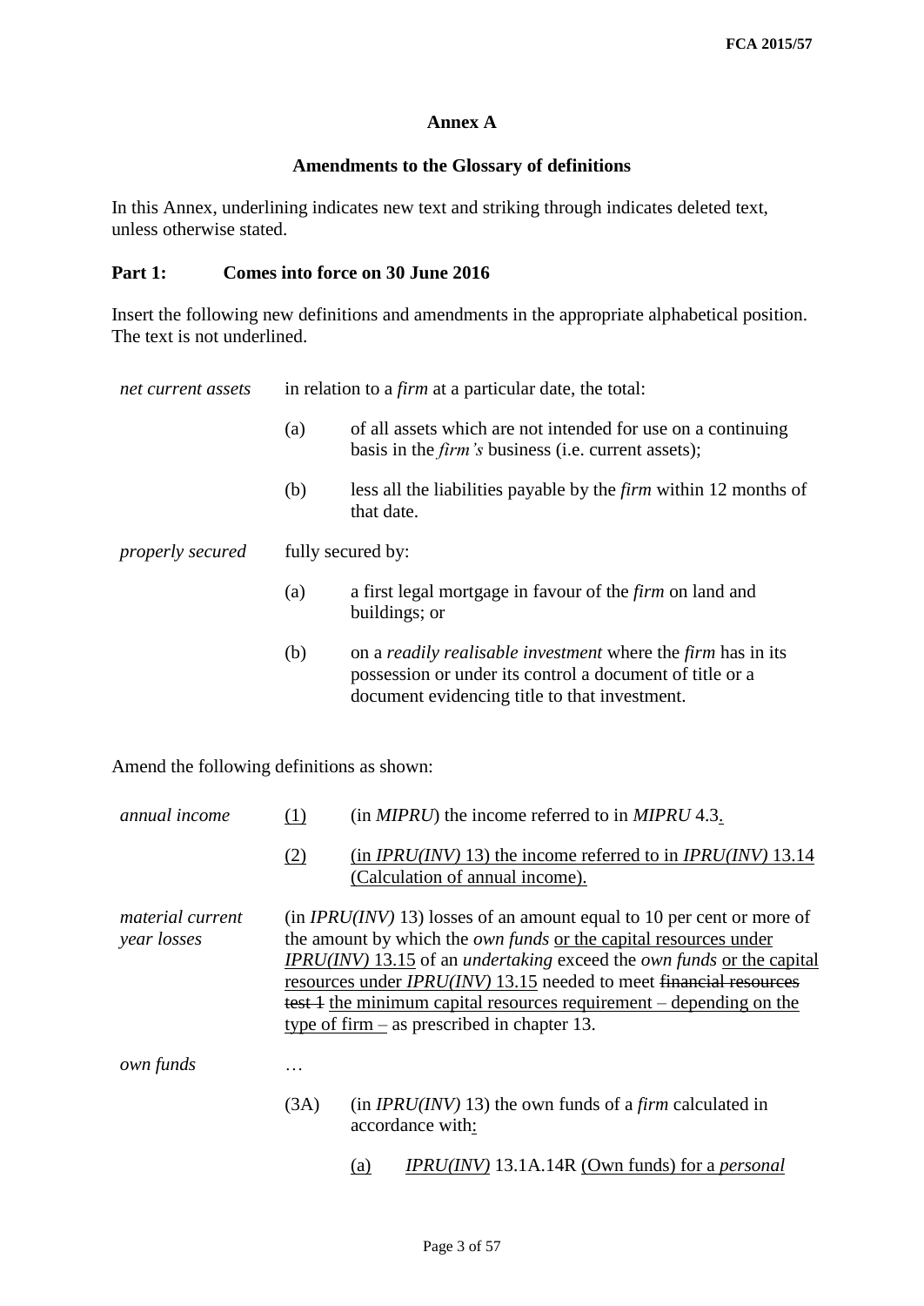## Annex A

### Amendments to the Glossary of definitions

In this Annex, underlining indicates new text and striking through indicates deleted text, unless otherwise stated.

**Part 1: Comes into force on 30 June 2016**

Insert the following new definitions and amendments in the appropriate alphabetical position. The text is not underlined.

| | |
|---|---|
| *net current assets* | in relation to a *firm* at a particular date, the total:<br>(a) of all assets which are not intended for use on a continuing basis in the *firm's* business (i.e. current assets);<br>(b) less all the liabilities payable by the *firm* within 12 months of that date. |
| *properly secured* | fully secured by:<br>(a) a first legal mortgage in favour of the *firm* on land and buildings; or<br>(b) on a *readily realisable investment* where the *firm* has in its possession or under its control a document of title or a document evidencing title to that investment. |

Amend the following definitions as shown:

| | |
|---|---|
| *annual income* | <u>(1)</u> (in *MIPRU*) the income referred to in *MIPRU* 4.3<u>.</u><br><u>(2)</u> <u>(in *IPRU(INV)* 13) the income referred to in *IPRU(INV)* 13.14 (Calculation of annual income).</u> |
| *material current year losses* | (in *IPRU(INV)* 13) losses of an amount equal to 10 per cent or more of the amount by which the *own funds* <u>or the capital resources under *IPRU(INV)* 13.15</u> of an *undertaking* exceed the *own funds* <u>or the capital resources under *IPRU(INV)* 13.15</u> needed to meet ~~financial resources test 1~~ <u>the minimum capital resources requirement – depending on the type of firm –</u> as prescribed in chapter 13. |
| *own funds* | …<br>(3A) (in *IPRU(INV)* 13) the own funds of a *firm* calculated in accordance with<u>:</u><br><u>(a)</u> <u>*IPRU(INV)*</u> 13.1A.14R <u>(Own funds) for a *personal*</u> |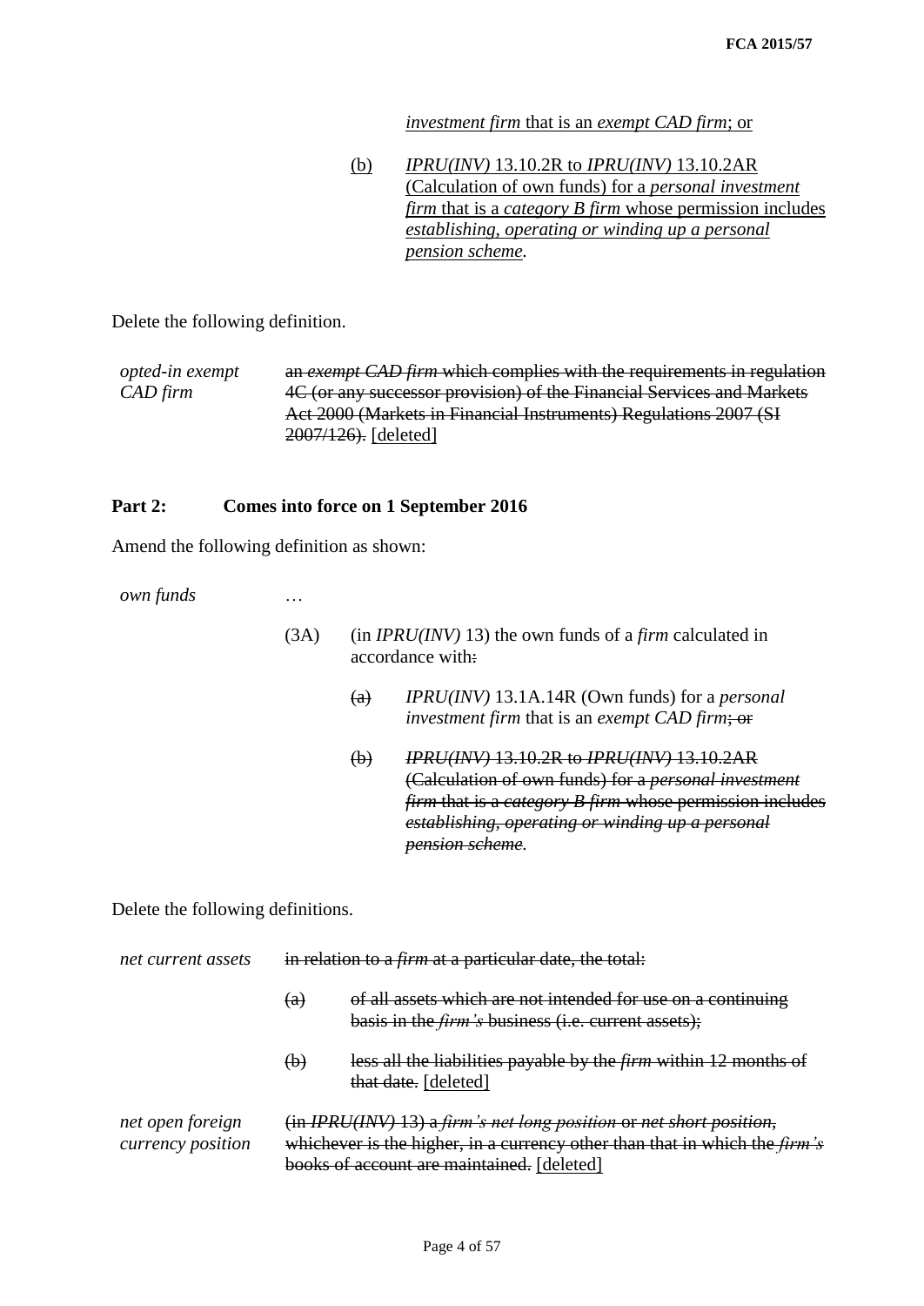*investment firm* that is an *exempt CAD firm*; or

(b) *IPRU(INV)* 13.10.2R to *IPRU(INV)* 13.10.2AR (Calculation of own funds) for a *personal investment firm* that is a *category B firm* whose permission includes *establishing, operating or winding up a personal pension scheme*.

Delete the following definition.

| | |
|---|---|
| *opted-in exempt CAD firm* | ~~an *exempt CAD firm* which complies with the requirements in regulation 4C (or any successor provision) of the Financial Services and Markets Act 2000 (Markets in Financial Instruments) Regulations 2007 (SI 2007/126).~~ [deleted] |

## Part 2: Comes into force on 1 September 2016

Amend the following definition as shown:

*own funds* …

(3A) (in *IPRU(INV)* 13) the own funds of a *firm* calculated in accordance with~~:~~

~~(a)~~ *IPRU(INV)* 13.1A.14R (Own funds) for a *personal investment firm* that is an *exempt CAD firm*~~; or~~

~~(b) *IPRU(INV)* 13.10.2R to *IPRU(INV)* 13.10.2AR (Calculation of own funds) for a *personal investment firm* that is a *category B firm* whose permission includes *establishing, operating or winding up a personal pension scheme*.~~

Delete the following definitions.

*net current assets* ~~in relation to a *firm* at a particular date, the total:~~

~~(a) of all assets which are not intended for use on a continuing basis in the *firm's* business (i.e. current assets);~~

~~(b) less all the liabilities payable by the *firm* within 12 months of that date.~~ [deleted]

*net open foreign currency position* ~~(in *IPRU(INV)* 13) a *firm's net long position* or *net short position*, whichever is the higher, in a currency other than that in which the *firm's* books of account are maintained.~~ [deleted]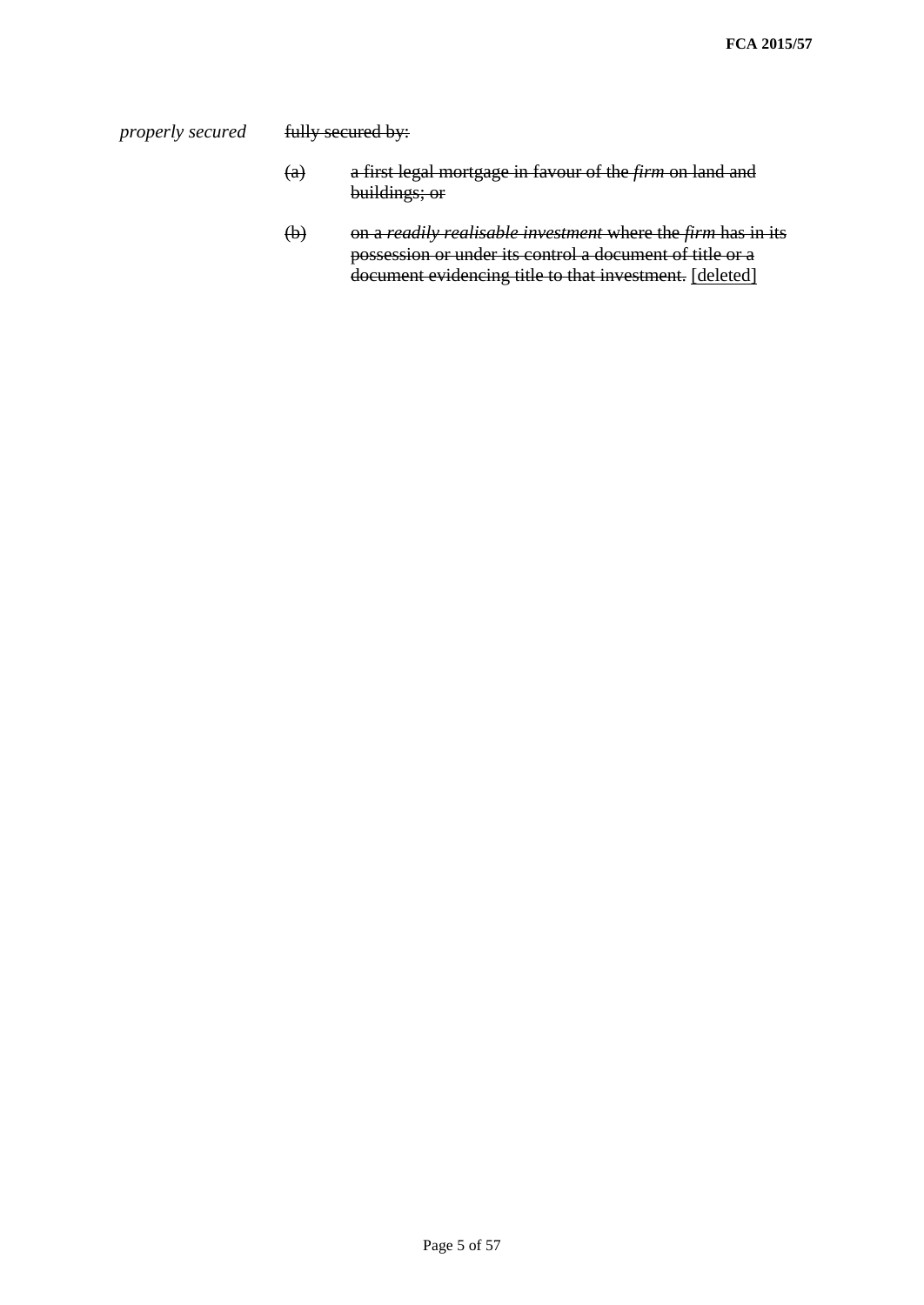*properly secured* ~~fully secured by:~~

~~(a) a first legal mortgage in favour of the *firm* on land and buildings; or~~

~~(b) on a *readily realisable investment* where the *firm* has in its possession or under its control a document of title or a document evidencing title to that investment.~~ [deleted]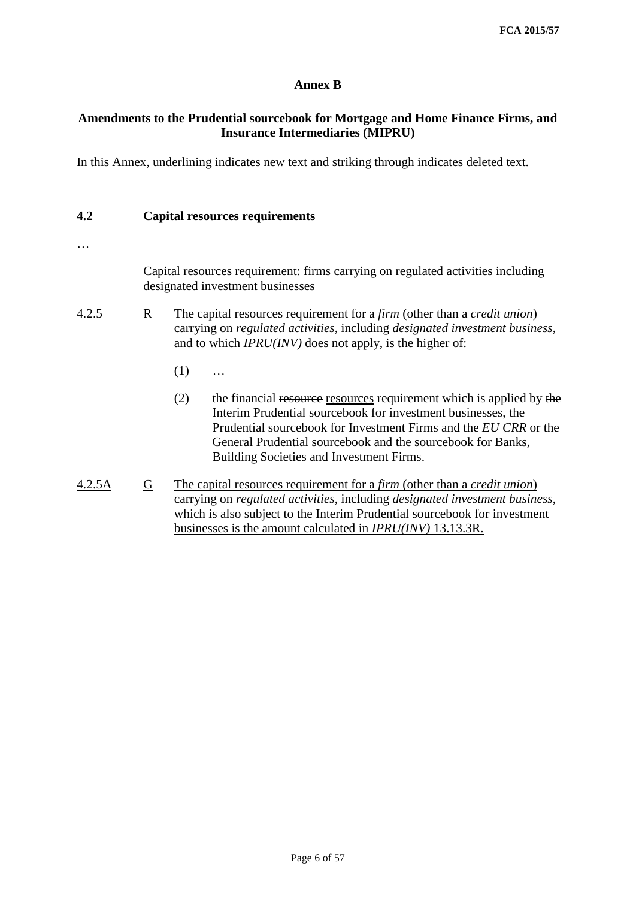# Annex B

## Amendments to the Prudential sourcebook for Mortgage and Home Finance Firms, and Insurance Intermediaries (MIPRU)

In this Annex, underlining indicates new text and striking through indicates deleted text.

### 4.2 Capital resources requirements

…

Capital resources requirement: firms carrying on regulated activities including designated investment businesses

4.2.5 R The capital resources requirement for a *firm* (other than a *credit union*) carrying on *regulated activities*, including *designated investment business*<ins>, and to which *IPRU(INV)* does not apply</ins>, is the higher of:

(1) …

(2) the financial ~~resource~~ <ins>resources</ins> requirement which is applied by ~~the Interim Prudential sourcebook for investment businesses,~~ the Prudential sourcebook for Investment Firms and the *EU CRR* or the General Prudential sourcebook and the sourcebook for Banks, Building Societies and Investment Firms.

<ins>4.2.5A</ins> <ins>G</ins> <ins>The capital resources requirement for a *firm* (other than a *credit union*) carrying on *regulated activities*, including *designated investment business*, which is also subject to the Interim Prudential sourcebook for investment businesses is the amount calculated in *IPRU(INV)* 13.13.3R.</ins>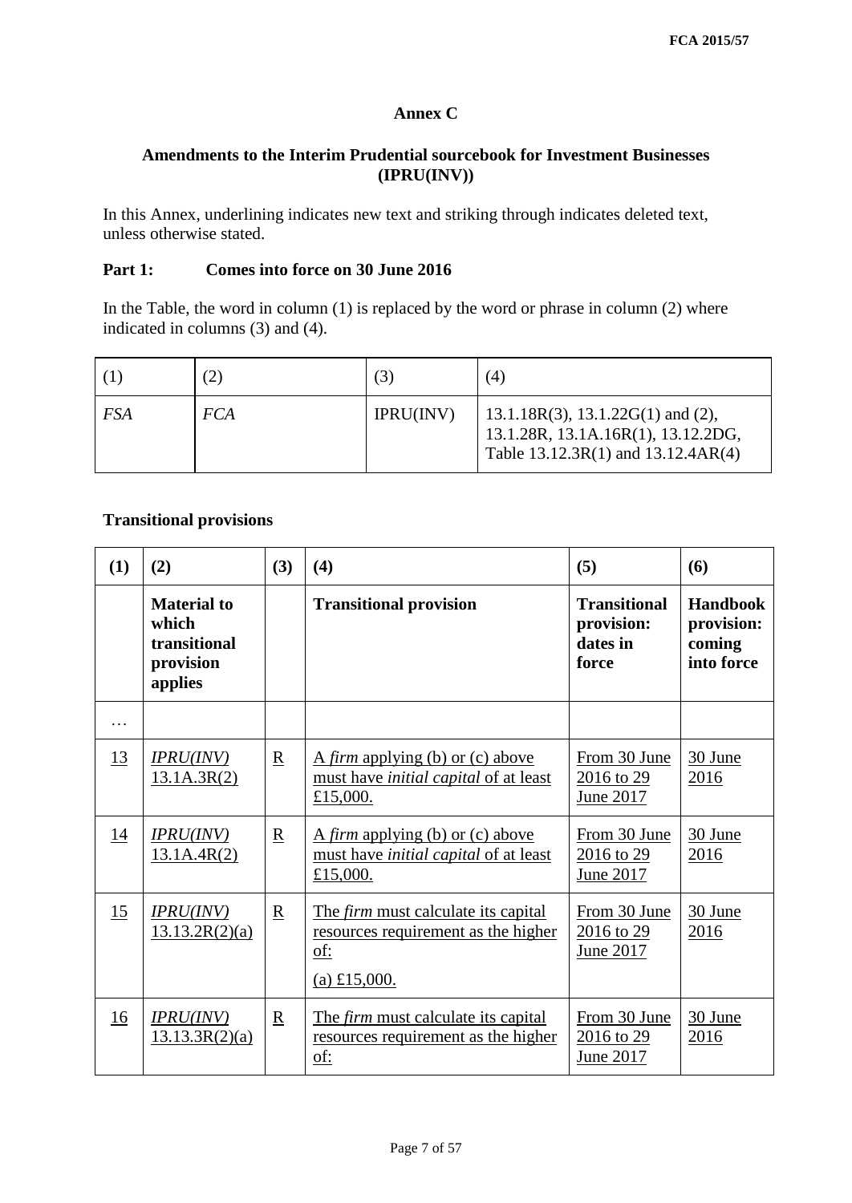## Annex C

## Amendments to the Interim Prudential sourcebook for Investment Businesses (IPRU(INV))

In this Annex, underlining indicates new text and striking through indicates deleted text, unless otherwise stated.

**Part 1: Comes into force on 30 June 2016**

In the Table, the word in column (1) is replaced by the word or phrase in column (2) where indicated in columns (3) and (4).

| (1) | (2) | (3) | (4) |
|---|---|---|---|
| *FSA* | *FCA* | IPRU(INV) | 13.1.18R(3), 13.1.22G(1) and (2), 13.1.28R, 13.1A.16R(1), 13.12.2DG, Table 13.12.3R(1) and 13.12.4AR(4) |

**Transitional provisions**

| (1) | (2) | (3) | (4) | (5) | (6) |
|---|---|---|---|---|---|
| | **Material to which transitional provision applies** | | **Transitional provision** | **Transitional provision: dates in force** | **Handbook provision: coming into force** |
| … | | | | | |
| 13 | *IPRU(INV)* 13.1A.3R(2) | R | A *firm* applying (b) or (c) above must have *initial capital* of at least £15,000. | From 30 June 2016 to 29 June 2017 | 30 June 2016 |
| 14 | *IPRU(INV)* 13.1A.4R(2) | R | A *firm* applying (b) or (c) above must have *initial capital* of at least £15,000. | From 30 June 2016 to 29 June 2017 | 30 June 2016 |
| 15 | *IPRU(INV)* 13.13.2R(2)(a) | R | The *firm* must calculate its capital resources requirement as the higher of:<br>(a) £15,000. | From 30 June 2016 to 29 June 2017 | 30 June 2016 |
| 16 | *IPRU(INV)* 13.13.3R(2)(a) | R | The *firm* must calculate its capital resources requirement as the higher of: | From 30 June 2016 to 29 June 2017 | 30 June 2016 |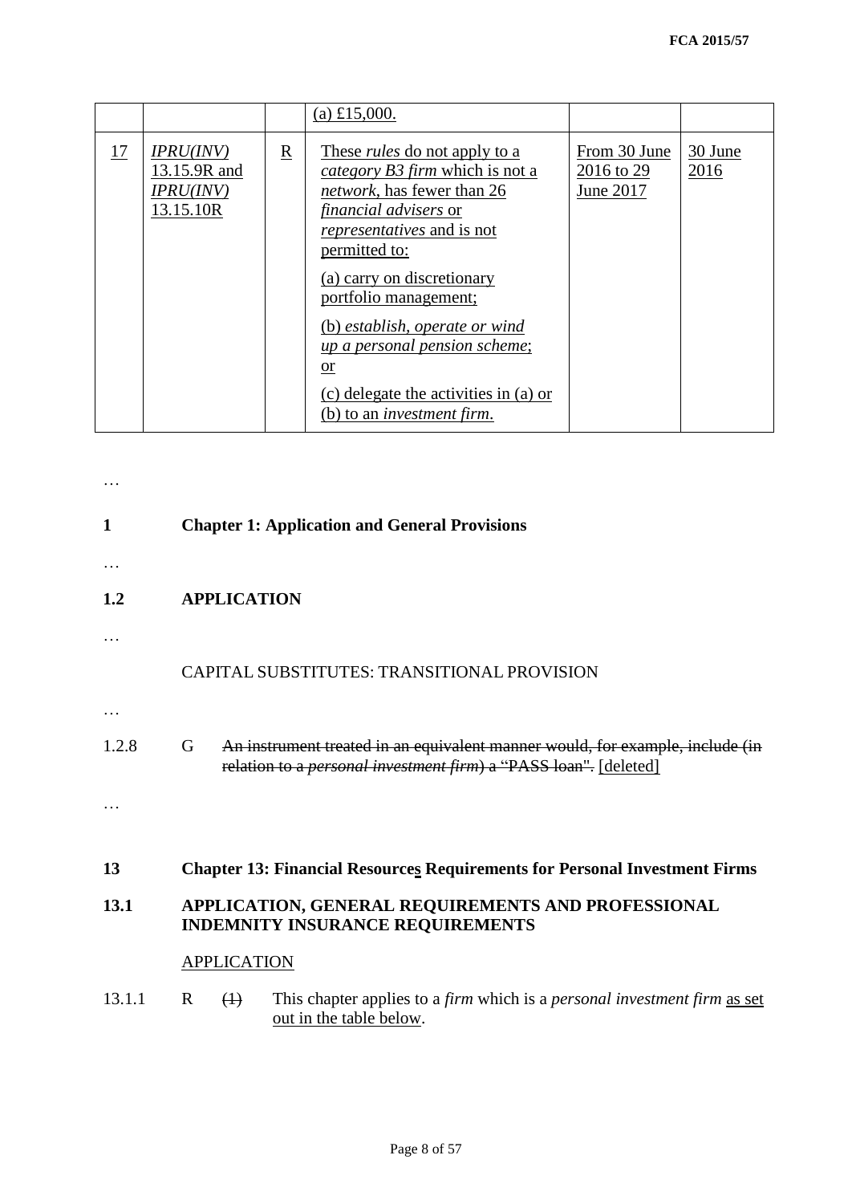| | | | (a) £15,000. | | |
|---|---|---|---|---|---|
| 17 | *IPRU(INV)* 13.15.9R and *IPRU(INV)* 13.15.10R | R | These *rules* do not apply to a *category B3 firm* which is not a *network*, has fewer than 26 *financial advisers* or *representatives* and is not permitted to:<br><br>(a) carry on discretionary portfolio management;<br><br>(b) *establish, operate or wind up a personal pension scheme*; or<br><br>(c) delegate the activities in (a) or (b) to an *investment firm*. | From 30 June 2016 to 29 June 2017 | 30 June 2016 |

…

## 1 Chapter 1: Application and General Provisions

…

### 1.2 APPLICATION

…

CAPITAL SUBSTITUTES: TRANSITIONAL PROVISION

…

1.2.8 G ~~An instrument treated in an equivalent manner would, for example, include (in relation to a *personal investment firm*) a "PASS loan".~~ [deleted]

…

## 13 Chapter 13: Financial Resources Requirements for Personal Investment Firms

### 13.1 APPLICATION, GENERAL REQUIREMENTS AND PROFESSIONAL INDEMNITY INSURANCE REQUIREMENTS

APPLICATION

13.1.1 R ~~(1)~~ This chapter applies to a *firm* which is a *personal investment firm* as set out in the table below.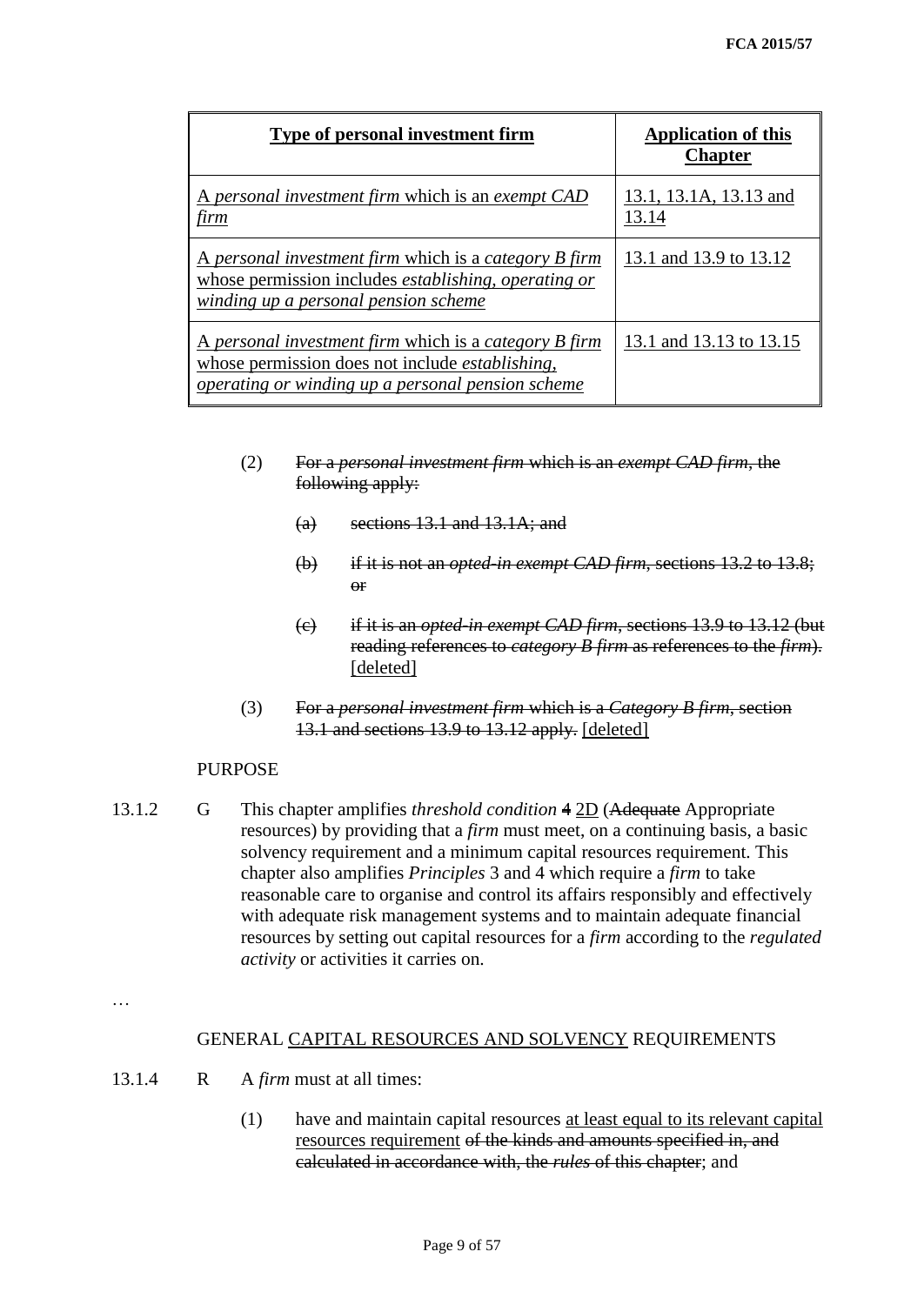| Type of personal investment firm | Application of this Chapter |
|---|---|
| A *personal investment firm* which is an *exempt CAD firm* | 13.1, 13.1A, 13.13 and 13.14 |
| A *personal investment firm* which is a *category B firm* whose permission includes *establishing, operating or winding up a personal pension scheme* | 13.1 and 13.9 to 13.12 |
| A *personal investment firm* which is a *category B firm* whose permission does not include *establishing, operating or winding up a personal pension scheme* | 13.1 and 13.13 to 13.15 |

(2) ~~For a *personal investment firm* which is an *exempt CAD firm*, the following apply:~~

(a) ~~sections 13.1 and 13.1A; and~~

(b) ~~if it is not an *opted-in exempt CAD firm*, sections 13.2 to 13.8; or~~

(c) ~~if it is an *opted-in exempt CAD firm*, sections 13.9 to 13.12 (but reading references to *category B firm* as references to the *firm*).~~ [deleted]

(3) ~~For a *personal investment firm* which is a *Category B firm*, section 13.1 and sections 13.9 to 13.12 apply.~~ [deleted]

PURPOSE

13.1.2 G This chapter amplifies *threshold condition* ~~4~~ 2D (~~Adequate~~ Appropriate resources) by providing that a *firm* must meet, on a continuing basis, a basic solvency requirement and a minimum capital resources requirement. This chapter also amplifies *Principles* 3 and 4 which require a *firm* to take reasonable care to organise and control its affairs responsibly and effectively with adequate risk management systems and to maintain adequate financial resources by setting out capital resources for a *firm* according to the *regulated activity* or activities it carries on.

…

GENERAL CAPITAL RESOURCES AND SOLVENCY REQUIREMENTS

13.1.4 R A *firm* must at all times:

(1) have and maintain capital resources at least equal to its relevant capital resources requirement ~~of the kinds and amounts specified in, and calculated in accordance with, the *rules* of this chapter~~; and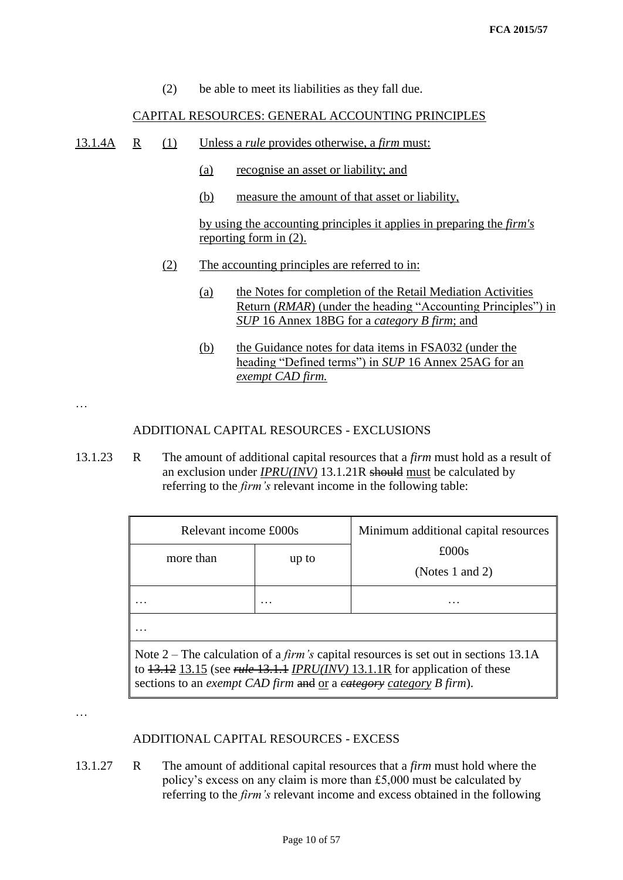(2) be able to meet its liabilities as they fall due.

CAPITAL RESOURCES: GENERAL ACCOUNTING PRINCIPLES

13.1.4A R (1) Unless a *rule* provides otherwise, a *firm* must:

(a) recognise an asset or liability; and

(b) measure the amount of that asset or liability,

by using the accounting principles it applies in preparing the *firm's* reporting form in (2).

(2) The accounting principles are referred to in:

(a) the Notes for completion of the Retail Mediation Activities Return (*RMAR*) (under the heading "Accounting Principles") in *SUP* 16 Annex 18BG for a *category B firm*; and

(b) the Guidance notes for data items in FSA032 (under the heading "Defined terms") in *SUP* 16 Annex 25AG for an *exempt CAD firm.*

…

ADDITIONAL CAPITAL RESOURCES - EXCLUSIONS

13.1.23 R The amount of additional capital resources that a *firm* must hold as a result of an exclusion under *IPRU(INV)* 13.1.21R ~~should~~ must be calculated by referring to the *firm's* relevant income in the following table:

| Relevant income £000s | | Minimum additional capital resources £000s (Notes 1 and 2) |
|---|---|---|
| more than | up to | |
| … | … | … |
| … | | |
| Note 2 – The calculation of a *firm's* capital resources is set out in sections 13.1A to ~~13.12~~ 13.15 (see ~~*rule* 13.1.1~~ *IPRU(INV)* 13.1.1R for application of these sections to an *exempt CAD firm* ~~and~~ or a ~~*catagory*~~ *category B firm*). | | |

…

ADDITIONAL CAPITAL RESOURCES - EXCESS

13.1.27 R The amount of additional capital resources that a *firm* must hold where the policy's excess on any claim is more than £5,000 must be calculated by referring to the *firm's* relevant income and excess obtained in the following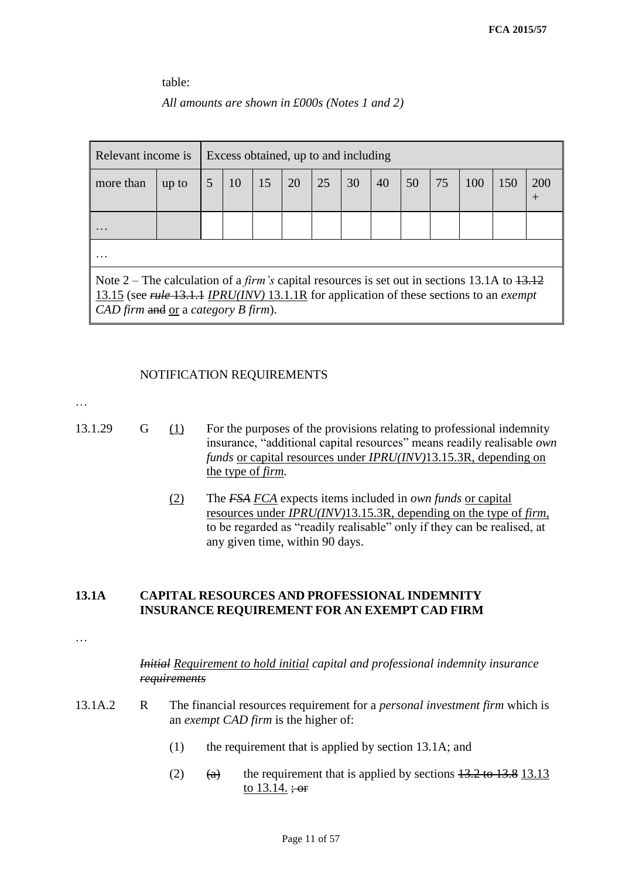table:

*All amounts are shown in £000s (Notes 1 and 2)*

| Relevant income is | | Excess obtained, up to and including | | | | | | | | | | | |
|---|---|---|---|---|---|---|---|---|---|---|---|---|---|
| more than | up to | 5 | 10 | 15 | 20 | 25 | 30 | 40 | 50 | 75 | 100 | 150 | 200 + |
| … | | | | | | | | | | | | | |
| … | | | | | | | | | | | | | |
| Note 2 – The calculation of a *firm's* capital resources is set out in sections 13.1A to ~~13.12~~ 13.15 (see ~~*rule* 13.1.1~~ *IPRU(INV)* 13.1.1R for application of these sections to an *exempt CAD firm* ~~and~~ or a *category B firm*). | | | | | | | | | | | | | |

NOTIFICATION REQUIREMENTS

…

13.1.29 G (1) For the purposes of the provisions relating to professional indemnity insurance, "additional capital resources" means readily realisable *own funds* or capital resources under *IPRU(INV)*13.15.3R, depending on the type of *firm*.

(2) The ~~*FSA*~~ *FCA* expects items included in *own funds* or capital resources under *IPRU(INV)*13.15.3R, depending on the type of *firm*, to be regarded as "readily realisable" only if they can be realised, at any given time, within 90 days.

## 13.1A CAPITAL RESOURCES AND PROFESSIONAL INDEMNITY INSURANCE REQUIREMENT FOR AN EXEMPT CAD FIRM

…

*~~Initial~~ Requirement to hold initial capital and professional indemnity insurance ~~requirements~~*

13.1A.2 R The financial resources requirement for a *personal investment firm* which is an *exempt CAD firm* is the higher of:

(1) the requirement that is applied by section 13.1A; and

(2) ~~(a)~~ the requirement that is applied by sections ~~13.2 to 13.8~~ 13.13 to 13.14. ~~; or~~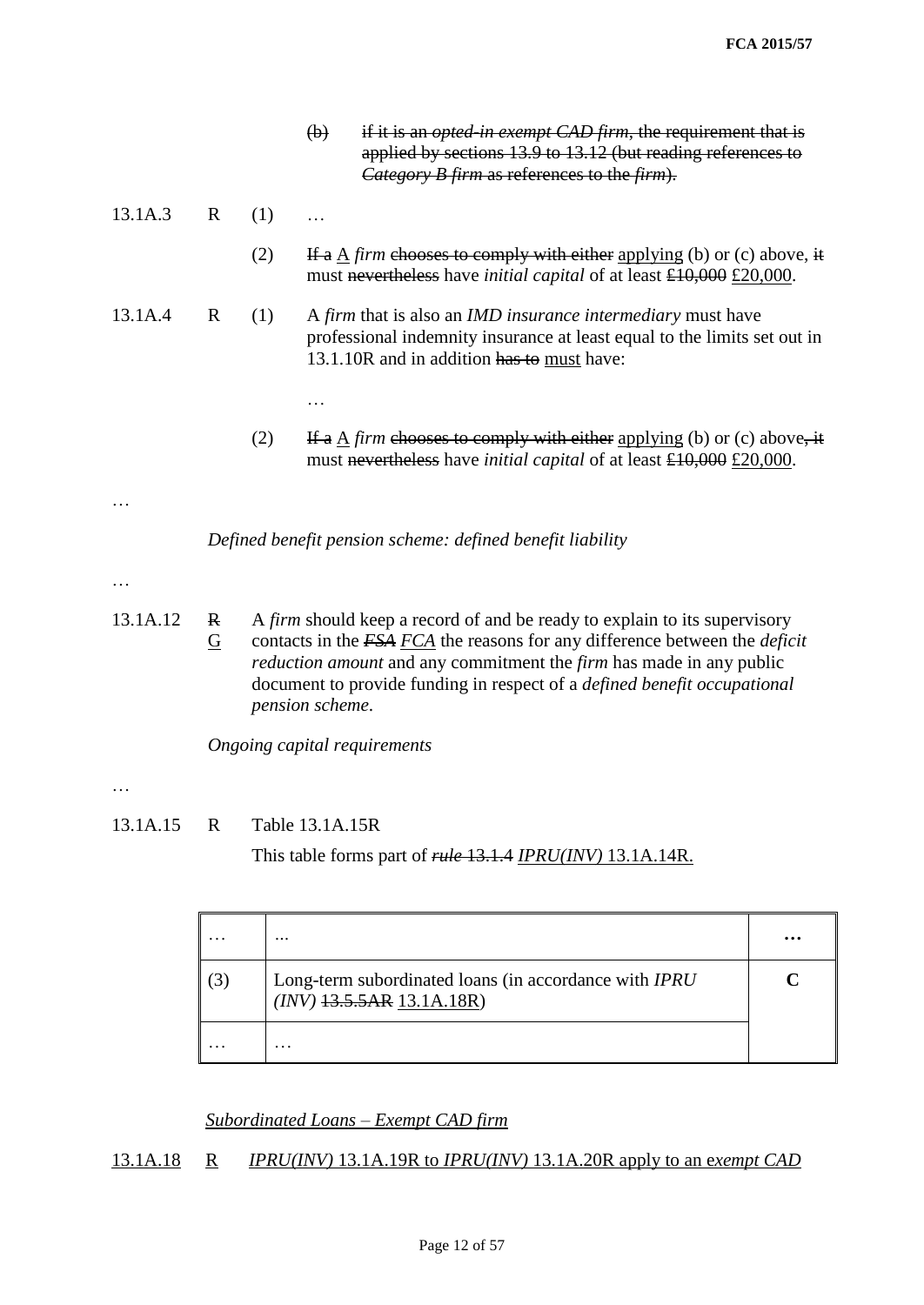(b) ~~if it is an *opted-in exempt CAD firm*, the requirement that is applied by sections 13.9 to 13.12 (but reading references to *Category B firm* as references to the *firm*).~~

13.1A.3 R (1) …

(2) ~~If a~~ <u>A</u> *firm* ~~chooses to comply with either~~ <u>applying</u> (b) or (c) above, ~~it~~ must ~~nevertheless~~ have *initial capital* of at least ~~£10,000~~ <u>£20,000</u>.

13.1A.4 R (1) A *firm* that is also an *IMD insurance intermediary* must have professional indemnity insurance at least equal to the limits set out in 13.1.10R and in addition ~~has to~~ <u>must</u> have:

…

(2) ~~If a~~ <u>A</u> *firm* ~~chooses to comply with either~~ <u>applying</u> (b) or (c) above~~, it~~ must ~~nevertheless~~ have *initial capital* of at least ~~£10,000~~ <u>£20,000</u>.

…

*Defined benefit pension scheme: defined benefit liability*

…

13.1A.12 ~~R~~ <u>G</u> A *firm* should keep a record of and be ready to explain to its supervisory contacts in the ~~*FSA*~~ <u>*FCA*</u> the reasons for any difference between the *deficit reduction amount* and any commitment the *firm* has made in any public document to provide funding in respect of a *defined benefit occupational pension scheme.*

*Ongoing capital requirements*

…

13.1A.15 R Table 13.1A.15R

This table forms part of ~~*rule* 13.1.4~~ <u>*IPRU(INV)* 13.1A.14R.</u>

| … | … | … |
|---|---|---|
| (3) | Long-term subordinated loans (in accordance with *IPRU (INV)* ~~13.5.5AR~~ <u>13.1A.18R</u>) | **C** |
| … | … | |

<u>*Subordinated Loans – Exempt CAD firm*</u>

<u>13.1A.18 R *IPRU(INV)* 13.1A.19R to *IPRU(INV)* 13.1A.20R apply to an e*xempt CAD*</u>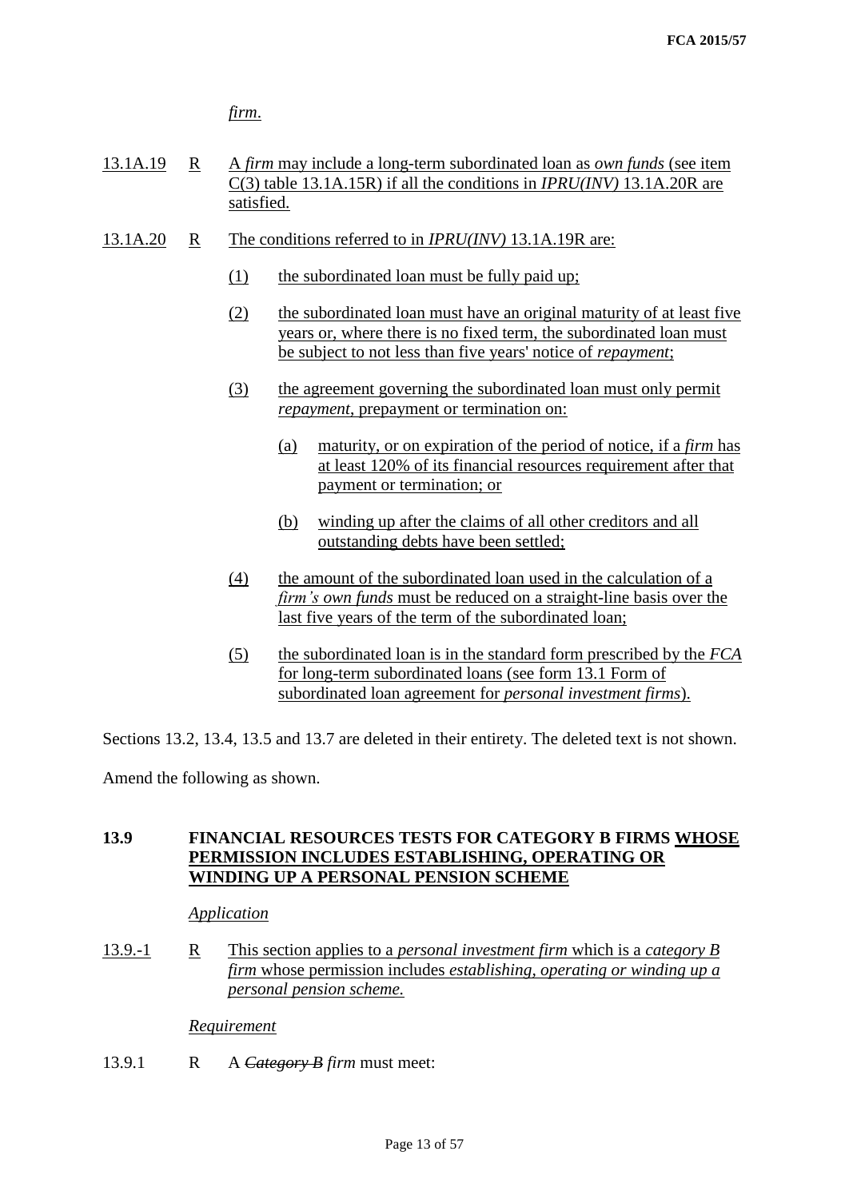*firm*.

13.1A.19 R A *firm* may include a long-term subordinated loan as *own funds* (see item C(3) table 13.1A.15R) if all the conditions in *IPRU(INV)* 13.1A.20R are satisfied.

13.1A.20 R The conditions referred to in *IPRU(INV)* 13.1A.19R are:

(1) the subordinated loan must be fully paid up;

(2) the subordinated loan must have an original maturity of at least five years or, where there is no fixed term, the subordinated loan must be subject to not less than five years' notice of *repayment*;

(3) the agreement governing the subordinated loan must only permit *repayment*, prepayment or termination on:

(a) maturity, or on expiration of the period of notice, if a *firm* has at least 120% of its financial resources requirement after that payment or termination; or

(b) winding up after the claims of all other creditors and all outstanding debts have been settled;

(4) the amount of the subordinated loan used in the calculation of a *firm's own funds* must be reduced on a straight-line basis over the last five years of the term of the subordinated loan;

(5) the subordinated loan is in the standard form prescribed by the *FCA* for long-term subordinated loans (see form 13.1 Form of subordinated loan agreement for *personal investment firms*).

Sections 13.2, 13.4, 13.5 and 13.7 are deleted in their entirety. The deleted text is not shown.

Amend the following as shown.

## 13.9 FINANCIAL RESOURCES TESTS FOR CATEGORY B FIRMS WHOSE PERMISSION INCLUDES ESTABLISHING, OPERATING OR WINDING UP A PERSONAL PENSION SCHEME

*Application*

13.9.-1 R This section applies to a *personal investment firm* which is a *category B firm* whose permission includes *establishing, operating or winding up a personal pension scheme.*

*Requirement*

13.9.1 R A ~~*Category B*~~ *firm* must meet: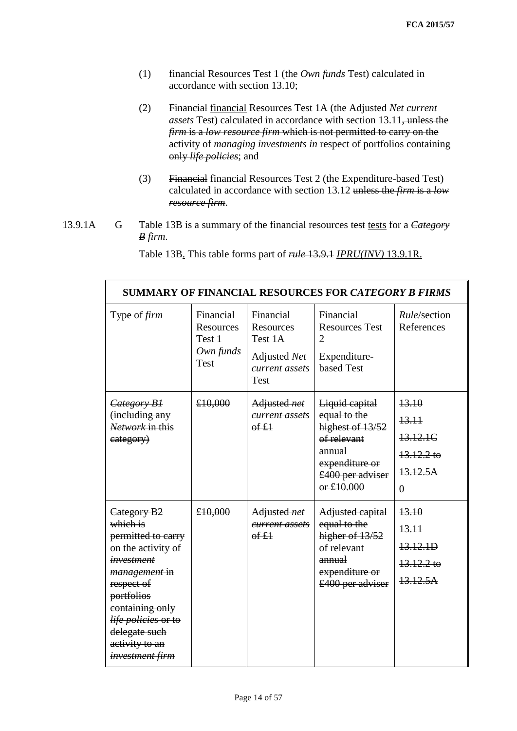(1) financial Resources Test 1 (the *Own funds* Test) calculated in accordance with section 13.10;

(2) ~~Financial~~ financial Resources Test 1A (the Adjusted *Net current assets* Test) calculated in accordance with section 13.11~~, unless the *firm* is a *low resource firm* which is not permitted to carry on the activity of *managing investments in* respect of portfolios containing only *life policies*~~; and

(3) ~~Financial~~ financial Resources Test 2 (the Expenditure-based Test) calculated in accordance with section 13.12 ~~unless the *firm* is a *low resource firm*~~.

13.9.1A G Table 13B is a summary of the financial resources ~~test~~ tests for a ~~*Category B*~~ *firm*.

Table 13B. This table forms part of ~~*rule* 13.9.1~~ *IPRU(INV)* 13.9.1R.

| SUMMARY OF FINANCIAL RESOURCES FOR *CATEGORY B FIRMS* | | | | |
|---|---|---|---|---|
| Type of *firm* | Financial Resources Test 1 *Own funds* Test | Financial Resources Test 1A Adjusted *Net current assets* Test | Financial Resources Test 2 Expenditure-based Test | *Rule*/section References |
| ~~*Category B1* (including any *Network* in this category)~~ | ~~£10,000~~ | ~~Adjusted *net current assets* of £1~~ | ~~Liquid capital equal to the highest of 13/52 of relevant annual expenditure or £400 per adviser or £10.000~~ | ~~13.10~~ ~~13.11~~ ~~13.12.1C~~ ~~13.12.2 to 13.12.5A~~ ~~0~~ |
| ~~Category B2 which is permitted to carry on the activity of *investment management* in respect of portfolios containing only *life policies* or to delegate such activity to an *investment firm*~~ | ~~£10,000~~ | ~~Adjusted *net current assets* of £1~~ | ~~Adjusted capital equal to the higher of 13/52 of relevant annual expenditure or £400 per adviser~~ | ~~13.10~~ ~~13.11~~ ~~13.12.1D~~ ~~13.12.2 to 13.12.5A~~ |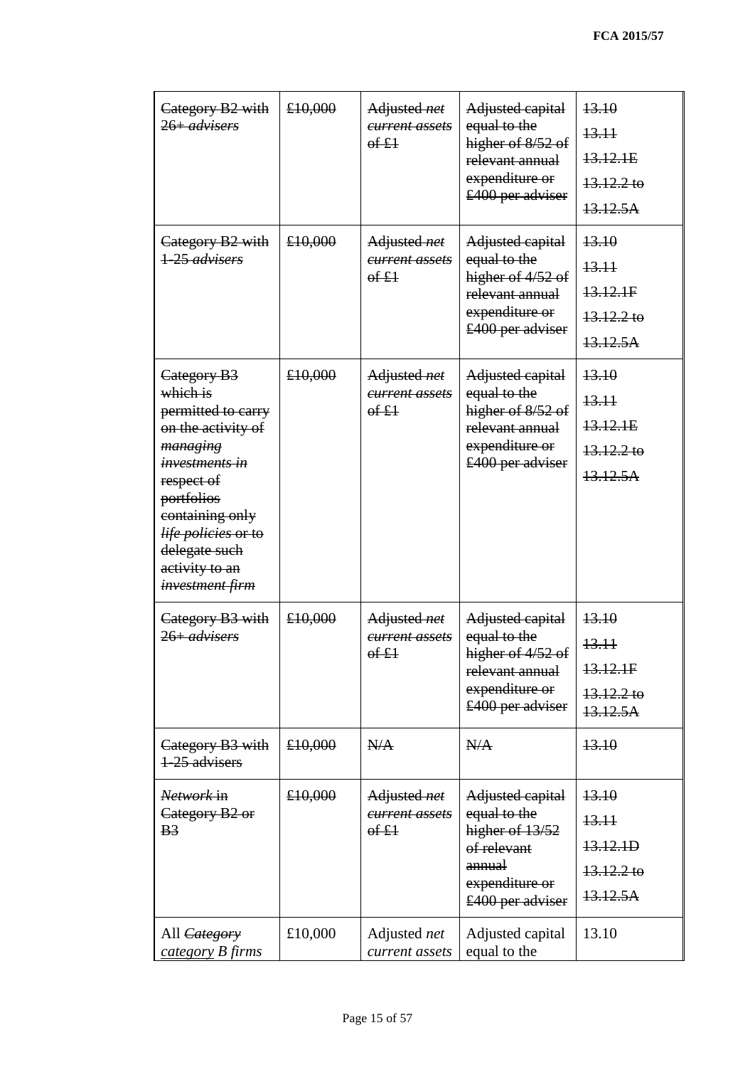| | | | | |
|---|---|---|---|---|
| ~~Category B2 with 26+ *advisers*~~ | ~~£10,000~~ | ~~Adjusted *net current assets* of £1~~ | ~~Adjusted capital equal to the higher of 8/52 of relevant annual expenditure or £400 per adviser~~ | ~~13.10~~<br>~~13.11~~<br>~~13.12.1E~~<br>~~13.12.2 to 13.12.5A~~ |
| ~~Category B2 with 1-25 *advisers*~~ | ~~£10,000~~ | ~~Adjusted *net current assets* of £1~~ | ~~Adjusted capital equal to the higher of 4/52 of relevant annual expenditure or £400 per adviser~~ | ~~13.10~~<br>~~13.11~~<br>~~13.12.1F~~<br>~~13.12.2 to 13.12.5A~~ |
| ~~Category B3 which is permitted to carry on the activity of *managing investments* in respect of portfolios containing only *life policies* or to delegate such activity to an *investment firm*~~ | ~~£10,000~~ | ~~Adjusted *net current assets* of £1~~ | ~~Adjusted capital equal to the higher of 8/52 of relevant annual expenditure or £400 per adviser~~ | ~~13.10~~<br>~~13.11~~<br>~~13.12.1E~~<br>~~13.12.2 to 13.12.5A~~ |
| ~~Category B3 with 26+ *advisers*~~ | ~~£10,000~~ | ~~Adjusted *net current assets* of £1~~ | ~~Adjusted capital equal to the higher of 4/52 of relevant annual expenditure or £400 per adviser~~ | ~~13.10~~<br>~~13.11~~<br>~~13.12.1F~~<br>~~13.12.2 to 13.12.5A~~ |
| ~~Category B3 with 1-25 advisers~~ | ~~£10,000~~ | ~~N/A~~ | ~~N/A~~ | ~~13.10~~ |
| ~~*Network* in Category B2 or B3~~ | ~~£10,000~~ | ~~Adjusted *net current assets* of £1~~ | ~~Adjusted capital equal to the higher of 13/52 of relevant annual expenditure or £400 per adviser~~ | ~~13.10~~<br>~~13.11~~<br>~~13.12.1D~~<br>~~13.12.2 to 13.12.5A~~ |
| All ~~*Category*~~ <u>*category*</u> *B firms* | £10,000 | Adjusted *net current assets* | Adjusted capital equal to the | 13.10 |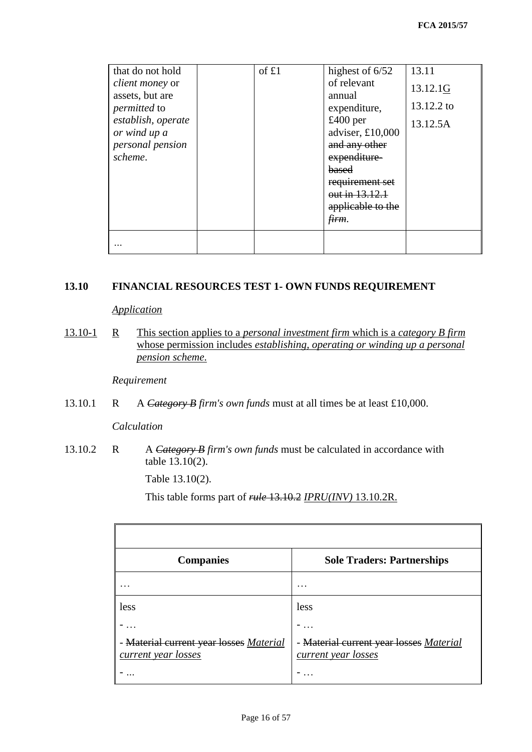| that do not hold *client money* or assets, but are *permitted* to *establish, operate or wind up a personal pension scheme*. | | of £1 | highest of 6/52 of relevant annual expenditure, £400 per adviser, £10,000 ~~and any other expenditure-based requirement set out in 13.12.1 applicable to the *firm*~~. | 13.11<br>13.12.1G<br>13.12.2 to 13.12.5A |
|---|---|---|---|---|
| … | | | | |

## 13.10 FINANCIAL RESOURCES TEST 1- OWN FUNDS REQUIREMENT

*Application*

13.10-1 R This section applies to a *personal investment firm* which is a *category B firm* whose permission includes *establishing, operating or winding up a personal pension scheme*.

*Requirement*

13.10.1 R A ~~*Category B*~~ *firm's own funds* must at all times be at least £10,000.

*Calculation*

13.10.2 R A ~~*Category B*~~ *firm's own funds* must be calculated in accordance with table 13.10(2).

Table 13.10(2).

This table forms part of ~~*rule* 13.10.2~~ *IPRU(INV)* 13.10.2R.

| Companies | Sole Traders: Partnerships |
|---|---|
| … | … |
| less | less |
| - … | - … |
| - ~~Material current year losses~~ *Material current year losses* | - ~~Material current year losses~~ *Material current year losses* |
| - … | - … |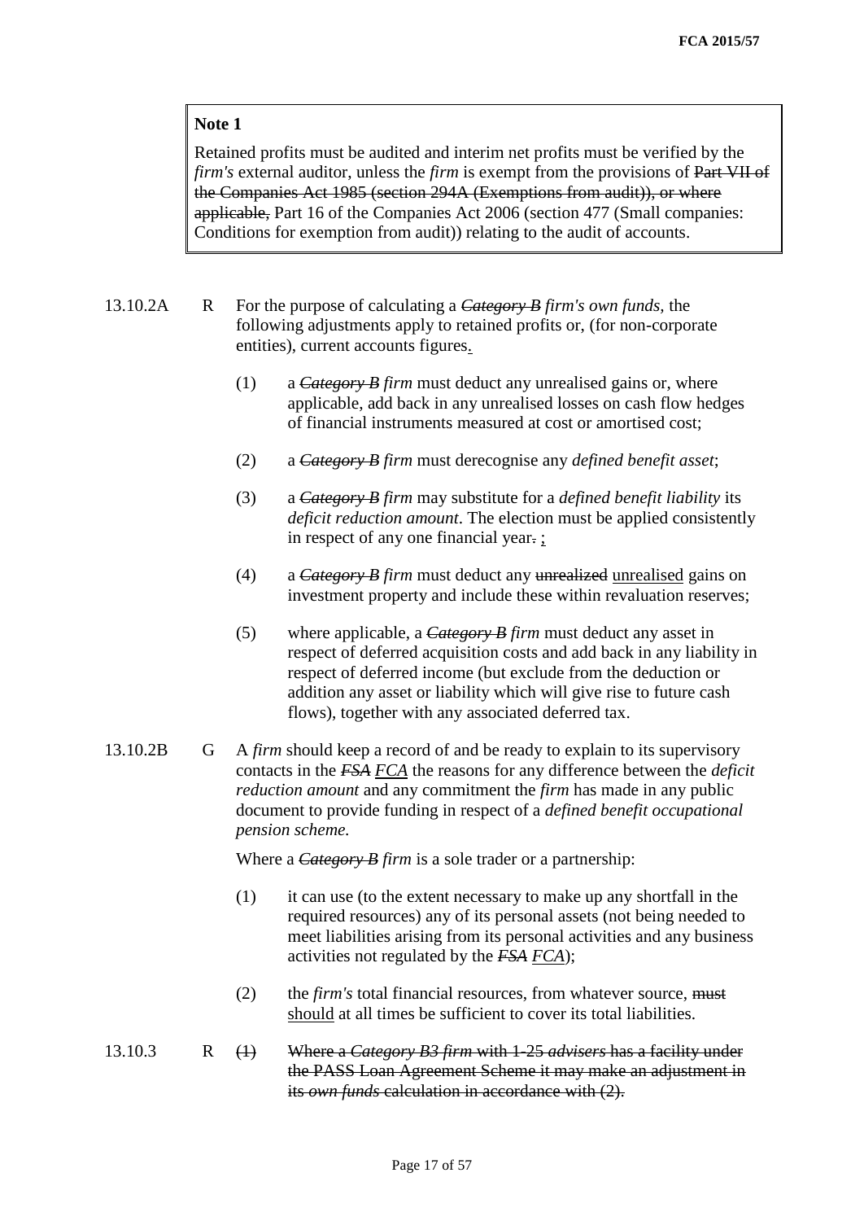> **Note 1**
>
> Retained profits must be audited and interim net profits must be verified by the *firm's* external auditor, unless the *firm* is exempt from the provisions of ~~Part VII of the Companies Act 1985 (section 294A (Exemptions from audit)), or where applicable,~~ Part 16 of the Companies Act 2006 (section 477 (Small companies: Conditions for exemption from audit)) relating to the audit of accounts.

**13.10.2A R** For the purpose of calculating a ~~*Category B*~~ *firm's own funds*, the following adjustments apply to retained profits or, (for non-corporate entities), current accounts figures.

(1) a ~~*Category B*~~ *firm* must deduct any unrealised gains or, where applicable, add back in any unrealised losses on cash flow hedges of financial instruments measured at cost or amortised cost;

(2) a ~~*Category B*~~ *firm* must derecognise any *defined benefit asset*;

(3) a ~~*Category B*~~ *firm* may substitute for a *defined benefit liability* its *deficit reduction amount*. The election must be applied consistently in respect of any one financial year~~.~~ ;

(4) a ~~*Category B*~~ *firm* must deduct any ~~unrealized~~ unrealised gains on investment property and include these within revaluation reserves;

(5) where applicable, a ~~*Category B*~~ *firm* must deduct any asset in respect of deferred acquisition costs and add back in any liability in respect of deferred income (but exclude from the deduction or addition any asset or liability which will give rise to future cash flows), together with any associated deferred tax.

**13.10.2B G** A *firm* should keep a record of and be ready to explain to its supervisory contacts in the ~~*FSA*~~ *FCA* the reasons for any difference between the *deficit reduction amount* and any commitment the *firm* has made in any public document to provide funding in respect of a *defined benefit occupational pension scheme.*

Where a ~~*Category B*~~ *firm* is a sole trader or a partnership:

(1) it can use (to the extent necessary to make up any shortfall in the required resources) any of its personal assets (not being needed to meet liabilities arising from its personal activities and any business activities not regulated by the ~~*FSA*~~ *FCA*);

(2) the *firm's* total financial resources, from whatever source, ~~must~~ should at all times be sufficient to cover its total liabilities.

**13.10.3 R** ~~(1) Where a *Category B3 firm* with 1-25 *advisers* has a facility under the PASS Loan Agreement Scheme it may make an adjustment in its *own funds* calculation in accordance with (2).~~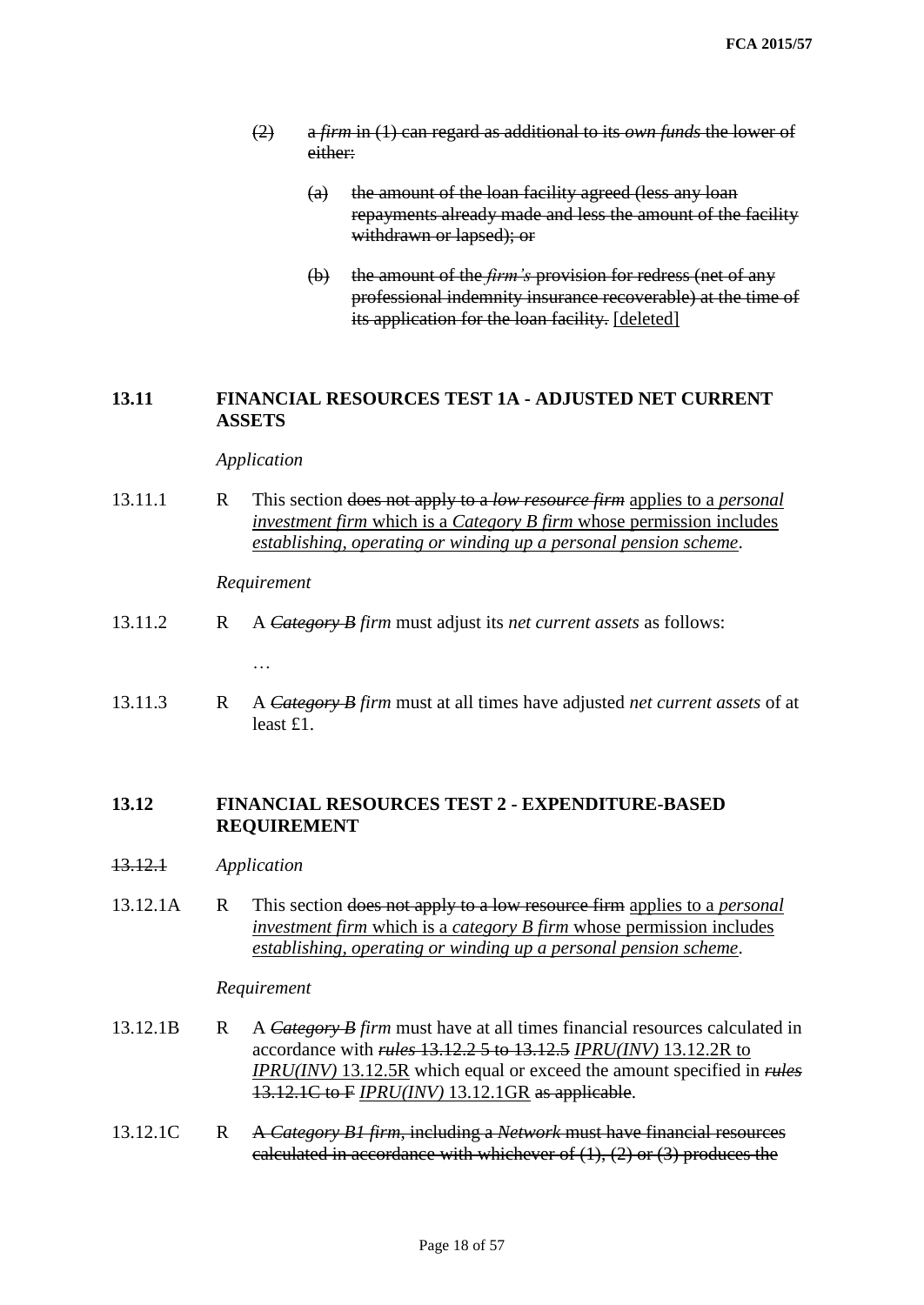(2) a *firm* in (1) can regard as additional to its *own funds* the lower of either:

(a) the amount of the loan facility agreed (less any loan repayments already made and less the amount of the facility withdrawn or lapsed); or

(b) the amount of the *firm's* provision for redress (net of any professional indemnity insurance recoverable) at the time of its application for the loan facility. [deleted]

## 13.11 FINANCIAL RESOURCES TEST 1A - ADJUSTED NET CURRENT ASSETS

*Application*

13.11.1 R This section does not apply to a *low resource firm* applies to a *personal investment firm* which is a *Category B firm* whose permission includes *establishing, operating or winding up a personal pension scheme*.

*Requirement*

13.11.2 R A *Category B firm* must adjust its *net current assets* as follows:

…

13.11.3 R A *Category B firm* must at all times have adjusted *net current assets* of at least £1.

## 13.12 FINANCIAL RESOURCES TEST 2 - EXPENDITURE-BASED REQUIREMENT

13.12.1 *Application*

13.12.1A R This section does not apply to a low resource firm applies to a *personal investment firm* which is a *category B firm* whose permission includes *establishing, operating or winding up a personal pension scheme*.

*Requirement*

13.12.1B R A *Category B firm* must have at all times financial resources calculated in accordance with *rules* 13.12.2 5 to 13.12.5 *IPRU(INV)* 13.12.2R to *IPRU(INV)* 13.12.5R which equal or exceed the amount specified in *rules* 13.12.1C to F *IPRU(INV)* 13.12.1GR as applicable.

13.12.1C R A *Category B1 firm*, including a *Network* must have financial resources calculated in accordance with whichever of (1), (2) or (3) produces the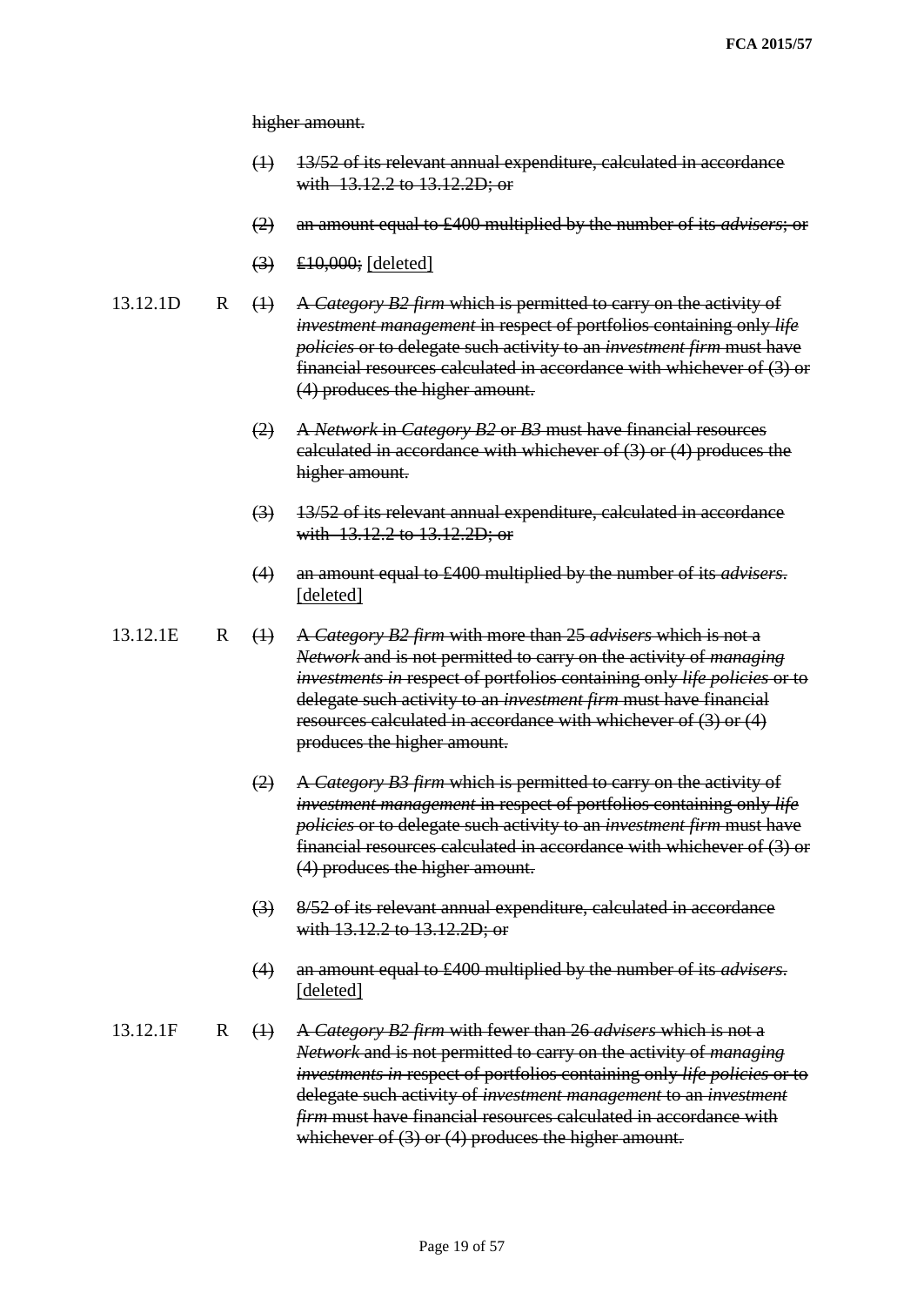~~higher amount.~~

~~(1) 13/52 of its relevant annual expenditure, calculated in accordance with 13.12.2 to 13.12.2D; or~~

~~(2) an amount equal to £400 multiplied by the number of its *advisers*; or~~

~~(3) £10,000;~~ <u>[deleted]</u>

13.12.1D R ~~(1) A *Category B2 firm* which is permitted to carry on the activity of *investment management* in respect of portfolios containing only *life policies* or to delegate such activity to an *investment firm* must have financial resources calculated in accordance with whichever of (3) or (4) produces the higher amount.~~

~~(2) A *Network* in *Category B2* or *B3* must have financial resources calculated in accordance with whichever of (3) or (4) produces the higher amount.~~

~~(3) 13/52 of its relevant annual expenditure, calculated in accordance with 13.12.2 to 13.12.2D; or~~

~~(4) an amount equal to £400 multiplied by the number of its *advisers*.~~ <u>[deleted]</u>

13.12.1E R ~~(1) A *Category B2 firm* with more than 25 *advisers* which is not a *Network* and is not permitted to carry on the activity of *managing investments in* respect of portfolios containing only *life policies* or to delegate such activity to an *investment firm* must have financial resources calculated in accordance with whichever of (3) or (4) produces the higher amount.~~

~~(2) A *Category B3 firm* which is permitted to carry on the activity of *investment management* in respect of portfolios containing only *life policies* or to delegate such activity to an *investment firm* must have financial resources calculated in accordance with whichever of (3) or (4) produces the higher amount.~~

~~(3) 8/52 of its relevant annual expenditure, calculated in accordance with 13.12.2 to 13.12.2D; or~~

~~(4) an amount equal to £400 multiplied by the number of its *advisers*.~~ <u>[deleted]</u>

13.12.1F R ~~(1) A *Category B2 firm* with fewer than 26 *advisers* which is not a *Network* and is not permitted to carry on the activity of *managing investments in* respect of portfolios containing only *life policies* or to delegate such activity of *investment management* to an *investment firm* must have financial resources calculated in accordance with whichever of (3) or (4) produces the higher amount.~~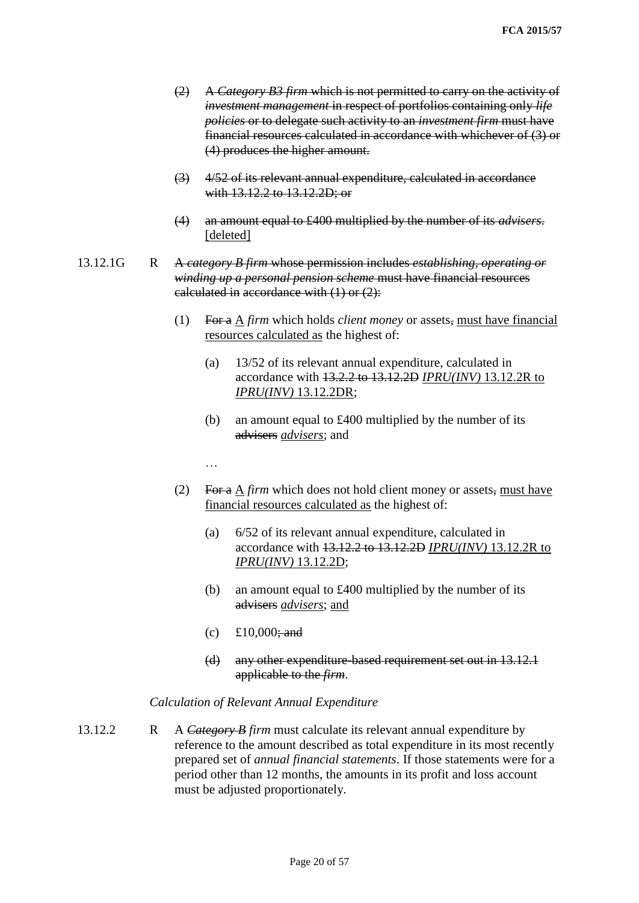(2) ~~A *Category B3 firm* which is not permitted to carry on the activity of *investment management* in respect of portfolios containing only *life policies* or to delegate such activity to an *investment firm* must have financial resources calculated in accordance with whichever of (3) or (4) produces the higher amount.~~

(3) ~~4/52 of its relevant annual expenditure, calculated in accordance with 13.12.2 to 13.12.2D; or~~

(4) ~~an amount equal to £400 multiplied by the number of its *advisers*.~~ [deleted]

13.12.1G R ~~A *category B firm* whose permission includes *establishing, operating or winding up a personal pension scheme* must have financial resources calculated in accordance with (1) or (2):~~

(1) ~~For a~~ A *firm* which holds *client money* or assets~~,~~ must have financial resources calculated as the highest of:

(a) 13/52 of its relevant annual expenditure, calculated in accordance with ~~13.2.2 to 13.12.2D~~ *IPRU(INV)* 13.12.2R to *IPRU(INV)* 13.12.2DR;

(b) an amount equal to £400 multiplied by the number of its ~~advisers~~ *advisers*; and

…

(2) ~~For a~~ A *firm* which does not hold client money or assets~~,~~ must have financial resources calculated as the highest of:

(a) 6/52 of its relevant annual expenditure, calculated in accordance with ~~13.12.2 to 13.12.2D~~ *IPRU(INV)* 13.12.2R to *IPRU(INV)* 13.12.2D;

(b) an amount equal to £400 multiplied by the number of its ~~advisers~~ *advisers*; and

(c) £10,000~~; and~~

(d) ~~any other expenditure-based requirement set out in 13.12.1 applicable to the *firm*.~~

*Calculation of Relevant Annual Expenditure*

13.12.2 R A ~~*Category B*~~ *firm* must calculate its relevant annual expenditure by reference to the amount described as total expenditure in its most recently prepared set of *annual financial statements*. If those statements were for a period other than 12 months, the amounts in its profit and loss account must be adjusted proportionately.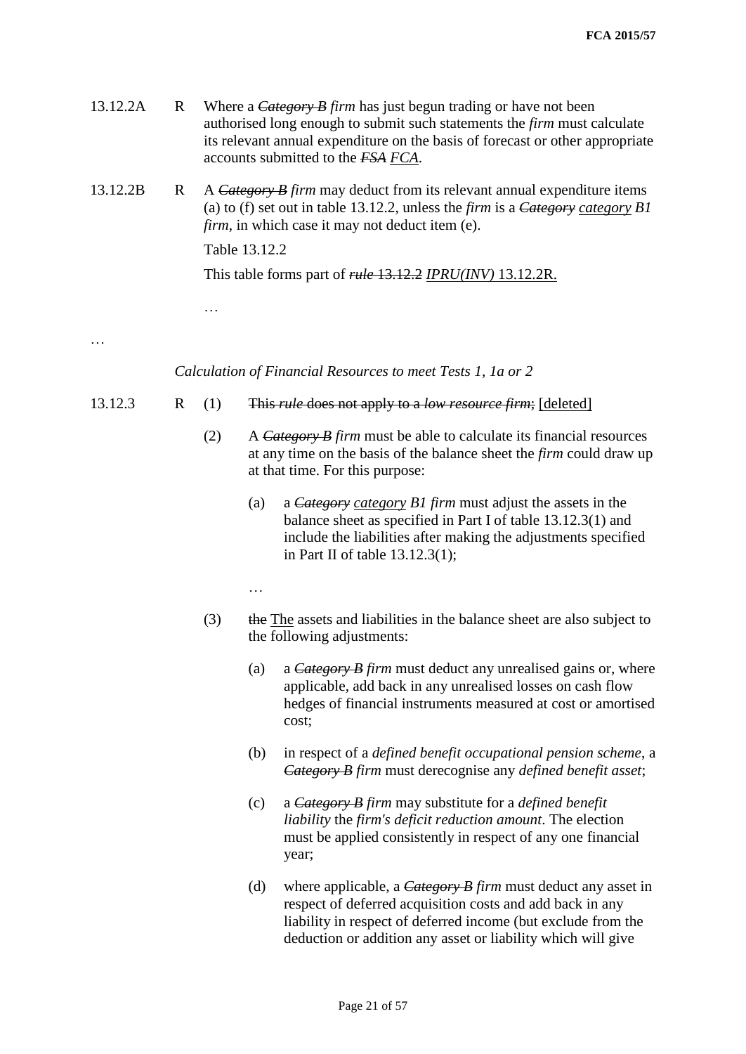13.12.2A R Where a ~~*Category B*~~ *firm* has just begun trading or have not been authorised long enough to submit such statements the *firm* must calculate its relevant annual expenditure on the basis of forecast or other appropriate accounts submitted to the ~~*FSA*~~ <u>*FCA*</u>.

13.12.2B R A ~~*Category B*~~ *firm* may deduct from its relevant annual expenditure items (a) to (f) set out in table 13.12.2, unless the *firm* is a ~~*Category*~~ <u>*category*</u> *B1 firm*, in which case it may not deduct item (e).

Table 13.12.2

This table forms part of ~~*rule* 13.12.2~~ <u>*IPRU(INV)* 13.12.2R</u>.

…

…

*Calculation of Financial Resources to meet Tests 1, 1a or 2*

13.12.3 R (1) ~~This *rule* does not apply to a *low resource firm*;~~ <u>[deleted]</u>

(2) A ~~*Category B*~~ *firm* must be able to calculate its financial resources at any time on the basis of the balance sheet the *firm* could draw up at that time. For this purpose:

(a) a ~~*Category*~~ <u>*category*</u> *B1 firm* must adjust the assets in the balance sheet as specified in Part I of table 13.12.3(1) and include the liabilities after making the adjustments specified in Part II of table 13.12.3(1);

…

(3) ~~the~~ <u>The</u> assets and liabilities in the balance sheet are also subject to the following adjustments:

(a) a ~~*Category B*~~ *firm* must deduct any unrealised gains or, where applicable, add back in any unrealised losses on cash flow hedges of financial instruments measured at cost or amortised cost;

(b) in respect of a *defined benefit occupational pension scheme*, a ~~*Category B*~~ *firm* must derecognise any *defined benefit asset*;

(c) a ~~*Category B*~~ *firm* may substitute for a *defined benefit liability* the *firm's deficit reduction amount*. The election must be applied consistently in respect of any one financial year;

(d) where applicable, a ~~*Category B*~~ *firm* must deduct any asset in respect of deferred acquisition costs and add back in any liability in respect of deferred income (but exclude from the deduction or addition any asset or liability which will give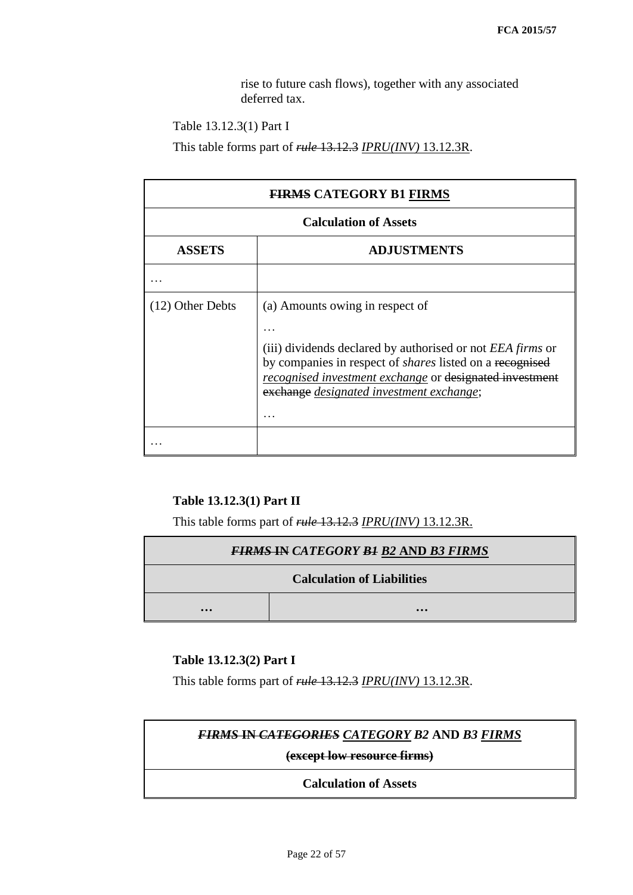rise to future cash flows), together with any associated deferred tax.

Table 13.12.3(1) Part I

This table forms part of ~~*rule* 13.12.3~~ <u>*IPRU(INV)* 13.12.3R</u>.

| ~~FIRMS~~ CATEGORY B1 <u>FIRMS</u> | |
|---|---|
| **Calculation of Assets** | |
| **ASSETS** | **ADJUSTMENTS** |
| … | |
| (12) Other Debts | (a) Amounts owing in respect of<br>…<br>(iii) dividends declared by authorised or not *EEA firms* or by companies in respect of *shares* listed on a ~~recognised~~ <u>*recognised investment exchange*</u> or ~~designated investment exchange~~ <u>*designated investment exchange*</u>;<br>… |
| … | |

**Table 13.12.3(1) Part II**

This table forms part of ~~*rule* 13.12.3~~ <u>*IPRU(INV)* 13.12.3R.</u>

| ~~*FIRMS* IN~~ *CATEGORY* ~~*B1*~~ <u>*B2* AND *B3 FIRMS*</u> | |
|---|---|
| **Calculation of Liabilities** | |
| **…** | **…** |

**Table 13.12.3(2) Part I**

This table forms part of ~~*rule* 13.12.3~~ <u>*IPRU(INV)* 13.12.3R</u>.

| ~~*FIRMS* IN *CATEGORIES*~~ <u>*CATEGORY*</u> *B2* AND *B3* <u>*FIRMS*</u><br>~~(except low resource firms)~~ |
|---|
| **Calculation of Assets** |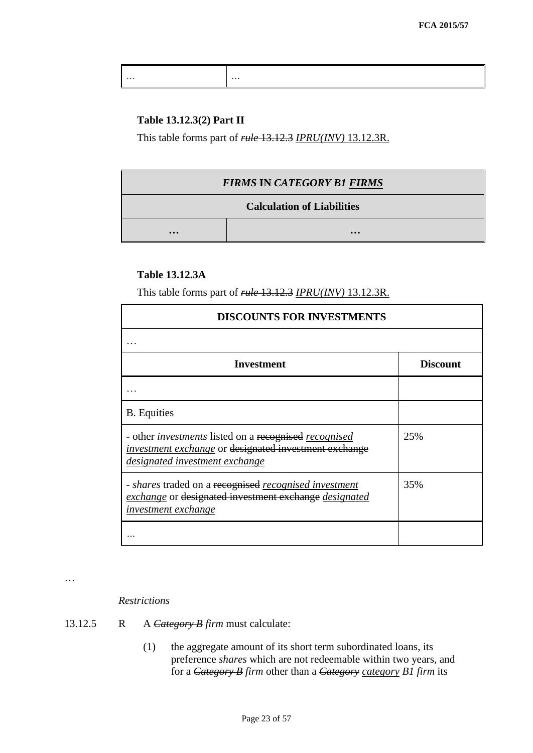| … | … |
|---|---|

**Table 13.12.3(2) Part II**

This table forms part of ~~*rule* 13.12.3~~ *IPRU(INV)* 13.12.3R.

| ~~*FIRMS* IN~~ *CATEGORY B1 FIRMS* | |
|---|---|
| **Calculation of Liabilities** | |
| **…** | **…** |

**Table 13.12.3A**

This table forms part of ~~*rule* 13.12.3~~ *IPRU(INV)* 13.12.3R.

| **DISCOUNTS FOR INVESTMENTS** | |
|---|---|
| … | |
| **Investment** | **Discount** |
| … | |
| B. Equities | |
| - other *investments* listed on a ~~recognised~~ *recognised investment exchange* or ~~designated investment exchange~~ *designated investment exchange* | 25% |
| - *shares* traded on a ~~recognised~~ *recognised investment exchange* or ~~designated investment exchange~~ *designated investment exchange* | 35% |
| ... | |

…

*Restrictions*

13.12.5 R A ~~*Category B*~~ *firm* must calculate:

(1) the aggregate amount of its short term subordinated loans, its preference *shares* which are not redeemable within two years, and for a ~~*Category B*~~ *firm* other than a ~~*Category*~~ *category B1 firm* its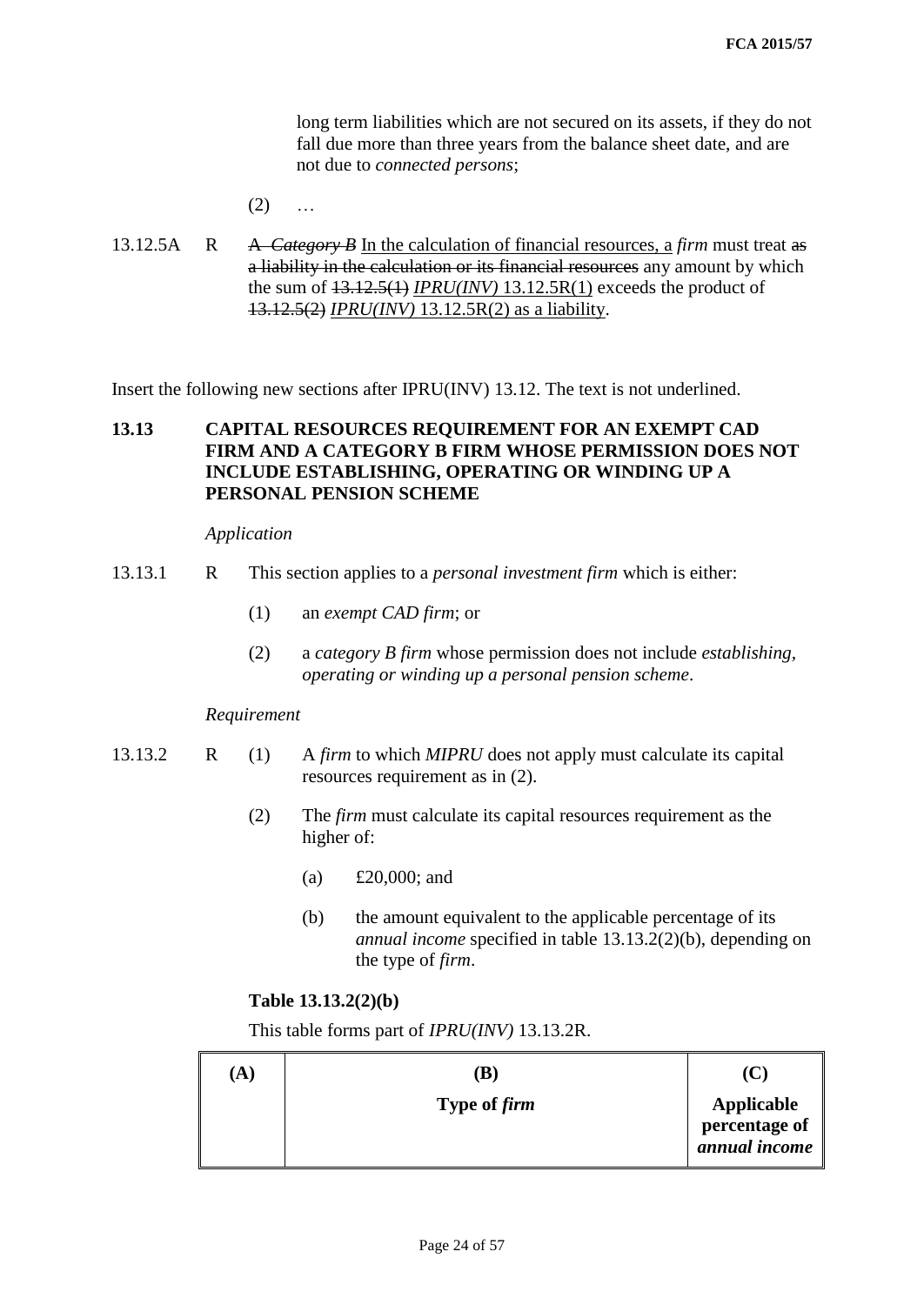long term liabilities which are not secured on its assets, if they do not fall due more than three years from the balance sheet date, and are not due to *connected persons*;

(2) …

13.12.5A R ~~A *Category B*~~ In the calculation of financial resources, a *firm* must treat ~~as a liability in the calculation or its financial resources~~ any amount by which the sum of ~~13.12.5(1)~~ *IPRU(INV)* 13.12.5R(1) exceeds the product of ~~13.12.5(2)~~ *IPRU(INV)* 13.12.5R(2) as a liability.

Insert the following new sections after IPRU(INV) 13.12. The text is not underlined.

**13.13 CAPITAL RESOURCES REQUIREMENT FOR AN EXEMPT CAD FIRM AND A CATEGORY B FIRM WHOSE PERMISSION DOES NOT INCLUDE ESTABLISHING, OPERATING OR WINDING UP A PERSONAL PENSION SCHEME**

*Application*

13.13.1 R This section applies to a *personal investment firm* which is either:

(1) an *exempt CAD firm*; or

(2) a *category B firm* whose permission does not include *establishing, operating or winding up a personal pension scheme*.

*Requirement*

13.13.2 R (1) A *firm* to which *MIPRU* does not apply must calculate its capital resources requirement as in (2).

(2) The *firm* must calculate its capital resources requirement as the higher of:

(a) £20,000; and

(b) the amount equivalent to the applicable percentage of its *annual income* specified in table 13.13.2(2)(b), depending on the type of *firm*.

**Table 13.13.2(2)(b)**

This table forms part of *IPRU(INV)* 13.13.2R.

| **(A)** | **(B)**<br>**Type of *firm*** | **(C)**<br>**Applicable percentage of *annual income*** |
|---|---|---|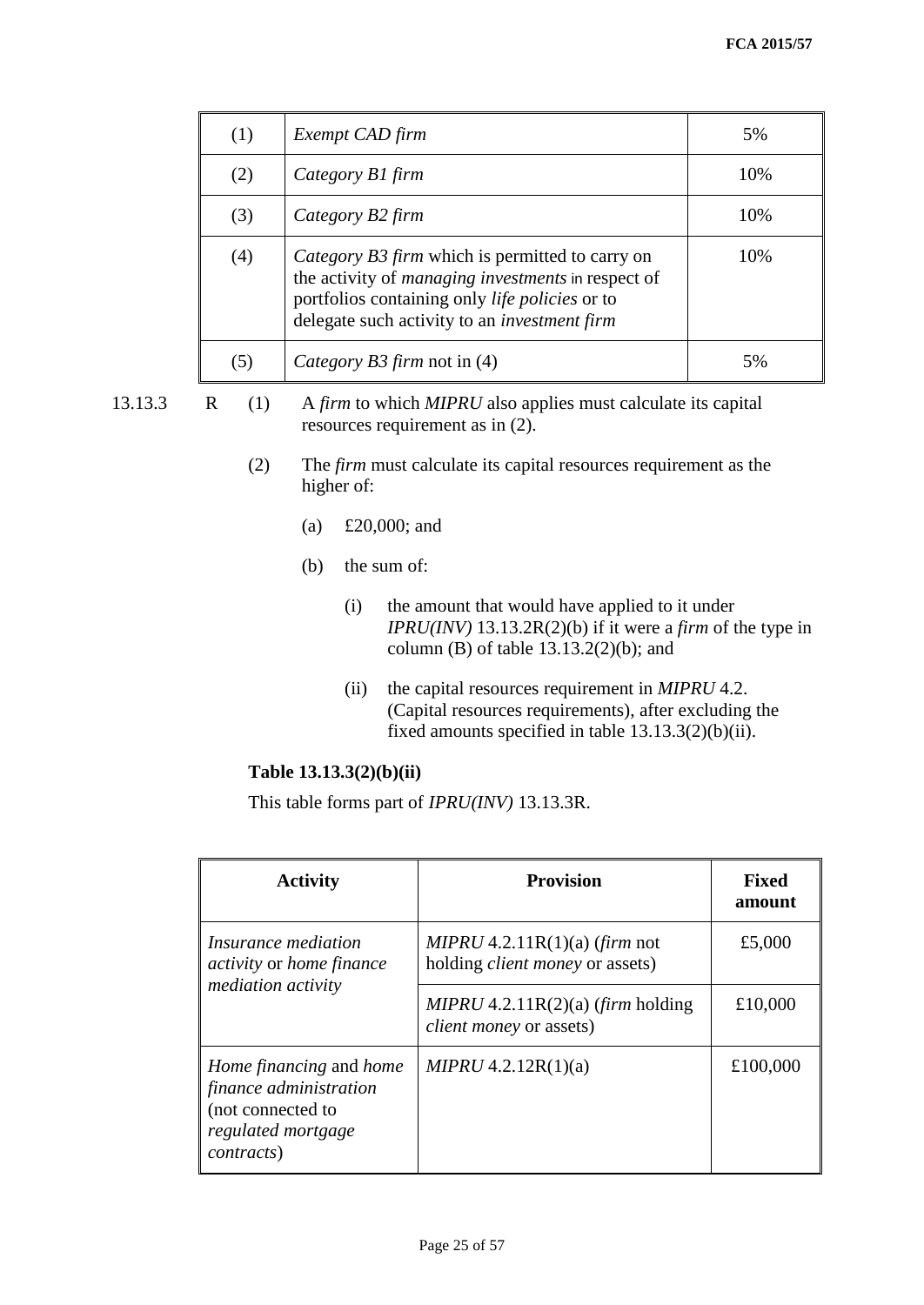| (1) | *Exempt CAD firm* | 5% |
|---|---|---|
| (2) | *Category B1 firm* | 10% |
| (3) | *Category B2 firm* | 10% |
| (4) | *Category B3 firm* which is permitted to carry on the activity of *managing investments* in respect of portfolios containing only *life policies* or to delegate such activity to an *investment firm* | 10% |
| (5) | *Category B3 firm* not in (4) | 5% |

13.13.3 R (1) A *firm* to which *MIPRU* also applies must calculate its capital resources requirement as in (2).

(2) The *firm* must calculate its capital resources requirement as the higher of:

(a) £20,000; and

(b) the sum of:

(i) the amount that would have applied to it under *IPRU(INV)* 13.13.2R(2)(b) if it were a *firm* of the type in column (B) of table 13.13.2(2)(b); and

(ii) the capital resources requirement in *MIPRU* 4.2. (Capital resources requirements), after excluding the fixed amounts specified in table 13.13.3(2)(b)(ii).

**Table 13.13.3(2)(b)(ii)**

This table forms part of *IPRU(INV)* 13.13.3R.

| **Activity** | **Provision** | **Fixed amount** |
|---|---|---|
| *Insurance mediation activity* or *home finance mediation activity* | *MIPRU* 4.2.11R(1)(a) (*firm* not holding *client money* or assets) | £5,000 |
| | *MIPRU* 4.2.11R(2)(a) (*firm* holding *client money* or assets) | £10,000 |
| *Home financing* and *home finance administration* (not connected to *regulated mortgage contracts*) | *MIPRU* 4.2.12R(1)(a) | £100,000 |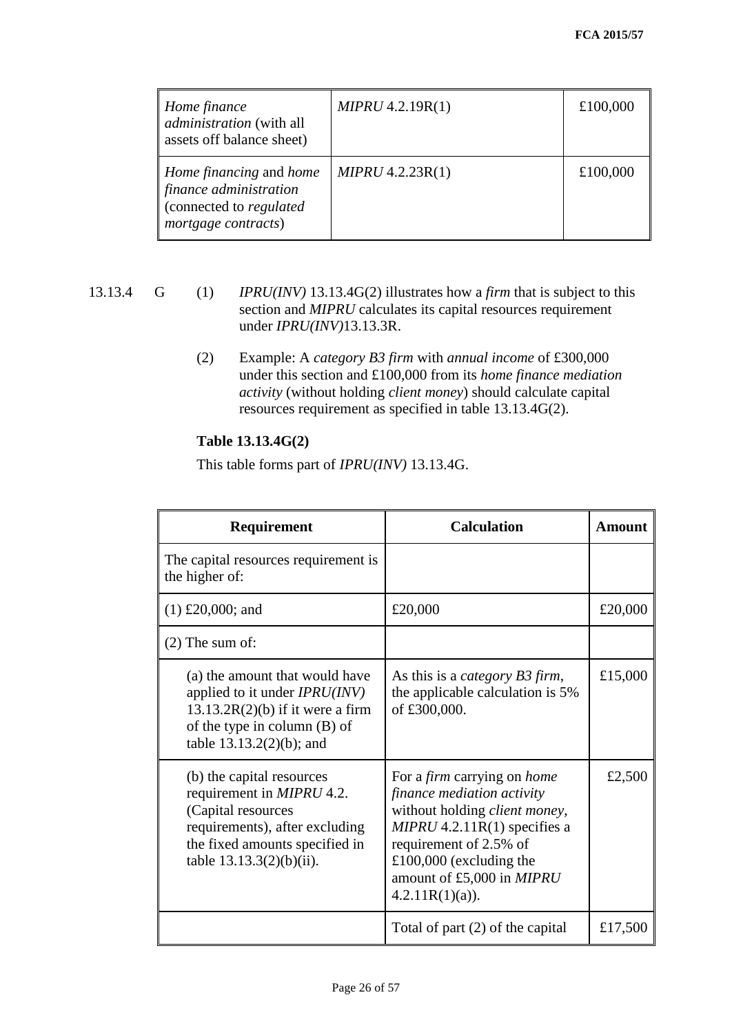| | | |
|---|---|---|
| *Home finance administration* (with all assets off balance sheet) | *MIPRU* 4.2.19R(1) | £100,000 |
| *Home financing* and *home finance administration* (connected to *regulated mortgage contracts*) | *MIPRU* 4.2.23R(1) | £100,000 |

13.13.4 G (1) *IPRU(INV)* 13.13.4G(2) illustrates how a *firm* that is subject to this section and *MIPRU* calculates its capital resources requirement under *IPRU(INV)*13.13.3R.

(2) Example: A *category B3 firm* with *annual income* of £300,000 under this section and £100,000 from its *home finance mediation activity* (without holding *client money*) should calculate capital resources requirement as specified in table 13.13.4G(2).

**Table 13.13.4G(2)**

This table forms part of *IPRU(INV)* 13.13.4G.

| Requirement | Calculation | Amount |
|---|---|---|
| The capital resources requirement is the higher of: | | |
| (1) £20,000; and | £20,000 | £20,000 |
| (2) The sum of: | | |
| (a) the amount that would have applied to it under *IPRU(INV)* 13.13.2R(2)(b) if it were a firm of the type in column (B) of table 13.13.2(2)(b); and | As this is a *category B3 firm*, the applicable calculation is 5% of £300,000. | £15,000 |
| (b) the capital resources requirement in *MIPRU* 4.2. (Capital resources requirements), after excluding the fixed amounts specified in table 13.13.3(2)(b)(ii). | For a *firm* carrying on *home finance mediation activity* without holding *client money*, *MIPRU* 4.2.11R(1) specifies a requirement of 2.5% of £100,000 (excluding the amount of £5,000 in *MIPRU* 4.2.11R(1)(a)). | £2,500 |
| | Total of part (2) of the capital | £17,500 |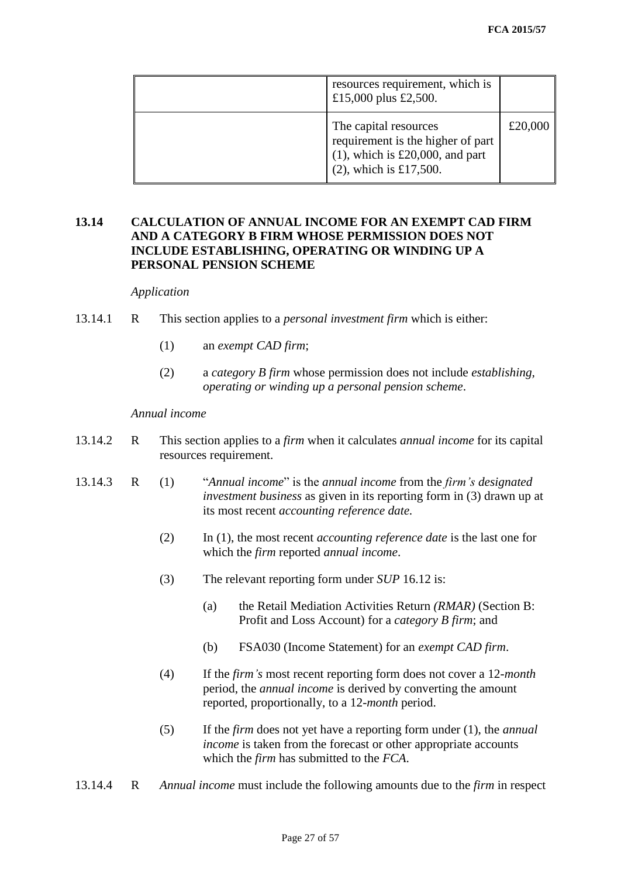| | resources requirement, which is £15,000 plus £2,500. | |
|---|---|---|
| | The capital resources requirement is the higher of part (1), which is £20,000, and part (2), which is £17,500. | £20,000 |

## 13.14 CALCULATION OF ANNUAL INCOME FOR AN EXEMPT CAD FIRM AND A CATEGORY B FIRM WHOSE PERMISSION DOES NOT INCLUDE ESTABLISHING, OPERATING OR WINDING UP A PERSONAL PENSION SCHEME

*Application*

13.14.1 R This section applies to a *personal investment firm* which is either:

(1) an *exempt CAD firm*;

(2) a *category B firm* whose permission does not include *establishing, operating or winding up a personal pension scheme*.

*Annual income*

13.14.2 R This section applies to a *firm* when it calculates *annual income* for its capital resources requirement.

13.14.3 R (1) "*Annual income*" is the *annual income* from the *firm's designated investment business* as given in its reporting form in (3) drawn up at its most recent *accounting reference date.*

(2) In (1), the most recent *accounting reference date* is the last one for which the *firm* reported *annual income*.

(3) The relevant reporting form under *SUP* 16.12 is:

(a) the Retail Mediation Activities Return *(RMAR)* (Section B: Profit and Loss Account) for a *category B firm*; and

(b) FSA030 (Income Statement) for an *exempt CAD firm*.

(4) If the *firm's* most recent reporting form does not cover a 12-*month* period, the *annual income* is derived by converting the amount reported, proportionally, to a 12-*month* period.

(5) If the *firm* does not yet have a reporting form under (1), the *annual income* is taken from the forecast or other appropriate accounts which the *firm* has submitted to the *FCA*.

13.14.4 R *Annual income* must include the following amounts due to the *firm* in respect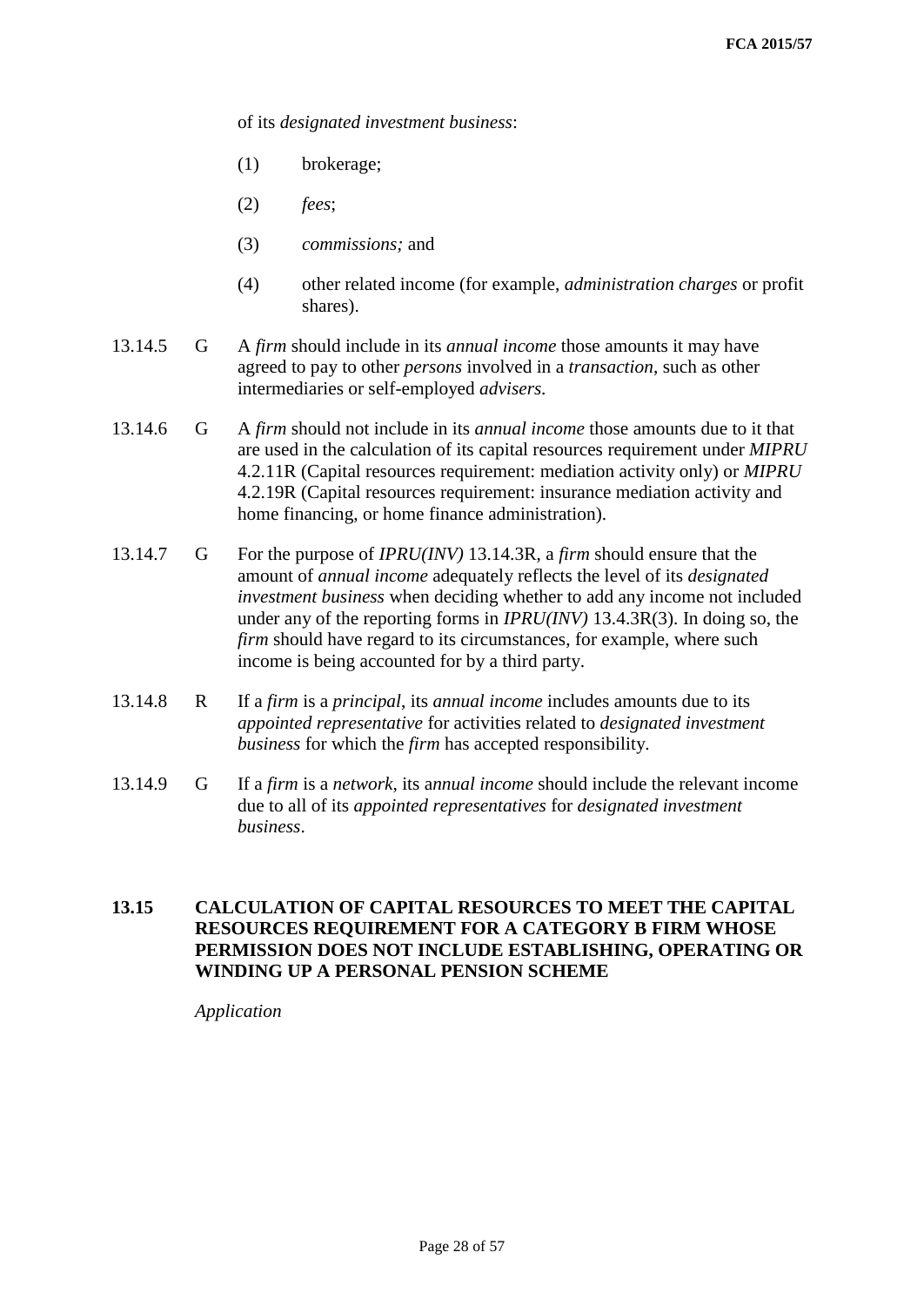of its *designated investment business*:

(1) brokerage;

(2) *fees*;

(3) *commissions;* and

(4) other related income (for example, *administration charges* or profit shares).

13.14.5 G A *firm* should include in its *annual income* those amounts it may have agreed to pay to other *persons* involved in a *transaction*, such as other intermediaries or self-employed *advisers*.

13.14.6 G A *firm* should not include in its *annual income* those amounts due to it that are used in the calculation of its capital resources requirement under *MIPRU* 4.2.11R (Capital resources requirement: mediation activity only) or *MIPRU* 4.2.19R (Capital resources requirement: insurance mediation activity and home financing, or home finance administration).

13.14.7 G For the purpose of *IPRU(INV)* 13.14.3R, a *firm* should ensure that the amount of *annual income* adequately reflects the level of its *designated investment business* when deciding whether to add any income not included under any of the reporting forms in *IPRU(INV)* 13.4.3R(3). In doing so, the *firm* should have regard to its circumstances, for example, where such income is being accounted for by a third party.

13.14.8 R If a *firm* is a *principal*, its *annual income* includes amounts due to its *appointed representative* for activities related to *designated investment business* for which the *firm* has accepted responsibility.

13.14.9 G If a *firm* is a *network*, its a*nnual income* should include the relevant income due to all of its *appointed representatives* for *designated investment business*.

## 13.15 CALCULATION OF CAPITAL RESOURCES TO MEET THE CAPITAL RESOURCES REQUIREMENT FOR A CATEGORY B FIRM WHOSE PERMISSION DOES NOT INCLUDE ESTABLISHING, OPERATING OR WINDING UP A PERSONAL PENSION SCHEME

*Application*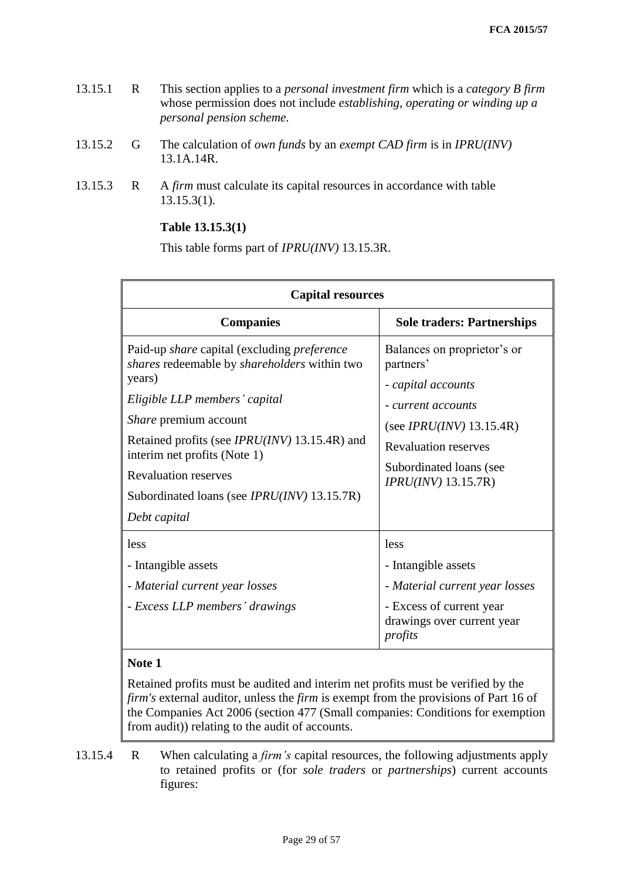13.15.1 R This section applies to a *personal investment firm* which is a *category B firm* whose permission does not include *establishing, operating or winding up a personal pension scheme*.

13.15.2 G The calculation of *own funds* by an *exempt CAD firm* is in *IPRU(INV)* 13.1A.14R.

13.15.3 R A *firm* must calculate its capital resources in accordance with table 13.15.3(1).

**Table 13.15.3(1)**

This table forms part of *IPRU(INV)* 13.15.3R.

| **Capital resources** | |
|---|---|
| **Companies** | **Sole traders: Partnerships** |
| Paid-up *share* capital (excluding *preference shares* redeemable by *shareholders* within two years)<br>*Eligible LLP members' capital*<br>*Share* premium account<br>Retained profits (see *IPRU(INV)* 13.15.4R) and interim net profits (Note 1)<br>Revaluation reserves<br>Subordinated loans (see *IPRU(INV)* 13.15.7R)<br>*Debt capital* | Balances on proprietor's or partners'<br>- *capital accounts*<br>- *current accounts*<br>(see *IPRU(INV)* 13.15.4R)<br>Revaluation reserves<br>Subordinated loans (see *IPRU(INV)* 13.15.7R) |
| less<br>- Intangible assets<br>- *Material current year losses*<br>- *Excess LLP members' drawings* | less<br>- Intangible assets<br>- *Material current year losses*<br>- Excess of current year drawings over current year *profits* |
| **Note 1**<br>Retained profits must be audited and interim net profits must be verified by the *firm's* external auditor, unless the *firm* is exempt from the provisions of Part 16 of the Companies Act 2006 (section 477 (Small companies: Conditions for exemption from audit)) relating to the audit of accounts. | |

13.15.4 R When calculating a *firm's* capital resources, the following adjustments apply to retained profits or (for *sole traders* or *partnerships*) current accounts figures: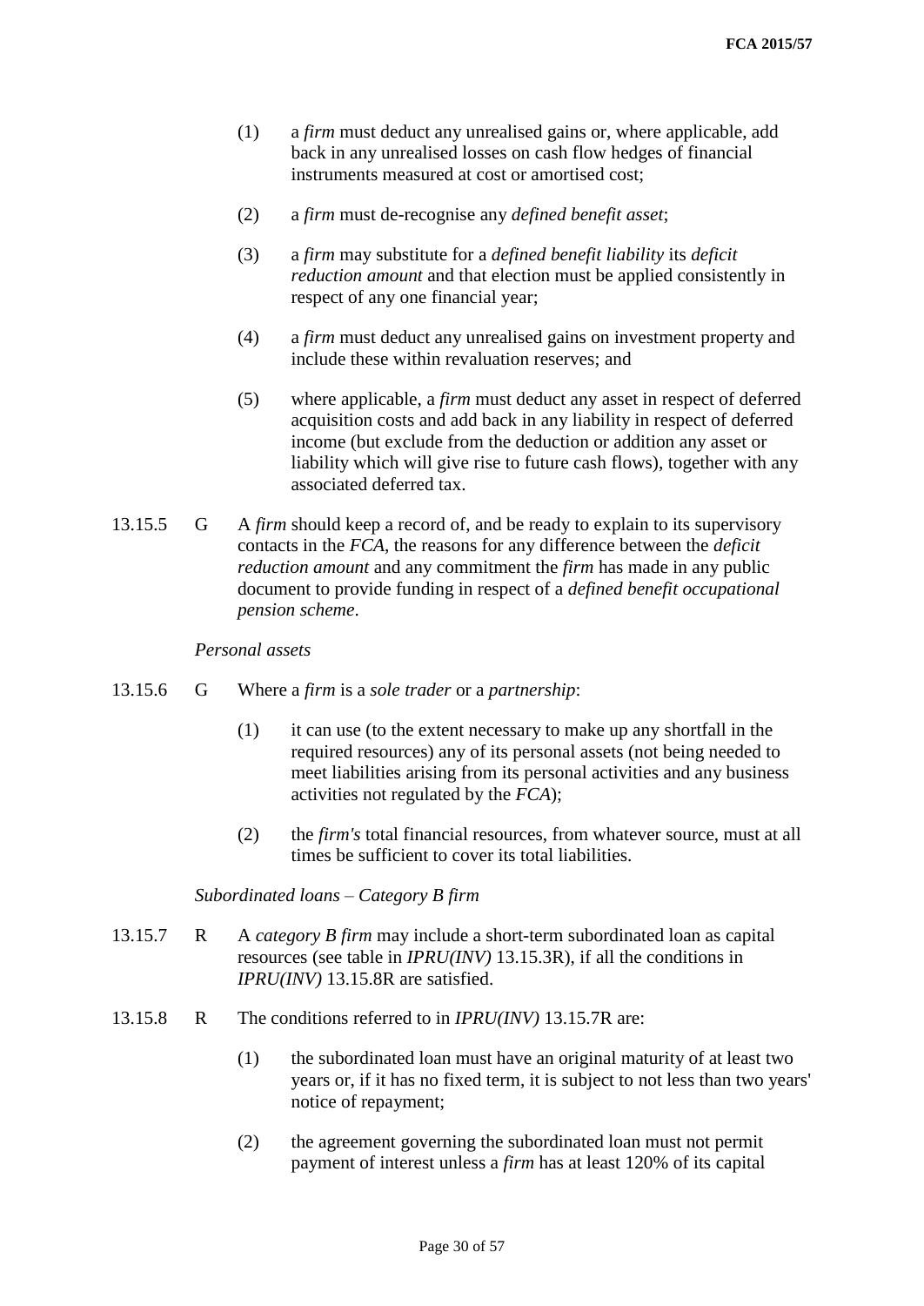(1) a *firm* must deduct any unrealised gains or, where applicable, add back in any unrealised losses on cash flow hedges of financial instruments measured at cost or amortised cost;

(2) a *firm* must de-recognise any *defined benefit asset*;

(3) a *firm* may substitute for a *defined benefit liability* its *deficit reduction amount* and that election must be applied consistently in respect of any one financial year;

(4) a *firm* must deduct any unrealised gains on investment property and include these within revaluation reserves; and

(5) where applicable, a *firm* must deduct any asset in respect of deferred acquisition costs and add back in any liability in respect of deferred income (but exclude from the deduction or addition any asset or liability which will give rise to future cash flows), together with any associated deferred tax.

13.15.5 G A *firm* should keep a record of, and be ready to explain to its supervisory contacts in the *FCA*, the reasons for any difference between the *deficit reduction amount* and any commitment the *firm* has made in any public document to provide funding in respect of a *defined benefit occupational pension scheme*.

*Personal assets*

13.15.6 G Where a *firm* is a *sole trader* or a *partnership*:

(1) it can use (to the extent necessary to make up any shortfall in the required resources) any of its personal assets (not being needed to meet liabilities arising from its personal activities and any business activities not regulated by the *FCA*);

(2) the *firm's* total financial resources, from whatever source, must at all times be sufficient to cover its total liabilities.

*Subordinated loans – Category B firm*

13.15.7 R A *category B firm* may include a short-term subordinated loan as capital resources (see table in *IPRU(INV)* 13.15.3R), if all the conditions in *IPRU(INV)* 13.15.8R are satisfied.

13.15.8 R The conditions referred to in *IPRU(INV)* 13.15.7R are:

(1) the subordinated loan must have an original maturity of at least two years or, if it has no fixed term, it is subject to not less than two years' notice of repayment;

(2) the agreement governing the subordinated loan must not permit payment of interest unless a *firm* has at least 120% of its capital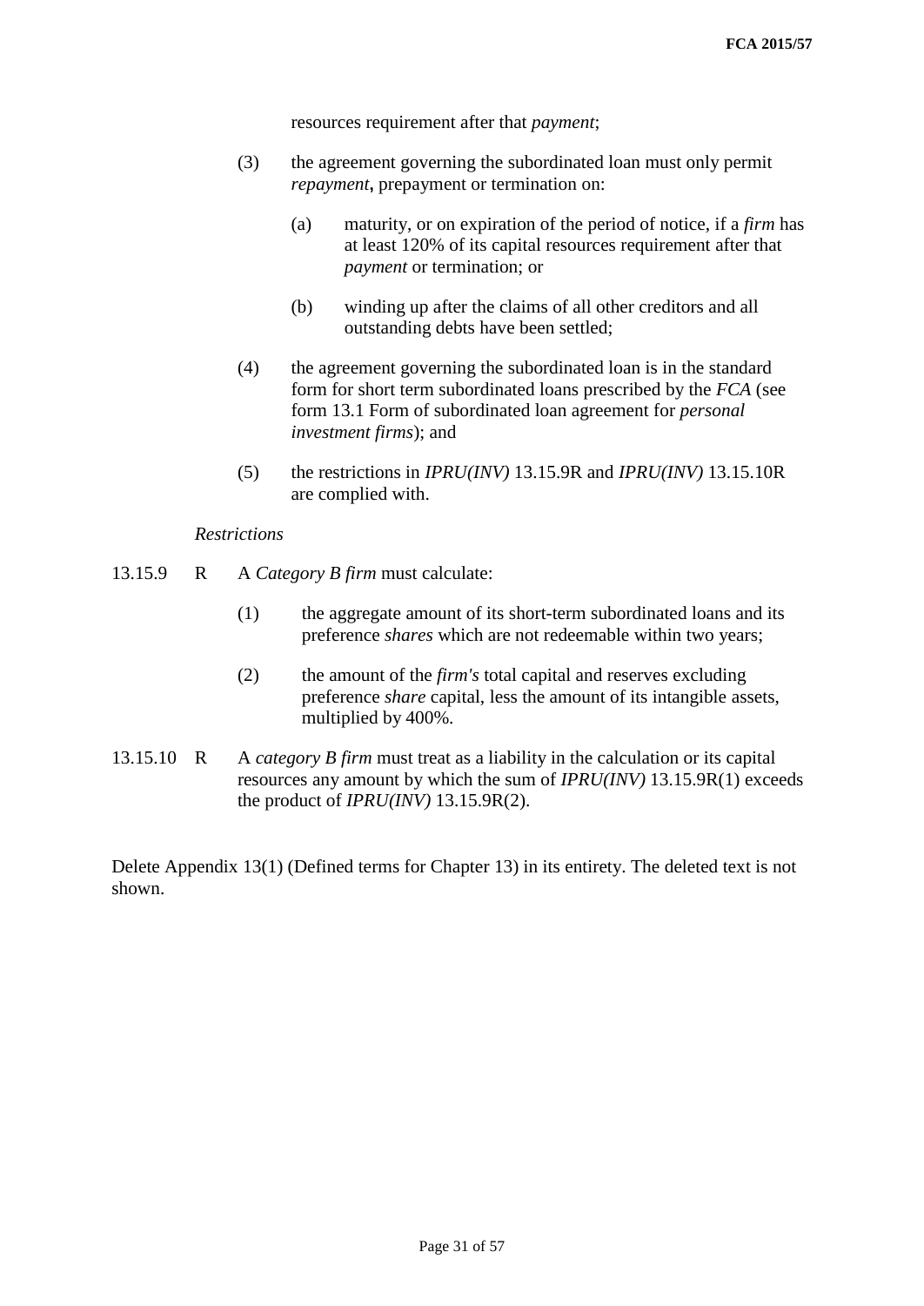resources requirement after that *payment*;

(3) the agreement governing the subordinated loan must only permit *repayment*, prepayment or termination on:

(a) maturity, or on expiration of the period of notice, if a *firm* has at least 120% of its capital resources requirement after that *payment* or termination; or

(b) winding up after the claims of all other creditors and all outstanding debts have been settled;

(4) the agreement governing the subordinated loan is in the standard form for short term subordinated loans prescribed by the *FCA* (see form 13.1 Form of subordinated loan agreement for *personal investment firms*); and

(5) the restrictions in *IPRU(INV)* 13.15.9R and *IPRU(INV)* 13.15.10R are complied with.

*Restrictions*

13.15.9 R A *Category B firm* must calculate:

(1) the aggregate amount of its short-term subordinated loans and its preference *shares* which are not redeemable within two years;

(2) the amount of the *firm's* total capital and reserves excluding preference *share* capital, less the amount of its intangible assets, multiplied by 400%.

13.15.10 R A *category B firm* must treat as a liability in the calculation or its capital resources any amount by which the sum of *IPRU(INV)* 13.15.9R(1) exceeds the product of *IPRU(INV)* 13.15.9R(2).

Delete Appendix 13(1) (Defined terms for Chapter 13) in its entirety. The deleted text is not shown.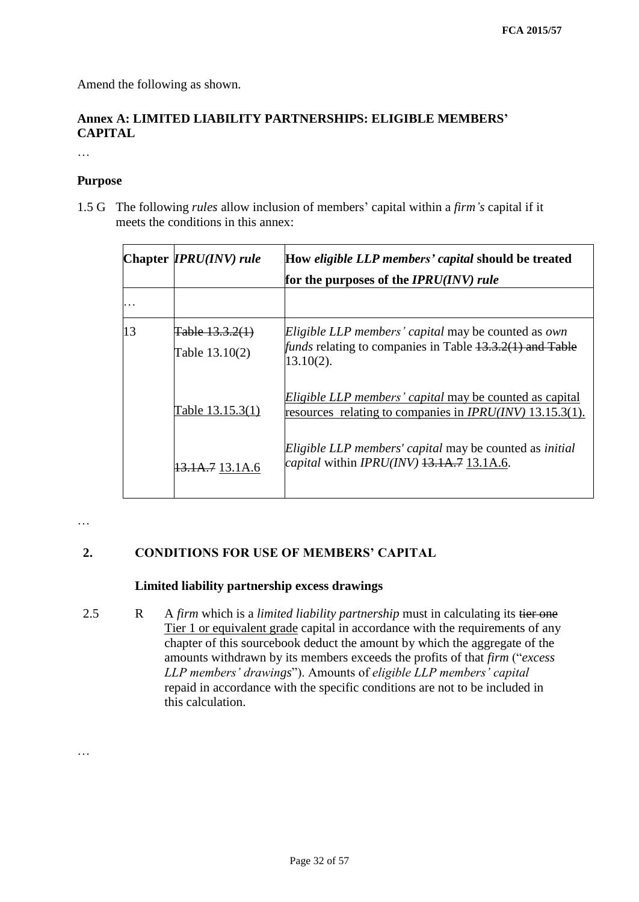Amend the following as shown.

**Annex A: LIMITED LIABILITY PARTNERSHIPS: ELIGIBLE MEMBERS' CAPITAL**

…

**Purpose**

1.5 G The following *rules* allow inclusion of members' capital within a *firm's* capital if it meets the conditions in this annex:

| Chapter | *IPRU(INV) rule* | How *eligible LLP members' capital* should be treated for the purposes of the *IPRU(INV) rule* |
|---|---|---|
| … | | |
| 13 | ~~Table 13.3.2(1)~~ Table 13.10(2) | *Eligible LLP members' capital* may be counted as *own funds* relating to companies in Table ~~13.3.2(1) and Table~~ 13.10(2). |
| | <u>Table 13.15.3(1)</u> | <u>*Eligible LLP members' capital* may be counted as capital resources relating to companies in *IPRU(INV)* 13.15.3(1).</u> |
| | ~~13.1A.7~~ <u>13.1A.6</u> | *Eligible LLP members' capital* may be counted as *initial capital* within *IPRU(INV)* ~~13.1A.7~~ <u>13.1A.6</u>. |

…

## 2. CONDITIONS FOR USE OF MEMBERS' CAPITAL

**Limited liability partnership excess drawings**

2.5 R A *firm* which is a *limited liability partnership* must in calculating its ~~tier one~~ <u>Tier 1 or equivalent grade</u> capital in accordance with the requirements of any chapter of this sourcebook deduct the amount by which the aggregate of the amounts withdrawn by its members exceeds the profits of that *firm* ("*excess LLP members' drawings*"). Amounts of *eligible LLP members' capital* repaid in accordance with the specific conditions are not to be included in this calculation.

…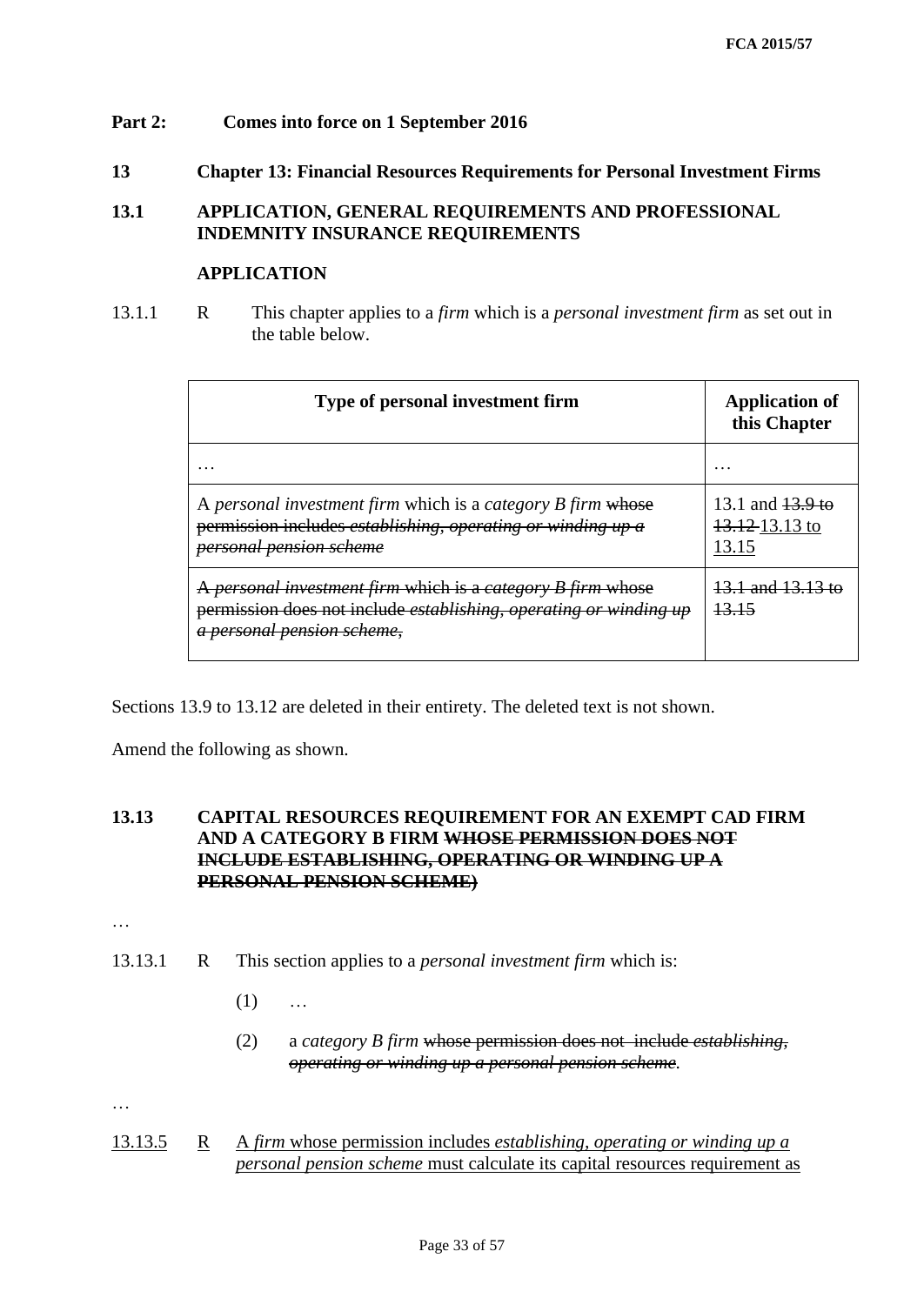**Part 2: Comes into force on 1 September 2016**

## 13 Chapter 13: Financial Resources Requirements for Personal Investment Firms

### 13.1 APPLICATION, GENERAL REQUIREMENTS AND PROFESSIONAL INDEMNITY INSURANCE REQUIREMENTS

**APPLICATION**

13.1.1 R This chapter applies to a *firm* which is a *personal investment firm* as set out in the table below.

| Type of personal investment firm | Application of this Chapter |
|---|---|
| … | … |
| A *personal investment firm* which is a *category B firm* ~~whose permission includes *establishing, operating or winding up a personal pension scheme*~~ | 13.1 and ~~13.9 to 13.12~~ <u>13.13 to 13.15</u> |
| ~~A *personal investment firm* which is a *category B firm* whose permission does not include *establishing, operating or winding up a personal pension scheme*,~~ | ~~13.1 and 13.13 to 13.15~~ |

Sections 13.9 to 13.12 are deleted in their entirety. The deleted text is not shown.

Amend the following as shown.

### 13.13 CAPITAL RESOURCES REQUIREMENT FOR AN EXEMPT CAD FIRM AND A CATEGORY B FIRM ~~WHOSE PERMISSION DOES NOT INCLUDE ESTABLISHING, OPERATING OR WINDING UP A PERSONAL PENSION SCHEME)~~

…

13.13.1 R This section applies to a *personal investment firm* which is:

(1) …

(2) a *category B firm* ~~whose permission does not include *establishing, operating or winding up a personal pension scheme*~~.

…

<u>13.13.5</u> <u>R</u> <u>A *firm* whose permission includes *establishing, operating or winding up a personal pension scheme* must calculate its capital resources requirement as</u>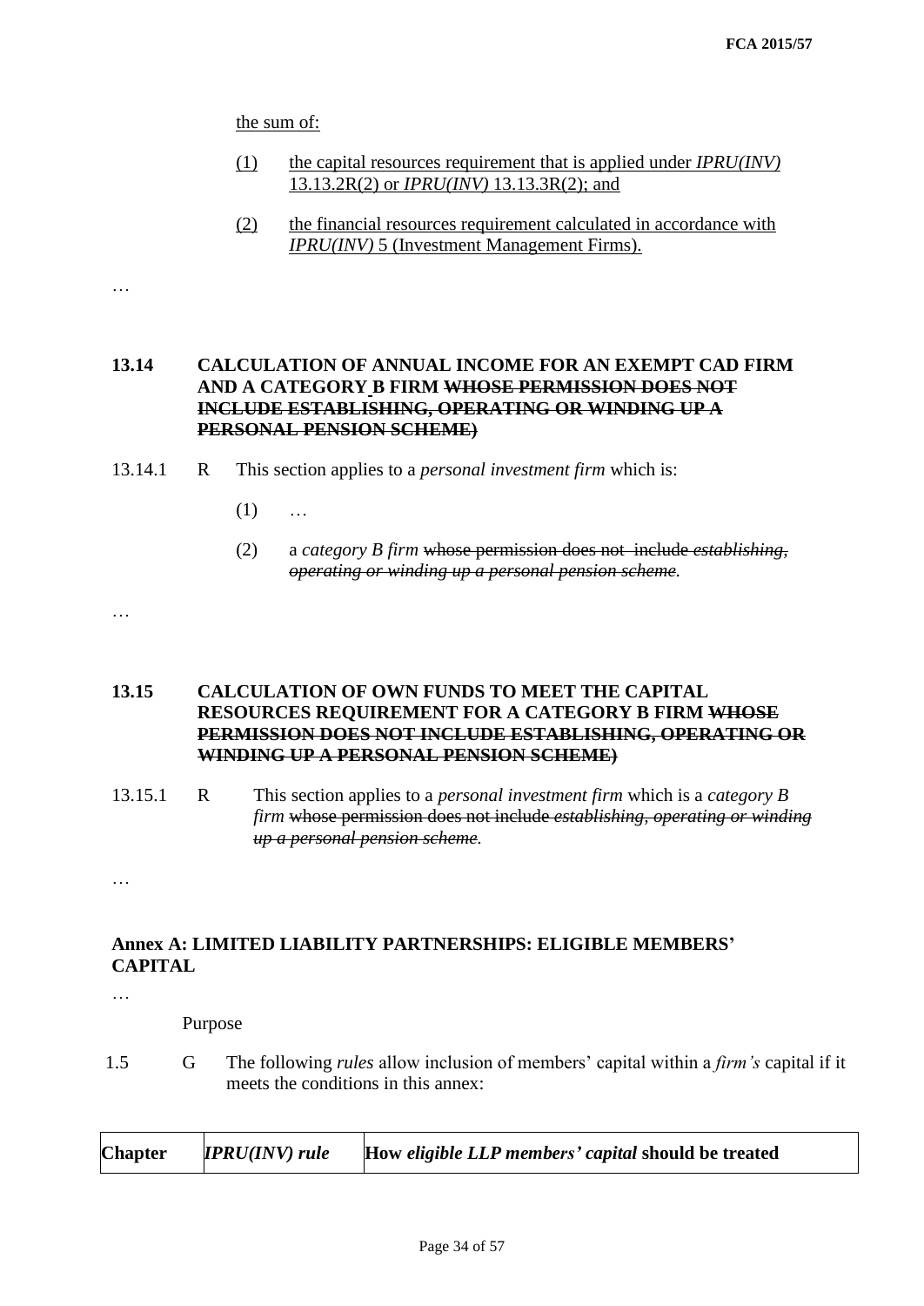the sum of:

(1) the capital resources requirement that is applied under *IPRU(INV)* 13.13.2R(2) or *IPRU(INV)* 13.13.3R(2); and

(2) the financial resources requirement calculated in accordance with *IPRU(INV)* 5 (Investment Management Firms).

…

### 13.14 CALCULATION OF ANNUAL INCOME FOR AN EXEMPT CAD FIRM AND A CATEGORY B FIRM ~~WHOSE PERMISSION DOES NOT INCLUDE ESTABLISHING, OPERATING OR WINDING UP A PERSONAL PENSION SCHEME)~~

13.14.1 R This section applies to a *personal investment firm* which is:

(1) …

(2) a *category B firm* ~~whose permission does not include *establishing, operating or winding up a personal pension scheme*~~.

…

### 13.15 CALCULATION OF OWN FUNDS TO MEET THE CAPITAL RESOURCES REQUIREMENT FOR A CATEGORY B FIRM ~~WHOSE PERMISSION DOES NOT INCLUDE ESTABLISHING, OPERATING OR WINDING UP A PERSONAL PENSION SCHEME)~~

13.15.1 R This section applies to a *personal investment firm* which is a *category B firm* ~~whose permission does not include *establishing, operating or winding up a personal pension scheme*~~.

…

### Annex A: LIMITED LIABILITY PARTNERSHIPS: ELIGIBLE MEMBERS' CAPITAL

…

Purpose

1.5 G The following *rules* allow inclusion of members' capital within a *firm's* capital if it meets the conditions in this annex:

| Chapter | *IPRU(INV) rule* | How *eligible LLP members' capital* should be treated |
|---|---|---|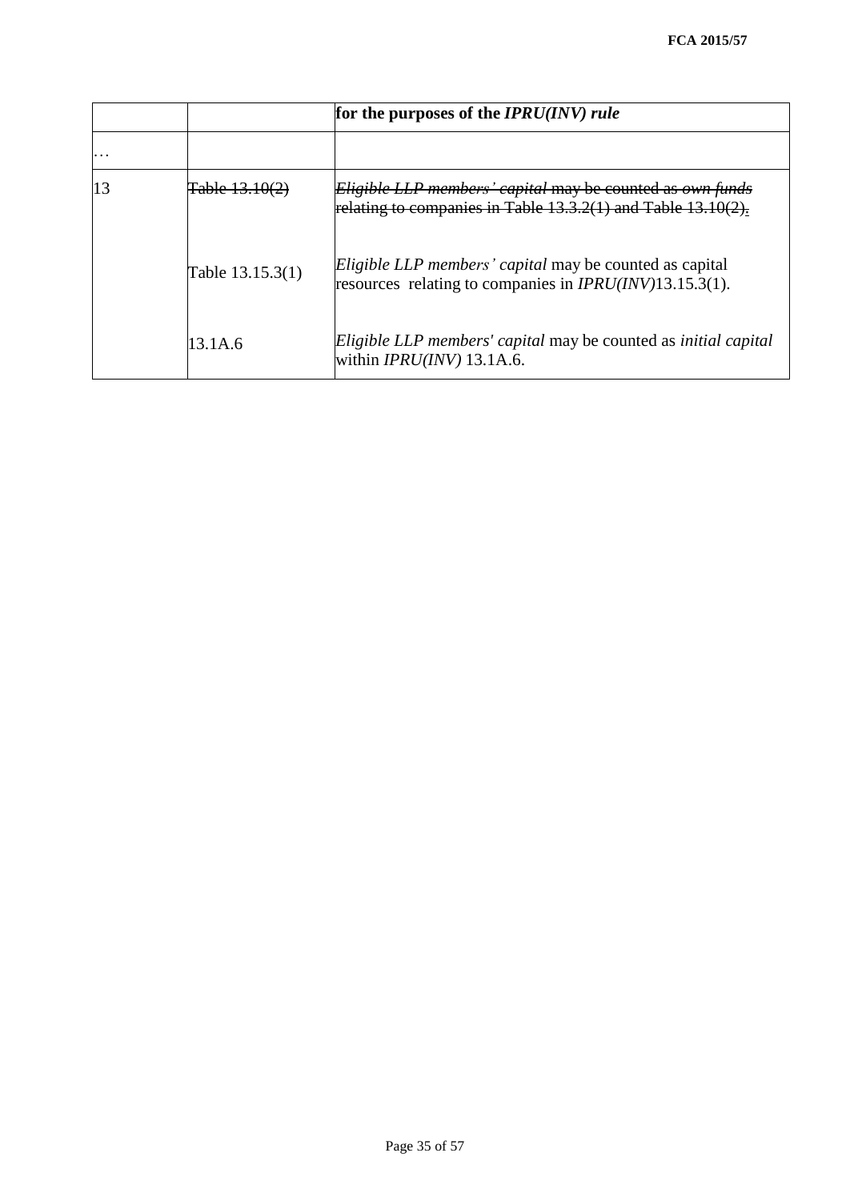| | | **for the purposes of the *IPRU(INV) rule*** |
|---|---|---|
| … | | |
| 13 | ~~Table 13.10(2)~~ | ~~*Eligible LLP members' capital* may be counted as *own funds* relating to companies in Table 13.3.2(1) and Table 13.10(2).~~ |
| | Table 13.15.3(1) | *Eligible LLP members' capital* may be counted as capital resources relating to companies in *IPRU(INV)*13.15.3(1). |
| | 13.1A.6 | *Eligible LLP members' capital* may be counted as *initial capital* within *IPRU(INV)* 13.1A.6. |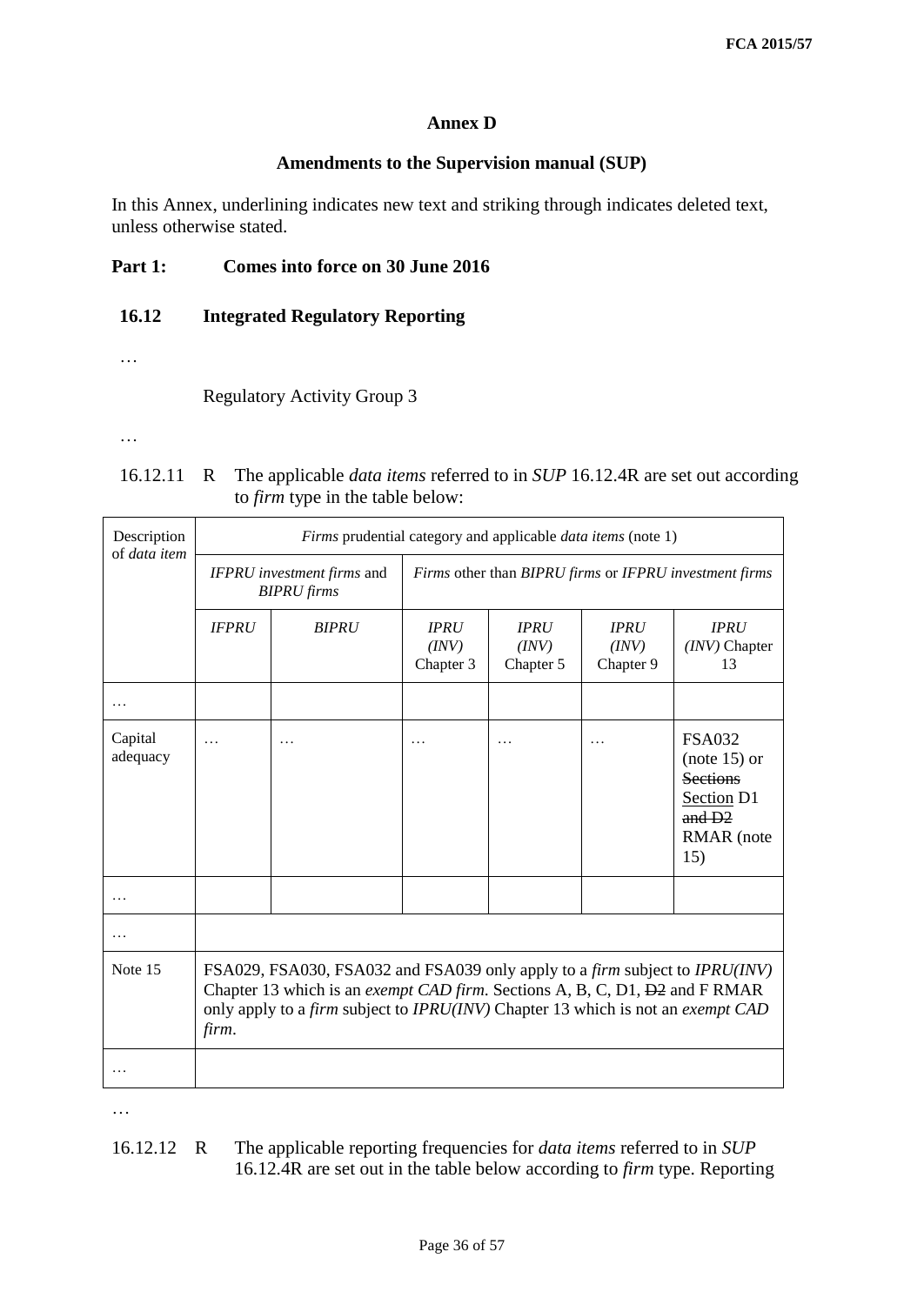## Annex D

## Amendments to the Supervision manual (SUP)

In this Annex, underlining indicates new text and striking through indicates deleted text, unless otherwise stated.

**Part 1: Comes into force on 30 June 2016**

### 16.12 Integrated Regulatory Reporting

…

Regulatory Activity Group 3

…

16.12.11 R The applicable *data items* referred to in *SUP* 16.12.4R are set out according to *firm* type in the table below:

| Description of *data item* | *Firms* prudential category and applicable *data items* (note 1) | | | | | |
|---|---|---|---|---|---|---|
| | *IFPRU investment firms* and *BIPRU firms* | | *Firms* other than *BIPRU firms* or *IFPRU investment firms* | | | |
| | *IFPRU* | *BIPRU* | *IPRU (INV)* Chapter 3 | *IPRU (INV)* Chapter 5 | *IPRU (INV)* Chapter 9 | *IPRU (INV)* Chapter 13 |
| … | | | | | | |
| Capital adequacy | … | … | … | … | … | FSA032 (note 15) or ~~Sections~~ <u>Section</u> D1 ~~and D2~~ RMAR (note 15) |
| … | | | | | | |
| … | | | | | | |
| Note 15 | FSA029, FSA030, FSA032 and FSA039 only apply to a *firm* subject to *IPRU(INV)* Chapter 13 which is an *exempt CAD firm*. Sections A, B, C, D1, ~~D2~~ and F RMAR only apply to a *firm* subject to *IPRU(INV)* Chapter 13 which is not an *exempt CAD firm*. | | | | | |
| … | | | | | | |

…

16.12.12 R The applicable reporting frequencies for *data items* referred to in *SUP* 16.12.4R are set out in the table below according to *firm* type. Reporting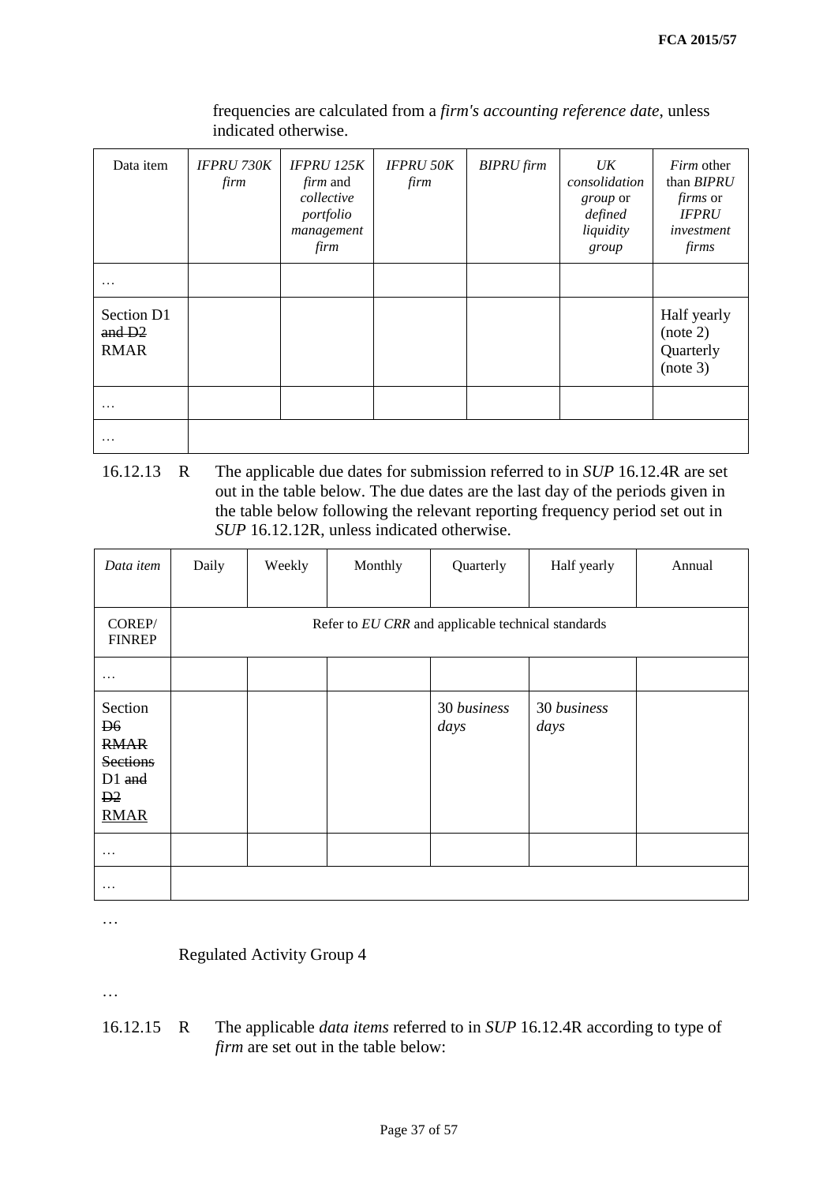frequencies are calculated from a *firm's accounting reference date*, unless indicated otherwise.

| Data item | *IFPRU 730K firm* | *IFPRU 125K firm* and *collective portfolio management firm* | *IFPRU 50K firm* | *BIPRU firm* | *UK consolidation group* or *defined liquidity group* | *Firm* other than *BIPRU firms* or *IFPRU investment firms* |
|---|---|---|---|---|---|---|
| … | | | | | | |
| Section D1 ~~and D2~~ RMAR | | | | | | ~~Half yearly (note 2)~~ Quarterly (note 3) |
| … | | | | | | |
| … | | | | | | |

16.12.13 R The applicable due dates for submission referred to in *SUP* 16.12.4R are set out in the table below. The due dates are the last day of the periods given in the table below following the relevant reporting frequency period set out in *SUP* 16.12.12R, unless indicated otherwise.

| *Data item* | Daily | Weekly | Monthly | Quarterly | Half yearly | Annual |
|---|---|---|---|---|---|---|
| COREP/ FINREP | Refer to *EU CRR* and applicable technical standards | | | | | |
| … | | | | | | |
| Section ~~D6~~ ~~RMAR~~ ~~Sections~~ D1 ~~and D2~~ RMAR | | | | 30 *business days* | 30 *business days* | |
| … | | | | | | |
| … | | | | | | |

…

Regulated Activity Group 4

…

16.12.15 R The applicable *data items* referred to in *SUP* 16.12.4R according to type of *firm* are set out in the table below: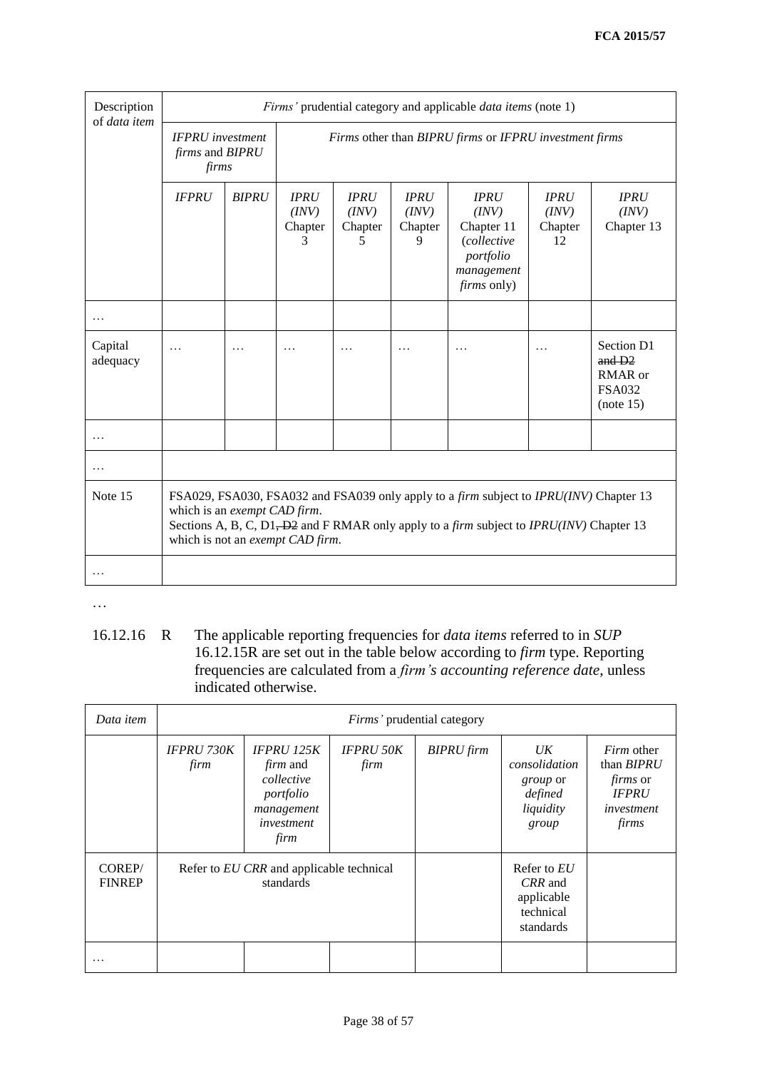| Description of *data item* | *Firms'* prudential category and applicable *data items* (note 1) | | | | | | | |
|---|---|---|---|---|---|---|---|---|
| | *IFPRU investment firms* and *BIPRU firms* | | *Firms* other than *BIPRU firms* or *IFPRU investment firms* | | | | | |
| | *IFPRU* | *BIPRU* | *IPRU (INV)* Chapter 3 | *IPRU (INV)* Chapter 5 | *IPRU (INV)* Chapter 9 | *IPRU (INV)* Chapter 11 (*collective portfolio management firms* only) | *IPRU (INV)* Chapter 12 | *IPRU (INV)* Chapter 13 |
| … | | | | | | | | |
| Capital adequacy | … | … | … | … | … | … | … | Section D1 ~~and D2~~ RMAR or FSA032 (note 15) |
| … | | | | | | | | |
| … | | | | | | | | |
| Note 15 | FSA029, FSA030, FSA032 and FSA039 only apply to a *firm* subject to *IPRU(INV)* Chapter 13 which is an *exempt CAD firm*. Sections A, B, C, D1~~, D2~~ and F RMAR only apply to a *firm* subject to *IPRU(INV)* Chapter 13 which is not an *exempt CAD firm*. | | | | | | | |
| … | | | | | | | | |

…

16.12.16 R The applicable reporting frequencies for *data items* referred to in *SUP* 16.12.15R are set out in the table below according to *firm* type. Reporting frequencies are calculated from a *firm's accounting reference date*, unless indicated otherwise.

| *Data item* | *Firms'* prudential category | | | | | |
|---|---|---|---|---|---|---|
| | *IFPRU 730K firm* | *IFPRU 125K firm* and *collective portfolio management investment firm* | *IFPRU 50K firm* | *BIPRU firm* | *UK consolidation group* or *defined liquidity group* | *Firm* other than *BIPRU firms* or *IFPRU investment firms* |
| COREP/ FINREP | Refer to *EU CRR* and applicable technical standards | | | | Refer to *EU CRR* and applicable technical standards | |
| … | | | | | | |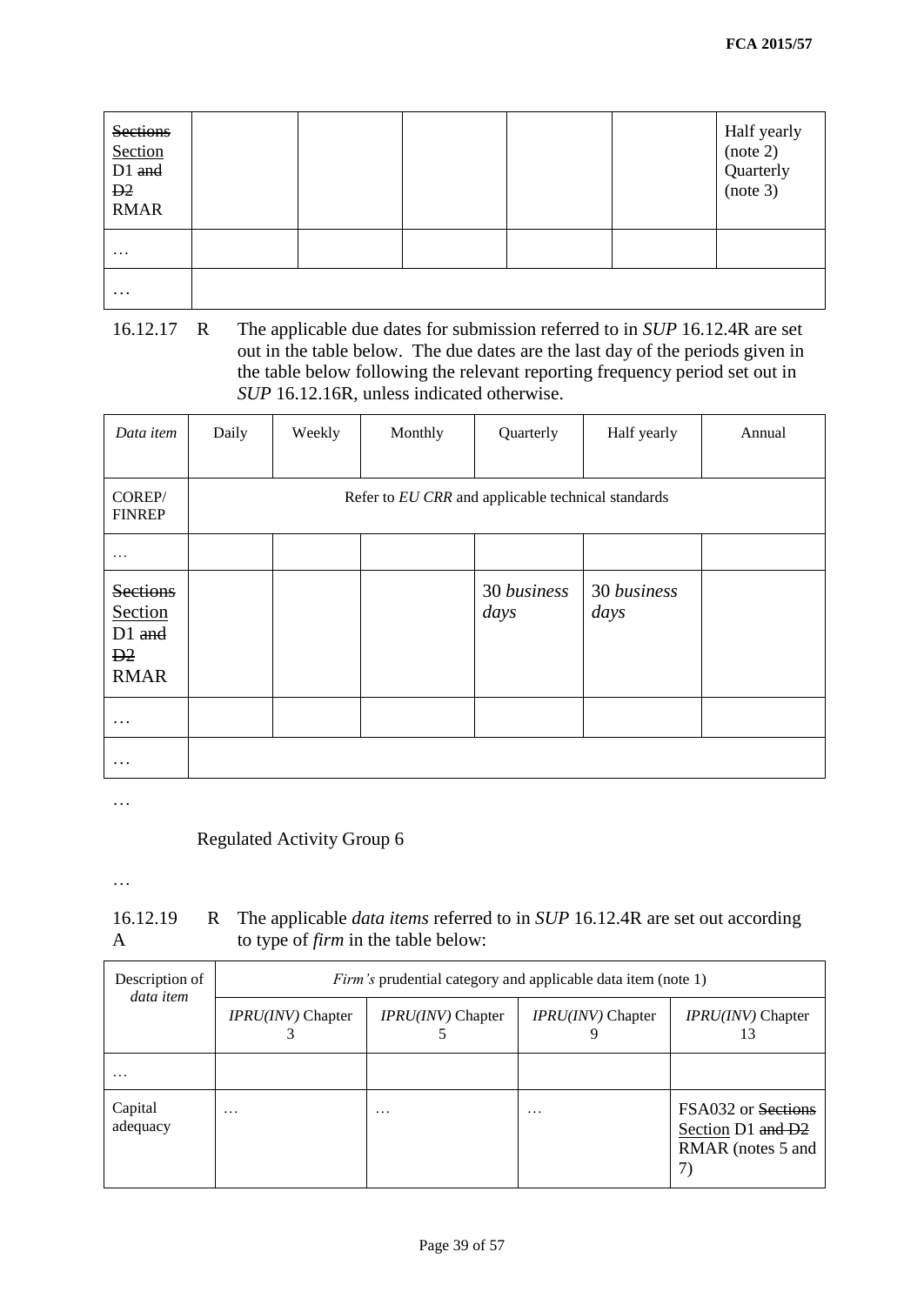| ~~Sections~~ Section D1 ~~and D2~~ RMAR | | | | | | Half yearly (note 2) Quarterly (note 3) |
|---|---|---|---|---|---|---|
| … | | | | | | |
| … | | | | | | |

16.12.17 R The applicable due dates for submission referred to in *SUP* 16.12.4R are set out in the table below. The due dates are the last day of the periods given in the table below following the relevant reporting frequency period set out in *SUP* 16.12.16R, unless indicated otherwise.

| *Data item* | Daily | Weekly | Monthly | Quarterly | Half yearly | Annual |
|---|---|---|---|---|---|---|
| COREP/ FINREP | Refer to *EU CRR* and applicable technical standards | | | | | |
| … | | | | | | |
| ~~Sections~~ Section D1 ~~and D2~~ RMAR | | | | 30 *business days* | 30 *business days* | |
| … | | | | | | |
| … | | | | | | |

…

Regulated Activity Group 6

…

16.12.19A R The applicable *data items* referred to in *SUP* 16.12.4R are set out according to type of *firm* in the table below:

| Description of *data item* | *Firm's* prudential category and applicable data item (note 1) | | | |
|---|---|---|---|---|
| | *IPRU(INV)* Chapter 3 | *IPRU(INV)* Chapter 5 | *IPRU(INV)* Chapter 9 | *IPRU(INV)* Chapter 13 |
| … | | | | |
| Capital adequacy | … | … | … | FSA032 or ~~Sections~~ Section D1 ~~and D2~~ RMAR (notes 5 and 7) |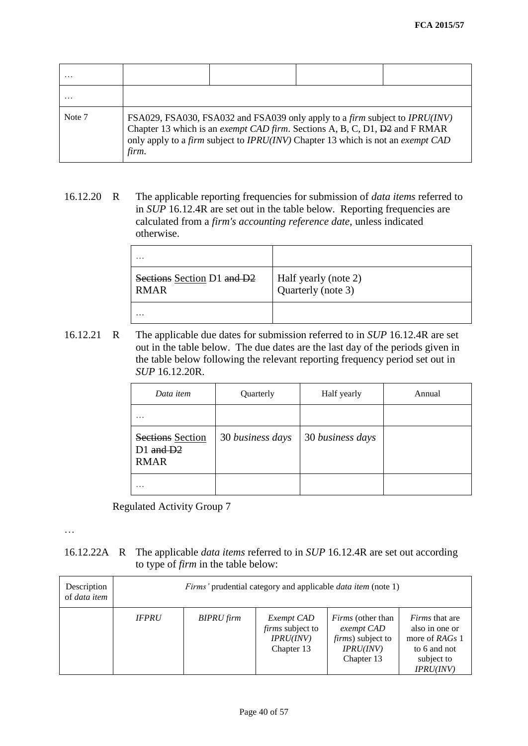| … | | | | |
|---|---|---|---|---|
| … | | | | |
| Note 7 | FSA029, FSA030, FSA032 and FSA039 only apply to a *firm* subject to *IPRU(INV)* Chapter 13 which is an *exempt CAD firm*. Sections A, B, C, D1, ~~D2~~ and F RMAR only apply to a *firm* subject to *IPRU(INV)* Chapter 13 which is not an *exempt CAD firm*. | | | |

16.12.20 R The applicable reporting frequencies for submission of *data items* referred to in *SUP* 16.12.4R are set out in the table below. Reporting frequencies are calculated from a *firm's accounting reference date*, unless indicated otherwise.

| … | |
|---|---|
| ~~Sections~~ Section D1 ~~and D2~~ RMAR | Half yearly (note 2) Quarterly (note 3) |
| … | |

16.12.21 R The applicable due dates for submission referred to in *SUP* 16.12.4R are set out in the table below. The due dates are the last day of the periods given in the table below following the relevant reporting frequency period set out in *SUP* 16.12.20R.

| *Data item* | Quarterly | Half yearly | Annual |
|---|---|---|---|
| … | | | |
| ~~Sections~~ Section D1 ~~and D2~~ RMAR | 30 *business days* | 30 *business days* | |
| … | | | |

Regulated Activity Group 7

…

16.12.22A R The applicable *data items* referred to in *SUP* 16.12.4R are set out according to type of *firm* in the table below:

| Description of *data item* | *Firms'* prudential category and applicable *data item* (note 1) | | | | |
|---|---|---|---|---|---|
| | *IFPRU* | *BIPRU firm* | *Exempt CAD firms* subject to *IPRU(INV)* Chapter 13 | *Firms* (other than *exempt CAD firms*) subject to *IPRU(INV)* Chapter 13 | *Firms* that are also in one or more of *RAGs* 1 to 6 and not subject to *IPRU(INV)* |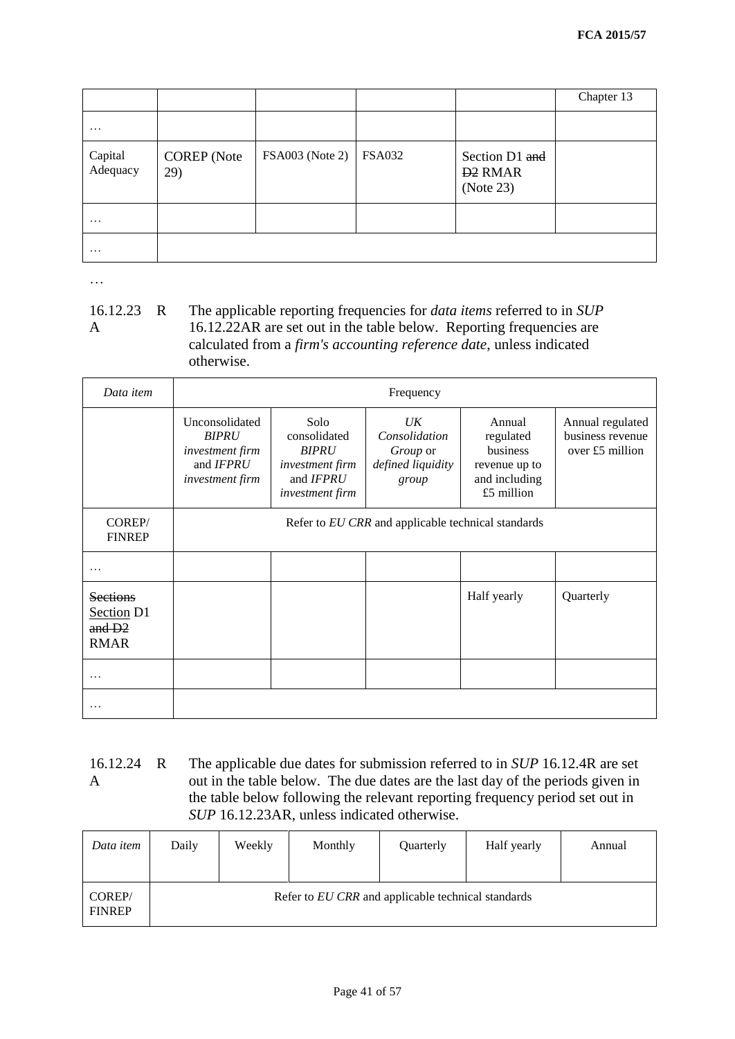| | | | | | Chapter 13 |
|---|---|---|---|---|---|
| … | | | | | |
| Capital Adequacy | COREP (Note 29) | FSA003 (Note 2) | FSA032 | Section D1 ~~and D2~~ RMAR (Note 23) | |
| … | | | | | |
| … | | | | | |

…

16.12.23A R The applicable reporting frequencies for *data items* referred to in *SUP* 16.12.22AR are set out in the table below. Reporting frequencies are calculated from a *firm's accounting reference date*, unless indicated otherwise.

| *Data item* | Frequency | | | | |
|---|---|---|---|---|---|
| | Unconsolidated *BIPRU investment firm* and *IFPRU investment firm* | Solo consolidated *BIPRU investment firm* and *IFPRU investment firm* | *UK Consolidation Group* or *defined liquidity group* | Annual regulated business revenue up to and including £5 million | Annual regulated business revenue over £5 million |
| COREP/ FINREP | Refer to *EU CRR* and applicable technical standards | | | | |
| … | | | | | |
| ~~Sections~~ Section D1 ~~and D2~~ RMAR | | | | Half yearly | Quarterly |
| … | | | | | |
| … | | | | | |

16.12.24A R The applicable due dates for submission referred to in *SUP* 16.12.4R are set out in the table below. The due dates are the last day of the periods given in the table below following the relevant reporting frequency period set out in *SUP* 16.12.23AR, unless indicated otherwise.

| *Data item* | Daily | Weekly | Monthly | Quarterly | Half yearly | Annual |
|---|---|---|---|---|---|---|
| COREP/ FINREP | Refer to *EU CRR* and applicable technical standards | | | | | |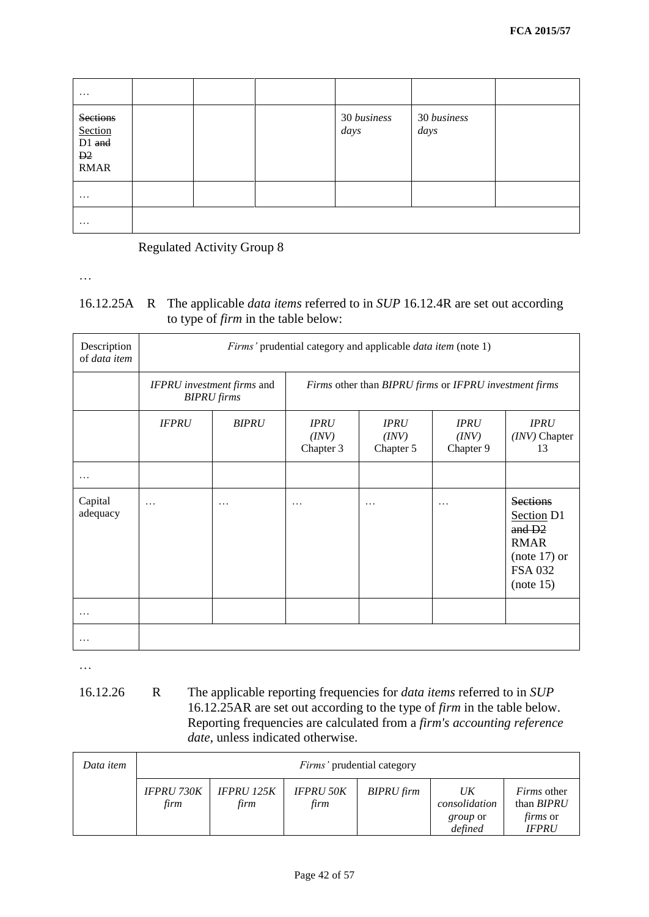| … | | | | | | |
|---|---|---|---|---|---|---|
| ~~Sections~~ Section D1 ~~and D2~~ RMAR | | | | 30 *business days* | 30 *business days* | |
| … | | | | | | |
| … | | | | | | |

Regulated Activity Group 8

…

16.12.25A R The applicable *data items* referred to in *SUP* 16.12.4R are set out according to type of *firm* in the table below:

| Description of *data item* | *Firms'* prudential category and applicable *data item* (note 1) | | | | | |
|---|---|---|---|---|---|---|
| | *IFPRU investment firms* and *BIPRU firms* | | *Firms* other than *BIPRU firms* or *IFPRU investment firms* | | | |
| | *IFPRU* | *BIPRU* | *IPRU (INV)* Chapter 3 | *IPRU (INV)* Chapter 5 | *IPRU (INV)* Chapter 9 | *IPRU (INV)* Chapter 13 |
| … | | | | | | |
| Capital adequacy | … | … | … | … | … | ~~Sections~~ Section D1 ~~and D2~~ RMAR (note 17) or FSA 032 (note 15) |
| … | | | | | | |
| … | | | | | | |

…

16.12.26 R The applicable reporting frequencies for *data items* referred to in *SUP* 16.12.25AR are set out according to the type of *firm* in the table below. Reporting frequencies are calculated from a *firm's accounting reference date*, unless indicated otherwise.

| *Data item* | *Firms'* prudential category | | | | | |
|---|---|---|---|---|---|---|
| | *IFPRU 730K firm* | *IFPRU 125K firm* | *IFPRU 50K firm* | *BIPRU firm* | *UK consolidation group* or *defined* | *Firms* other than *BIPRU firms* or *IFPRU* |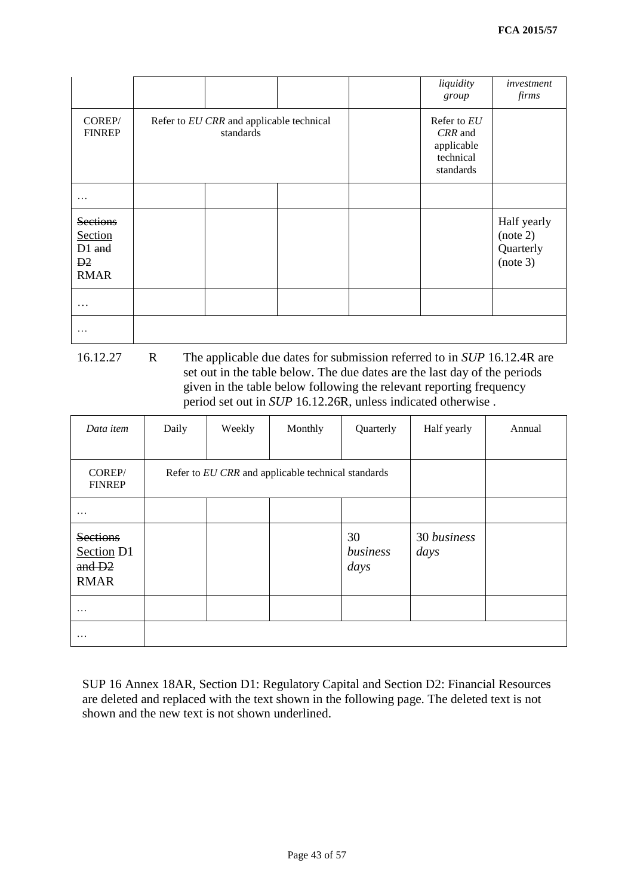| | | | | | *liquidity group* | *investment firms* |
|---|---|---|---|---|---|---|
| COREP/ FINREP | Refer to *EU CRR* and applicable technical standards | | | | Refer to *EU CRR* and applicable technical standards | |
| … | | | | | | |
| ~~Sections~~ Section D1 ~~and D2~~ RMAR | | | | | | Half yearly (note 2) Quarterly (note 3) |
| … | | | | | | |
| … | | | | | | |

16.12.27 R The applicable due dates for submission referred to in *SUP* 16.12.4R are set out in the table below. The due dates are the last day of the periods given in the table below following the relevant reporting frequency period set out in *SUP* 16.12.26R, unless indicated otherwise .

| *Data item* | Daily | Weekly | Monthly | Quarterly | Half yearly | Annual |
|---|---|---|---|---|---|---|
| COREP/ FINREP | Refer to *EU CRR* and applicable technical standards | | | | | |
| … | | | | | | |
| ~~Sections~~ Section D1 ~~and D2~~ RMAR | | | | 30 *business days* | 30 *business days* | |
| … | | | | | | |
| … | | | | | | |

SUP 16 Annex 18AR, Section D1: Regulatory Capital and Section D2: Financial Resources are deleted and replaced with the text shown in the following page. The deleted text is not shown and the new text is not shown underlined.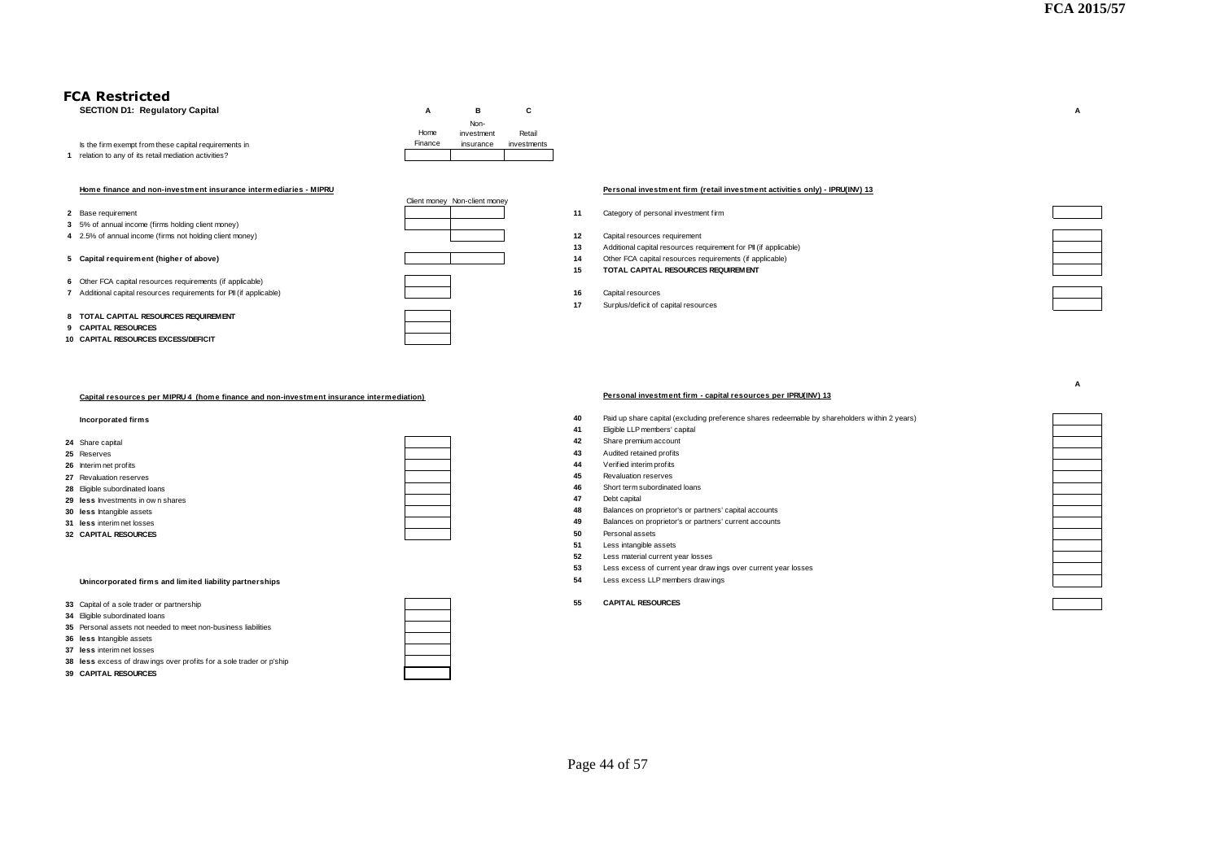# FCA Restricted

## SECTION D1: Regulatory Capital

| | | A | B | C |
|---|---|---|---|---|
| | | Home Finance | Non-investment insurance | Retail investments |
| 1 | Is the firm exempt from these capital requirements in relation to any of its retail mediation activities? | | | |

### Home finance and non-investment insurance intermediaries - MIPRU

| | | Client money | Non-client money |
|---|---|---|---|
| 2 | Base requirement | | |
| 3 | 5% of annual income (firms holding client money) | | |
| 4 | 2.5% of annual income (firms not holding client money) | | |
| 5 | **Capital requirement (higher of above)** | | |
| 6 | Other FCA capital resources requirements (if applicable) | | |
| 7 | Additional capital resources requirements for PII (if applicable) | | |
| 8 | **TOTAL CAPITAL RESOURCES REQUIREMENT** | | |
| 9 | **CAPITAL RESOURCES** | | |
| 10 | **CAPITAL RESOURCES EXCESS/DEFICIT** | | |

### Personal investment firm (retail investment activities only) - IPRU(INV) 13

| | | A |
|---|---|---|
| 11 | Category of personal investment firm | |
| 12 | Capital resources requirement | |
| 13 | Additional capital resources requirement for PII (if applicable) | |
| 14 | Other FCA capital resources requirements (if applicable) | |
| 15 | TOTAL CAPITAL RESOURCES REQUIREMENT | |
| 16 | Capital resources | |
| 17 | Surplus/deficit of capital resources | |

### Capital resources per MIPRU 4 (home finance and non-investment insurance intermediation)

**Incorporated firms**

| | | |
|---|---|---|
| 24 | Share capital | |
| 25 | Reserves | |
| 26 | Interim net profits | |
| 27 | Revaluation reserves | |
| 28 | Eligible subordinated loans | |
| 29 | **less** Investments in own shares | |
| 30 | **less** Intangible assets | |
| 31 | **less** interim net losses | |
| 32 | **CAPITAL RESOURCES** | |

**Unincorporated firms and limited liability partnerships**

| | | |
|---|---|---|
| 33 | Capital of a sole trader or partnership | |
| 34 | Eligible subordinated loans | |
| 35 | Personal assets not needed to meet non-business liabilities | |
| 36 | **less** Intangible assets | |
| 37 | **less** interim net losses | |
| 38 | **less** excess of drawings over profits for a sole trader or p'ship | |
| 39 | **CAPITAL RESOURCES** | |

### Personal investment firm - capital resources per IPRU(INV) 13

| | | A |
|---|---|---|
| 40 | Paid up share capital (excluding preference shares redeemable by shareholders within 2 years) | |
| 41 | Eligible LLP members' capital | |
| 42 | Share premium account | |
| 43 | Audited retained profits | |
| 44 | Verified interim profits | |
| 45 | Revaluation reserves | |
| 46 | Short term subordinated loans | |
| 47 | Debt capital | |
| 48 | Balances on proprietor's or partners' capital accounts | |
| 49 | Balances on proprietor's or partners' current accounts | |
| 50 | Personal assets | |
| 51 | Less intangible assets | |
| 52 | Less material current year losses | |
| 53 | Less excess of current year drawings over current year losses | |
| 54 | Less excess LLP members drawings | |
| 55 | **CAPITAL RESOURCES** | |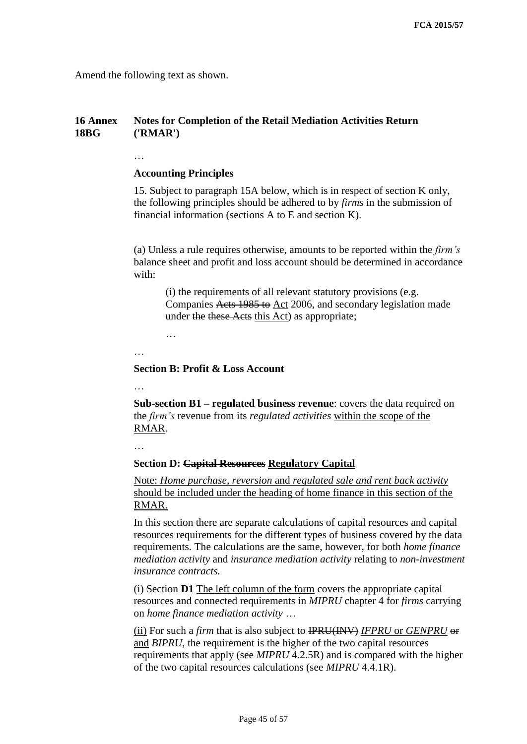Amend the following text as shown.

**16 Annex 18BG** **Notes for Completion of the Retail Mediation Activities Return ('RMAR')**

…

**Accounting Principles**

15. Subject to paragraph 15A below, which is in respect of section K only, the following principles should be adhered to by *firms* in the submission of financial information (sections A to E and section K).

(a) Unless a rule requires otherwise, amounts to be reported within the *firm's* balance sheet and profit and loss account should be determined in accordance with:

(i) the requirements of all relevant statutory provisions (e.g. Companies ~~Acts 1985 to~~ <u>Act</u> 2006, and secondary legislation made under ~~the~~ ~~these Acts~~ <u>this Act</u>) as appropriate;

…

…

**Section B: Profit & Loss Account**

…

**Sub-section B1 – regulated business revenue**: covers the data required on the *firm's* revenue from its *regulated activities* <u>within the scope of the RMAR</u>.

…

**Section D: ~~Capital Resources~~ <u>Regulatory Capital</u>**

<u>Note: *Home purchase, reversion* and *regulated sale and rent back activity* should be included under the heading of home finance in this section of the RMAR.</u>

In this section there are separate calculations of capital resources and capital resources requirements for the different types of business covered by the data requirements. The calculations are the same, however, for both *home finance mediation activity* and *insurance mediation activity* relating to *non-investment insurance contracts.*

(i) ~~Section **D1**~~ <u>The left column of the form</u> covers the appropriate capital resources and connected requirements in *MIPRU* chapter 4 for *firms* carrying on *home finance mediation activity* …

<u>(ii)</u> For such a *firm* that is also subject to ~~IPRU(INV)~~ <u>*IFPRU* or *GENPRU*</u> ~~or~~ <u>and</u> *BIPRU*, the requirement is the higher of the two capital resources requirements that apply (see *MIPRU* 4.2.5R) and is compared with the higher of the two capital resources calculations (see *MIPRU* 4.4.1R).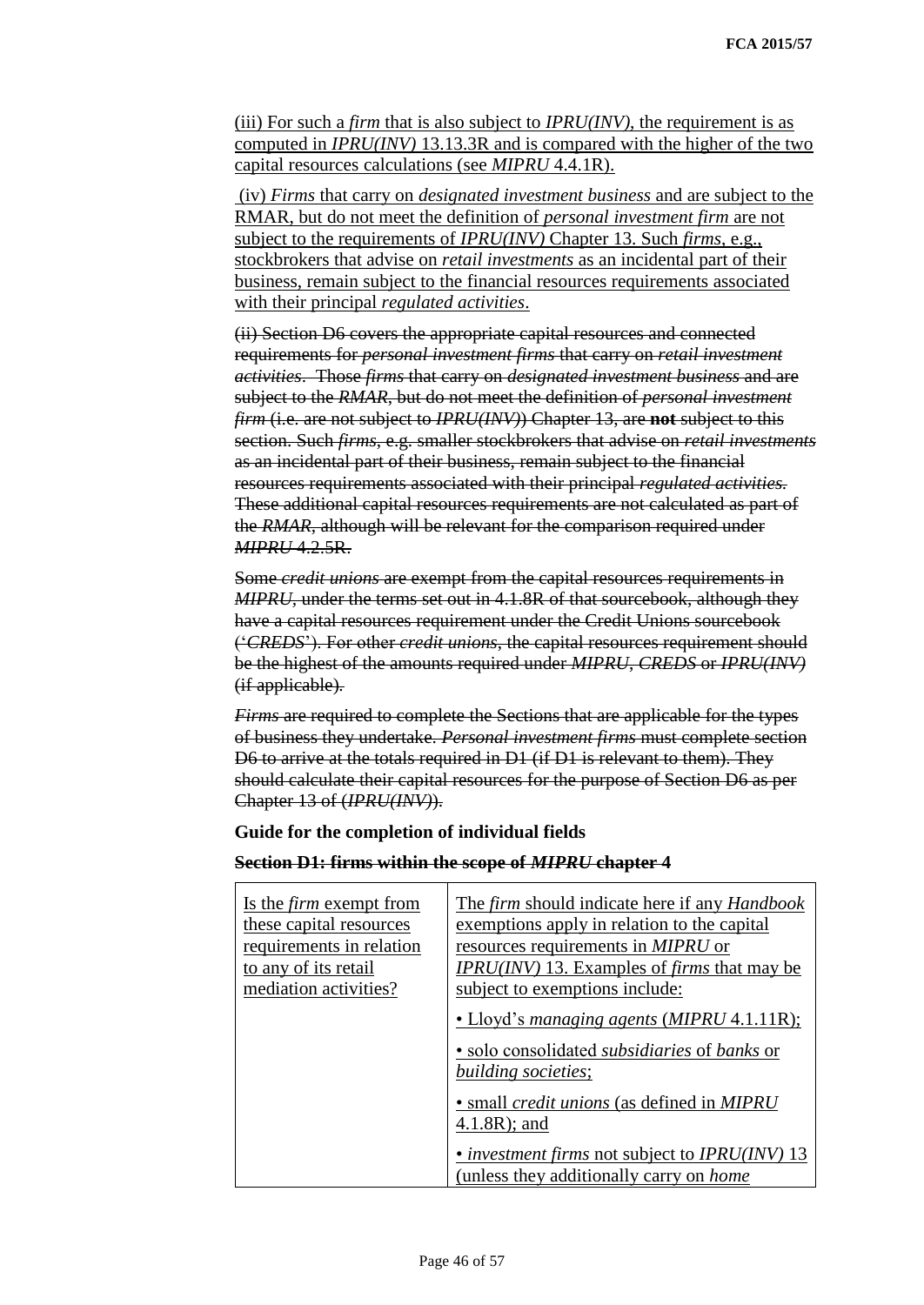(iii) For such a *firm* that is also subject to *IPRU(INV)*, the requirement is as computed in *IPRU(INV)* 13.13.3R and is compared with the higher of the two capital resources calculations (see *MIPRU* 4.4.1R).

(iv) *Firms* that carry on *designated investment business* and are subject to the RMAR, but do not meet the definition of *personal investment firm* are not subject to the requirements of *IPRU(INV)* Chapter 13. Such *firms*, e.g., stockbrokers that advise on *retail investments* as an incidental part of their business, remain subject to the financial resources requirements associated with their principal *regulated activities*.

~~(ii) Section D6 covers the appropriate capital resources and connected requirements for *personal investment firms* that carry on *retail investment activities*. Those *firms* that carry on *designated investment business* and are subject to the *RMAR*, but do not meet the definition of *personal investment firm* (i.e. are not subject to *IPRU(INV)*) Chapter 13, are **not** subject to this section. Such *firms*, e.g. smaller stockbrokers that advise on *retail investments* as an incidental part of their business, remain subject to the financial resources requirements associated with their principal *regulated activities.* These additional capital resources requirements are not calculated as part of the *RMAR*, although will be relevant for the comparison required under *MIPRU* 4.2.5R.~~

~~Some *credit unions* are exempt from the capital resources requirements in *MIPRU*, under the terms set out in 4.1.8R of that sourcebook, although they have a capital resources requirement under the Credit Unions sourcebook ('*CREDS*'). For other *credit unions*, the capital resources requirement should be the highest of the amounts required under *MIPRU*, *CREDS* or *IPRU(INV)* (if applicable).~~

~~*Firms* are required to complete the Sections that are applicable for the types of business they undertake. *Personal investment firms* must complete section D6 to arrive at the totals required in D1 (if D1 is relevant to them). They should calculate their capital resources for the purpose of Section D6 as per Chapter 13 of (*IPRU(INV)*).~~

**Guide for the completion of individual fields**

**Section D1: firms within the scope of *MIPRU* chapter 4**

| Is the *firm* exempt from these capital resources requirements in relation to any of its retail mediation activities? | The *firm* should indicate here if any *Handbook* exemptions apply in relation to the capital resources requirements in *MIPRU* or *IPRU(INV)* 13. Examples of *firms* that may be subject to exemptions include:<br>• Lloyd's *managing agents* (*MIPRU* 4.1.11R);<br>• solo consolidated *subsidiaries* of *banks* or *building societies*;<br>• small *credit unions* (as defined in *MIPRU* 4.1.8R); and<br>• *investment firms* not subject to *IPRU(INV)* 13 (unless they additionally carry on *home* |
|---|---|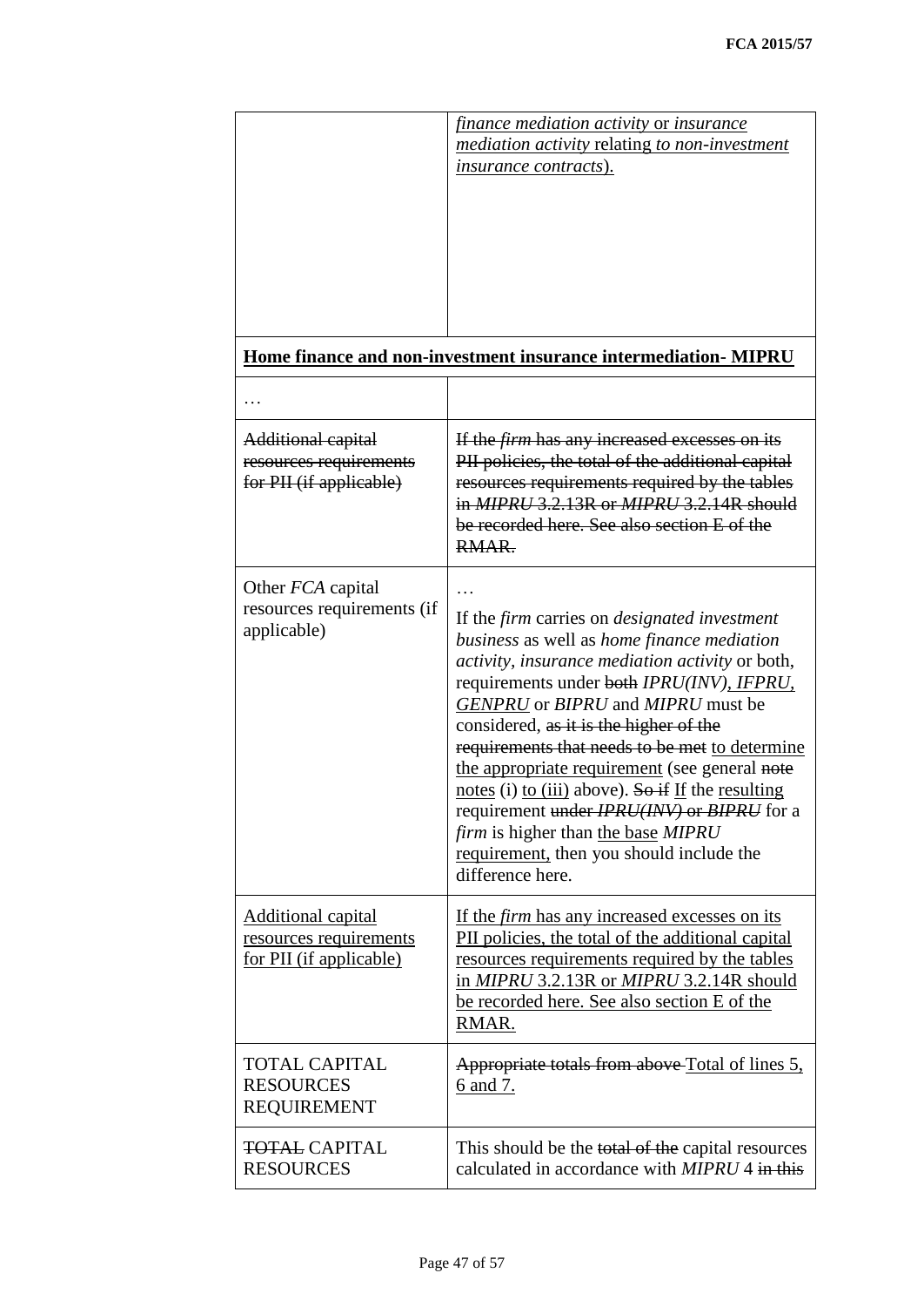| | |
|---|---|
| | <u>*finance mediation activity* or *insurance mediation activity* relating *to non-investment insurance contracts*).</u> |
| **<u>Home finance and non-investment insurance intermediation- MIPRU</u>** | |
| … | |
| ~~Additional capital resources requirements for PII (if applicable)~~ | ~~If the *firm* has any increased excesses on its PII policies, the total of the additional capital resources requirements required by the tables in *MIPRU* 3.2.13R or *MIPRU* 3.2.14R should be recorded here. See also section E of the RMAR.~~ |
| Other *FCA* capital resources requirements (if applicable) | … <br><br> If the *firm* carries on *designated investment business* as well as *home finance mediation activity*, *insurance mediation activity* or both, requirements under ~~both~~ *IPRU(INV)*<u>, *IFPRU*, *GENPRU*</u> or *BIPRU* and *MIPRU* must be considered, ~~as it is the higher of the requirements that needs to be met~~ <u>to determine the appropriate requirement</u> (see general ~~note~~ <u>notes</u> (i) <u>to (iii)</u> above). ~~So if~~ <u>If</u> the <u>resulting</u> requirement ~~under *IPRU(INV)* or *BIPRU*~~ for a *firm* is higher than <u>the base</u> *MIPRU* <u>requirement,</u> then you should include the difference here. |
| <u>Additional capital resources requirements for PII (if applicable)</u> | <u>If the *firm* has any increased excesses on its PII policies, the total of the additional capital resources requirements required by the tables in *MIPRU* 3.2.13R or *MIPRU* 3.2.14R should be recorded here. See also section E of the RMAR.</u> |
| TOTAL CAPITAL RESOURCES REQUIREMENT | ~~Appropriate totals from above~~ <u>Total of lines 5, 6 and 7.</u> |
| ~~TOTAL~~ CAPITAL RESOURCES | This should be the ~~total of the~~ capital resources calculated in accordance with *MIPRU* 4 ~~in this~~ |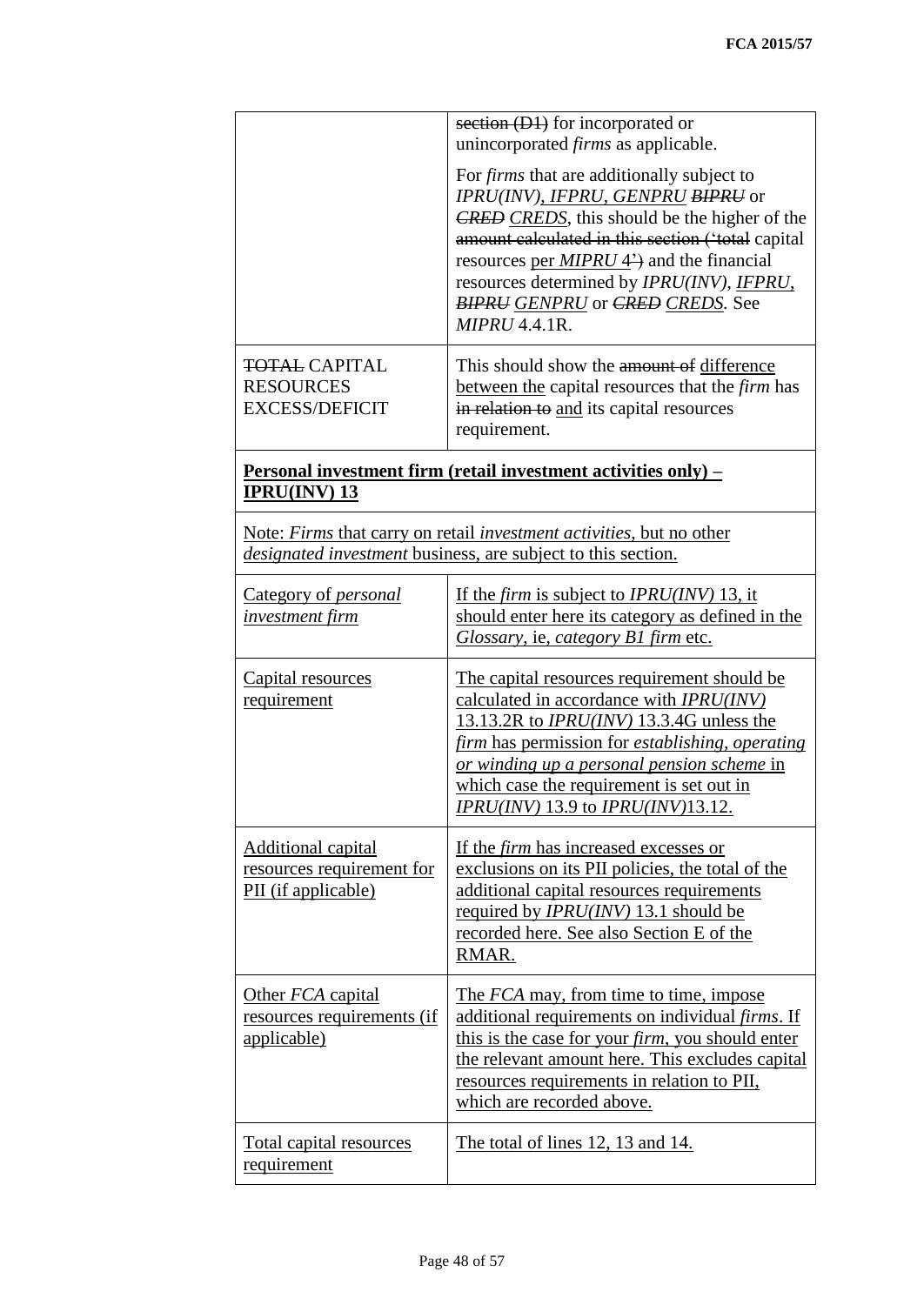| | |
|---|---|
| | ~~section (D1)~~ for incorporated or unincorporated *firms* as applicable.<br><br>For *firms* that are additionally subject to *IPRU(INV)*, <u>*IFPRU*, *GENPRU*</u> ~~*BIPRU*~~ or ~~*CRED*~~ <u>*CREDS*</u>, this should be the higher of the ~~amount calculated in this section ('total~~ capital resources <u>per *MIPRU* 4</u>~~')~~ and the financial resources determined by *IPRU(INV)*, <u>*IFPRU*</u>, ~~*BIPRU*~~ <u>*GENPRU*</u> or ~~*CRED*~~ <u>*CREDS*</u>. See *MIPRU* 4.4.1R. |
| ~~TOTAL~~ CAPITAL RESOURCES EXCESS/DEFICIT | This should show the ~~amount of~~ <u>difference between the</u> capital resources that the *firm* has ~~in relation to~~ <u>and</u> its capital resources requirement. |
| <u>**Personal investment firm (retail investment activities only) – IPRU(INV) 13**</u> | |
| <u>Note: *Firms* that carry on retail *investment activities*, but no other *designated investment* business, are subject to this section.</u> | |
| <u>Category of *personal investment firm*</u> | <u>If the *firm* is subject to *IPRU(INV)* 13, it should enter here its category as defined in the *Glossary*, ie, *category B1 firm* etc.</u> |
| <u>Capital resources requirement</u> | <u>The capital resources requirement should be calculated in accordance with *IPRU(INV)* 13.13.2R to *IPRU(INV)* 13.3.4G unless the *firm* has permission for *establishing, operating or winding up a personal pension scheme* in which case the requirement is set out in *IPRU(INV)* 13.9 to *IPRU(INV)*13.12.</u> |
| <u>Additional capital resources requirement for PII (if applicable)</u> | <u>If the *firm* has increased excesses or exclusions on its PII policies, the total of the additional capital resources requirements required by *IPRU(INV)* 13.1 should be recorded here. See also Section E of the RMAR.</u> |
| <u>Other *FCA* capital resources requirements (if applicable)</u> | <u>The *FCA* may, from time to time, impose additional requirements on individual *firms*. If this is the case for your *firm*, you should enter the relevant amount here. This excludes capital resources requirements in relation to PII, which are recorded above.</u> |
| <u>Total capital resources requirement</u> | <u>The total of lines 12, 13 and 14.</u> |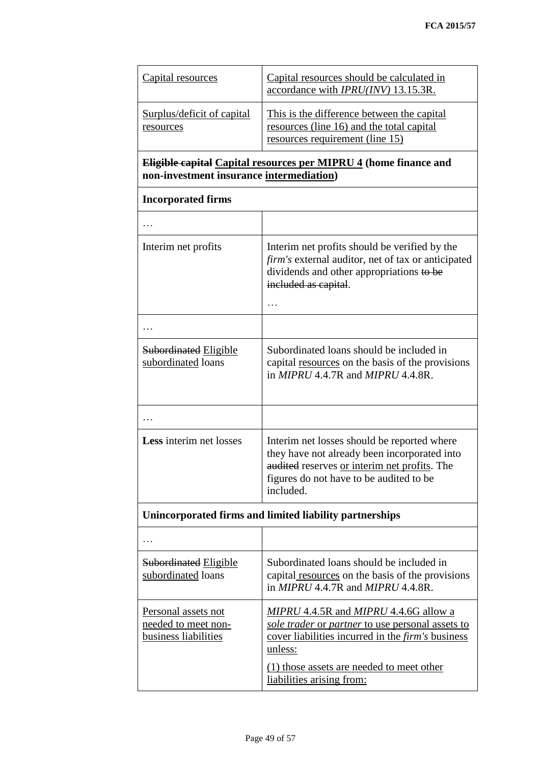| Capital resources | Capital resources should be calculated in accordance with *IPRU(INV)* 13.15.3R. |
|---|---|
| Surplus/deficit of capital resources | This is the difference between the capital resources (line 16) and the total capital resources requirement (line 15) |
| **~~Eligible capital~~ Capital resources per MIPRU 4 (home finance and non-investment insurance intermediation)** | |
| **Incorporated firms** | |
| … | |
| Interim net profits | Interim net profits should be verified by the *firm's* external auditor, net of tax or anticipated dividends and other appropriations ~~to be included as capital~~. … |
| … | |
| ~~Subordinated~~ Eligible subordinated loans | Subordinated loans should be included in capital resources on the basis of the provisions in *MIPRU* 4.4.7R and *MIPRU* 4.4.8R. |
| … | |
| **Less** interim net losses | Interim net losses should be reported where they have not already been incorporated into ~~audited~~ reserves or interim net profits. The figures do not have to be audited to be included. |
| **Unincorporated firms and limited liability partnerships** | |
| … | |
| ~~Subordinated~~ Eligible subordinated loans | Subordinated loans should be included in capital resources on the basis of the provisions in *MIPRU* 4.4.7R and *MIPRU* 4.4.8R. |
| Personal assets not needed to meet non-business liabilities | *MIPRU* 4.4.5R and *MIPRU* 4.4.6G allow a *sole trader* or *partner* to use personal assets to cover liabilities incurred in the *firm's* business unless: (1) those assets are needed to meet other liabilities arising from: |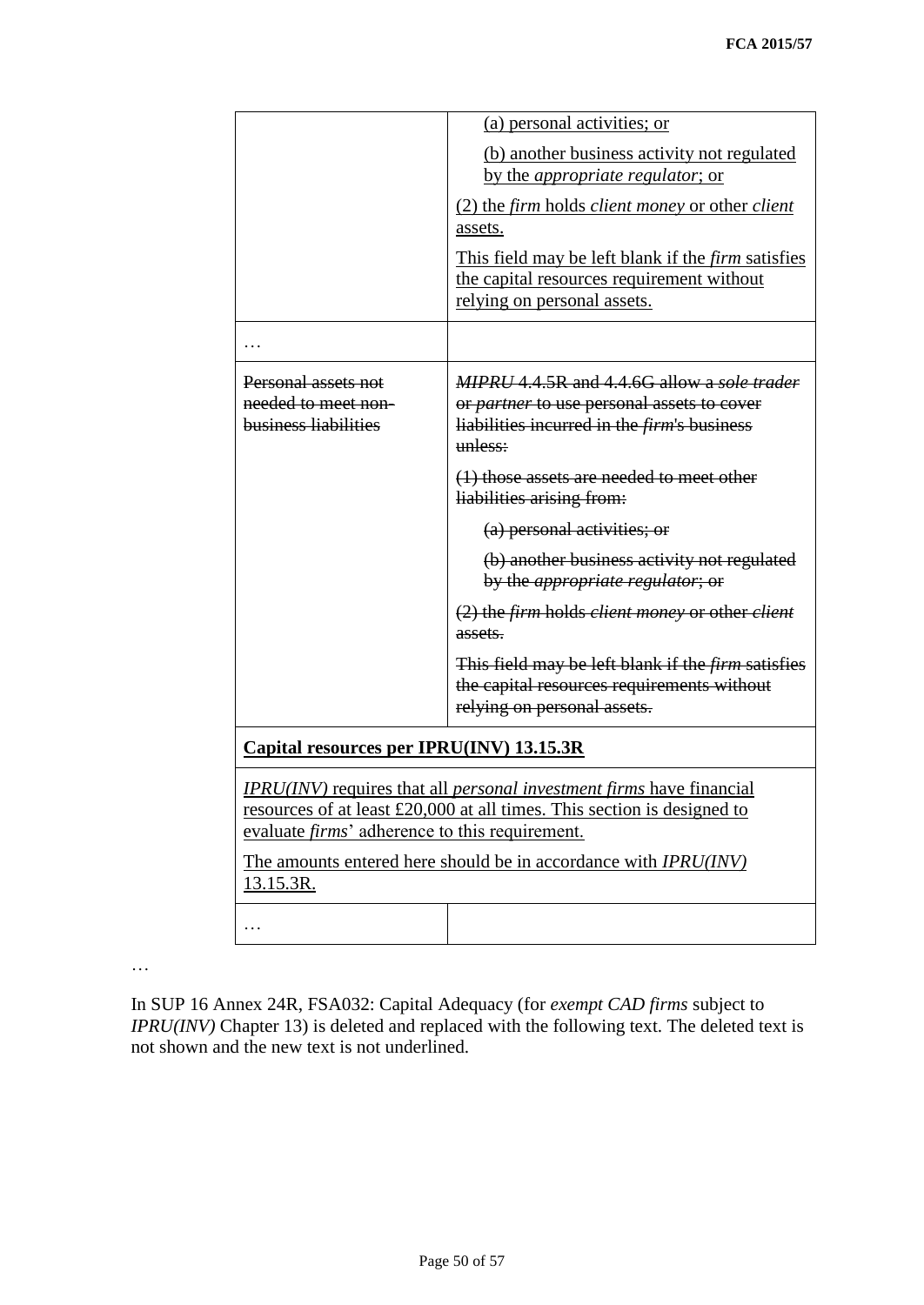| | |
|---|---|
| | (a) personal activities; or<br><br>(b) another business activity not regulated by the *appropriate regulator*; or<br><br>(2) the *firm* holds *client money* or other *client* assets.<br><br>This field may be left blank if the *firm* satisfies the capital resources requirement without relying on personal assets. |
| … | |
| ~~Personal assets not needed to meet non-business liabilities~~ | ~~*MIPRU* 4.4.5R and 4.4.6G allow a *sole trader* or *partner* to use personal assets to cover liabilities incurred in the *firm*'s business unless:~~<br><br>~~(1) those assets are needed to meet other liabilities arising from:~~<br><br>~~(a) personal activities; or~~<br><br>~~(b) another business activity not regulated by the *appropriate regulator*; or~~<br><br>~~(2) the *firm* holds *client money* or other *client* assets.~~<br><br>~~This field may be left blank if the *firm* satisfies the capital resources requirements without relying on personal assets.~~ |
| **Capital resources per IPRU(INV) 13.15.3R** | |
| *IPRU(INV)* requires that all *personal investment firms* have financial resources of at least £20,000 at all times. This section is designed to evaluate *firms*' adherence to this requirement.<br><br>The amounts entered here should be in accordance with *IPRU(INV)* 13.15.3R. | |
| … | |

…

In SUP 16 Annex 24R, FSA032: Capital Adequacy (for *exempt CAD firms* subject to *IPRU(INV)* Chapter 13) is deleted and replaced with the following text. The deleted text is not shown and the new text is not underlined.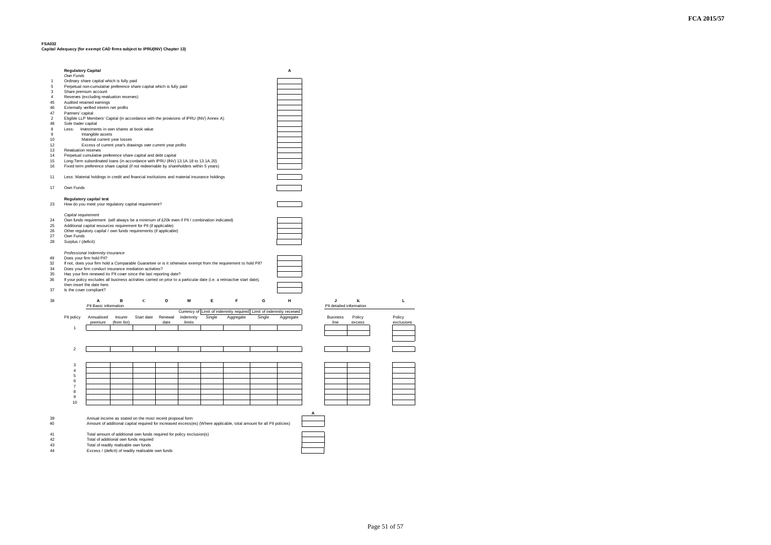**FSA032**
**Capital Adequacy (for exempt CAD firms subject to IPRU(INV) Chapter 13)**

| | **Regulatory Capital** | **A** |
|---|---|---|
| | *Own Funds* | |
| 1 | Ordinary share capital which is fully paid | |
| 5 | Perpetual non-cumulative preference share capital which is fully paid | |
| 3 | Share premium account | |
| 4 | Reserves (excluding revaluation reserves) | |
| 45 | Audited retained earnings | |
| 46 | Externally verified interim net profits | |
| 47 | Partners' capital | |
| 2 | Eligible LLP Members' Capital (in accordance with the provisions of IPRU (INV) Annex A) | |
| 48 | Sole trader capital | |
| 8 | Less: Investments in own shares at book value | |
| 9 | Intangible assets | |
| 10 | Material current year losses | |
| 12 | Excess of current year's drawings over current year profits | |
| 13 | Revaluation reserves | |
| 14 | Perpetual cumulative preference share capital and debt capital | |
| 15 | Long-Term subordinated loans (in accordance with IPRU (INV) 13.1A.18 to 13.1A.20) | |
| 16 | Fixed term preference share capital (if not redeemable by shareholders within 5 years) | |
| 11 | Less: Material holdings in credit and financial institutions and material insurance holdings | |
| 17 | Own Funds | |
| | **Regulatory capital test** | |
| 23 | How do you meet your regulatory capital requirement? | |
| | *Capital requirement* | |
| 24 | Own funds requirement (will always be a minimum of £20k even if PII / combination indicated) | |
| 25 | Additional capital resources requirement for PII (if applicable) | |
| 26 | Other regulatory capital / own funds requirements (if applicable) | |
| 27 | Own Funds | |
| 28 | Surplus / (deficit) | |
| | *Professional Indemnity Insurance* | |
| 49 | Does your firm hold PII? | |
| 32 | If not, does your firm hold a Comparable Guarantee or is it otherwise exempt from the requirement to hold PII? | |
| 34 | Does your firm conduct insurance mediation activities? | |
| 35 | Has your firm renewed its PII cover since the last reporting date? | |
| 36 | If your policy excludes all business activities carried on prior to a particular date (i.e. a retroactive start date), then insert the date here. | |
| 37 | Is the cover compliant? | |

38

| | A | B | C | D | M | E | F | G | H | J | K | L |
|---|---|---|---|---|---|---|---|---|---|---|---|---|
| | PII Basic information | | | | | | | | | PII detailed information | | |
| | | | | | Currency of | Limit of indemnity required | | Limit of indemnity received | | | | |
| PII policy | Annualised premium | Insurer (from list) | Start date | Renewal date | indemnity limits | Single | Aggregate | Single | Aggregate | Business line | Policy excess | Policy exclusions |
| 1 | | | | | | | | | | | | |
| 2 | | | | | | | | | | | | |
| 3 | | | | | | | | | | | | |
| 4 | | | | | | | | | | | | |
| 5 | | | | | | | | | | | | |
| 6 | | | | | | | | | | | | |
| 7 | | | | | | | | | | | | |
| 8 | | | | | | | | | | | | |
| 9 | | | | | | | | | | | | |
| 10 | | | | | | | | | | | | |

| | | **A** |
|---|---|---|
| 39 | Annual income as stated on the most recent proposal form | |
| 40 | Amount of additional capital required for increased excess(es) (Where applicable, total amount for all PII policies) | |
| 41 | Total amount of additional own funds required for policy exclusion(s) | |
| 42 | Total of additional own funds required | |
| 43 | Total of readily realisable own funds | |
| 44 | Excess / (deficit) of readily realisable own funds | |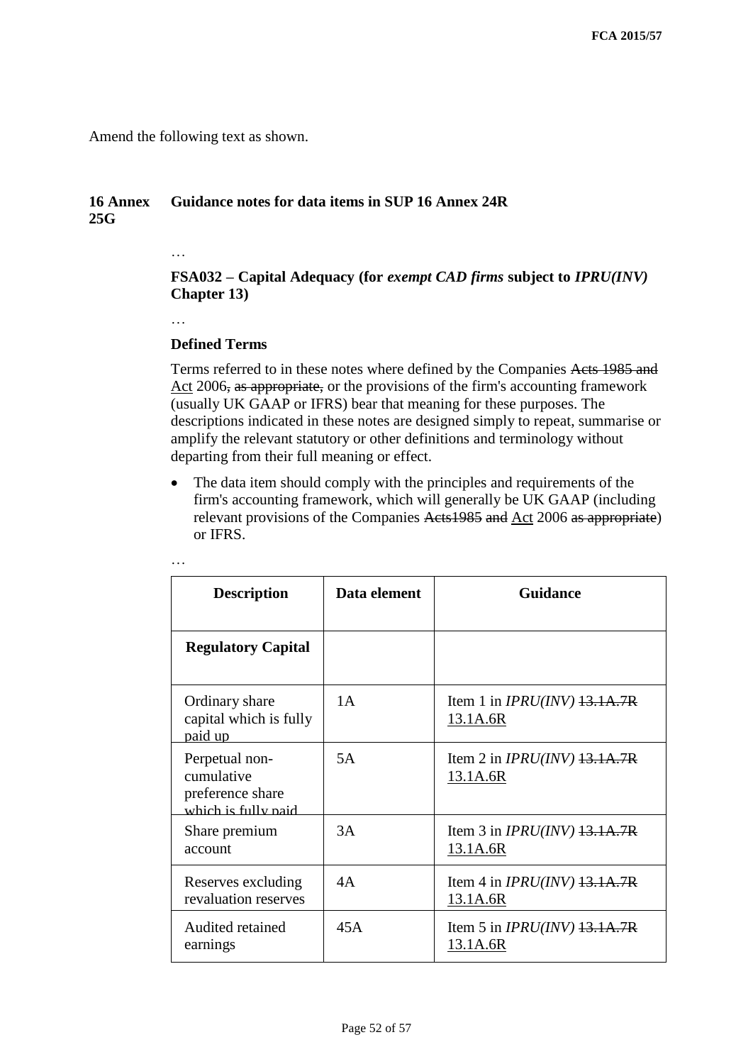Amend the following text as shown.

**16 Annex 25G** **Guidance notes for data items in SUP 16 Annex 24R**

…

**FSA032 – Capital Adequacy (for *exempt CAD firms* subject to *IPRU(INV)* Chapter 13)**

…

**Defined Terms**

Terms referred to in these notes where defined by the Companies ~~Acts 1985 and~~ Act 2006~~, as appropriate,~~ or the provisions of the firm's accounting framework (usually UK GAAP or IFRS) bear that meaning for these purposes. The descriptions indicated in these notes are designed simply to repeat, summarise or amplify the relevant statutory or other definitions and terminology without departing from their full meaning or effect.

- The data item should comply with the principles and requirements of the firm's accounting framework, which will generally be UK GAAP (including relevant provisions of the Companies ~~Acts1985 and~~ Act 2006 ~~as appropriate~~) or IFRS.

…

| Description | Data element | Guidance |
|---|---|---|
| **Regulatory Capital** | | |
| Ordinary share capital which is fully paid up | 1A | Item 1 in *IPRU(INV)* ~~13.1A.7R~~ 13.1A.6R |
| Perpetual non-cumulative preference share which is fully paid | 5A | Item 2 in *IPRU(INV)* ~~13.1A.7R~~ 13.1A.6R |
| Share premium account | 3A | Item 3 in *IPRU(INV)* ~~13.1A.7R~~ 13.1A.6R |
| Reserves excluding revaluation reserves | 4A | Item 4 in *IPRU(INV)* ~~13.1A.7R~~ 13.1A.6R |
| Audited retained earnings | 45A | Item 5 in *IPRU(INV)* ~~13.1A.7R~~ 13.1A.6R |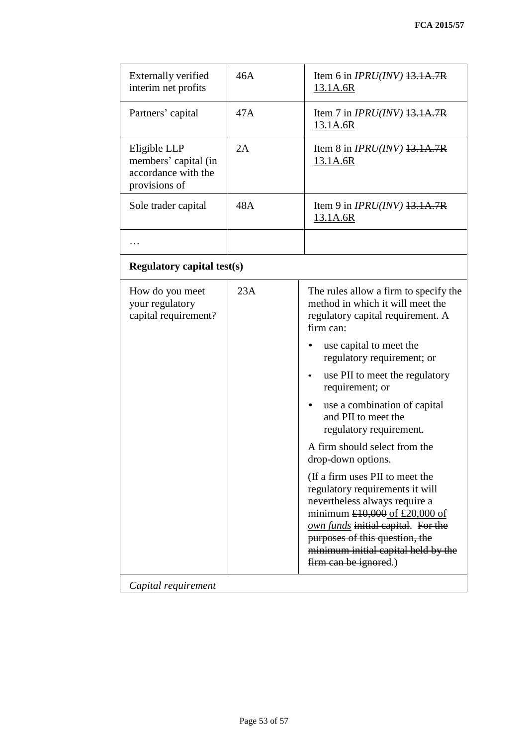| Externally verified interim net profits | 46A | Item 6 in *IPRU(INV)* ~~13.1A.7R~~ <u>13.1A.6R</u> |
|---|---|---|
| Partners' capital | 47A | Item 7 in *IPRU(INV)* ~~13.1A.7R~~ <u>13.1A.6R</u> |
| Eligible LLP members' capital (in accordance with the provisions of | 2A | Item 8 in *IPRU(INV)* ~~13.1A.7R~~ <u>13.1A.6R</u> |
| Sole trader capital | 48A | Item 9 in *IPRU(INV)* ~~13.1A.7R~~ <u>13.1A.6R</u> |
| … | | |
| **Regulatory capital test(s)** | | |
| How do you meet your regulatory capital requirement? | 23A | The rules allow a firm to specify the method in which it will meet the regulatory capital requirement. A firm can:<br>• use capital to meet the regulatory requirement; or<br>• use PII to meet the regulatory requirement; or<br>• use a combination of capital and PII to meet the regulatory requirement.<br>A firm should select from the drop-down options.<br>(If a firm uses PII to meet the regulatory requirements it will nevertheless always require a minimum ~~£10,000~~ <u>of £20,000 of *own funds*</u> ~~initial capital~~. ~~For the purposes of this question, the minimum initial capital held by the firm can be ignored~~.) |
| *Capital requirement* | | |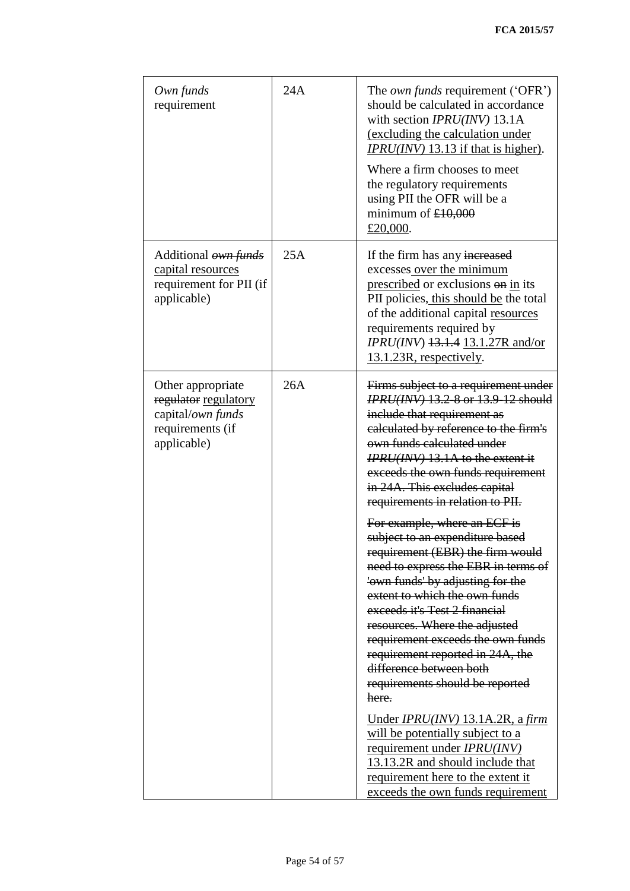| | | |
|---|---|---|
| *Own funds* requirement | 24A | The *own funds* requirement ('OFR') should be calculated in accordance with section *IPRU(INV)* 13.1A (excluding the calculation under *IPRU(INV)* 13.13 if that is higher).<br><br>Where a firm chooses to meet the regulatory requirements using PII the OFR will be a minimum of ~~£10,000~~ £20,000. |
| Additional ~~*own funds*~~ capital resources requirement for PII (if applicable) | 25A | If the firm has any ~~increased~~ excesses over the minimum prescribed or exclusions ~~on~~ in its PII policies, this should be the total of the additional capital resources requirements required by *IPRU(INV)* ~~13.1.4~~ 13.1.27R and/or 13.1.23R, respectively. |
| Other appropriate ~~regulator~~ regulatory capital/*own funds* requirements (if applicable) | 26A | ~~Firms subject to a requirement under *IPRU(INV)* 13.2-8 or 13.9-12 should include that requirement as calculated by reference to the firm's own funds calculated under *IPRU(INV)* 13.1A to the extent it exceeds the own funds requirement in 24A. This excludes capital requirements in relation to PII.~~<br><br>~~For example, where an ECF is subject to an expenditure based requirement (EBR) the firm would need to express the EBR in terms of 'own funds' by adjusting for the extent to which the own funds exceeds it's Test 2 financial resources. Where the adjusted requirement exceeds the own funds requirement reported in 24A, the difference between both requirements should be reported here.~~<br><br>Under *IPRU(INV)* 13.1A.2R, a *firm* will be potentially subject to a requirement under *IPRU(INV)* 13.13.2R and should include that requirement here to the extent it exceeds the own funds requirement |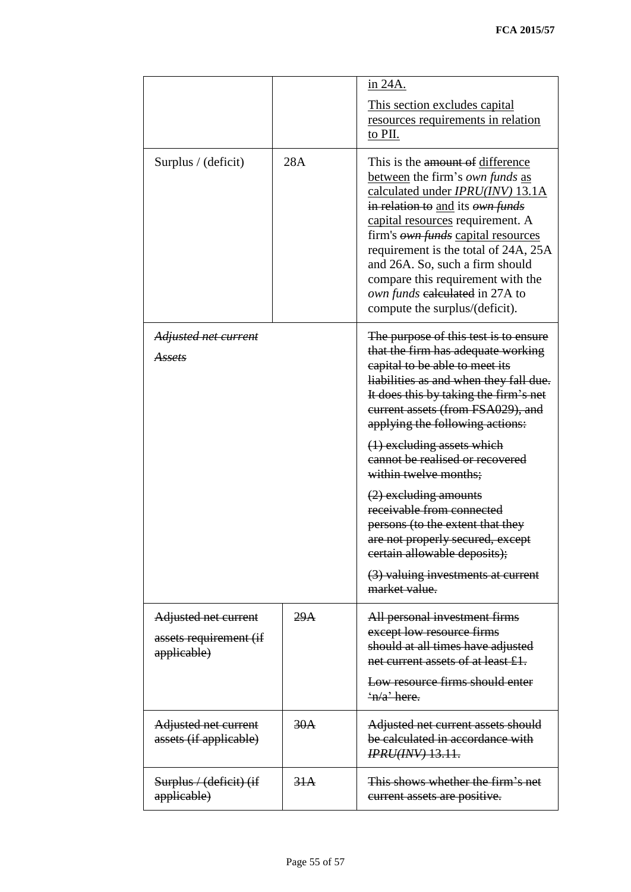| | | |
|---|---|---|
| | | <ins>in 24A.</ins><br><br><ins>This section excludes capital resources requirements in relation to PII.</ins> |
| Surplus / (deficit) | 28A | This is the ~~amount of~~ <ins>difference between</ins> the firm's *own funds* <ins>as calculated under *IPRU(INV)* 13.1A</ins> ~~in relation to~~ <ins>and</ins> its ~~*own funds*~~ <ins>capital resources</ins> requirement. A firm's ~~*own funds*~~ <ins>capital resources</ins> requirement is the total of 24A, 25A and 26A. So, such a firm should compare this requirement with the *own funds* ~~calculated~~ in 27A to compute the surplus/(deficit). |
| ~~*Adjusted net current Assets*~~ | | ~~The purpose of this test is to ensure that the firm has adequate working capital to be able to meet its liabilities as and when they fall due. It does this by taking the firm's net current assets (from FSA029), and applying the following actions:~~<br><br>~~(1) excluding assets which cannot be realised or recovered within twelve months;~~<br><br>~~(2) excluding amounts receivable from connected persons (to the extent that they are not properly secured, except certain allowable deposits);~~<br><br>~~(3) valuing investments at current market value.~~ |
| ~~Adjusted net current assets requirement (if applicable)~~ | ~~29A~~ | ~~All personal investment firms except low resource firms should at all times have adjusted net current assets of at least £1.~~<br><br>~~Low resource firms should enter 'n/a' here.~~ |
| ~~Adjusted net current assets (if applicable)~~ | ~~30A~~ | ~~Adjusted net current assets should be calculated in accordance with *IPRU(INV)* 13.11.~~ |
| ~~Surplus / (deficit) (if applicable)~~ | ~~31A~~ | ~~This shows whether the firm's net current assets are positive.~~ |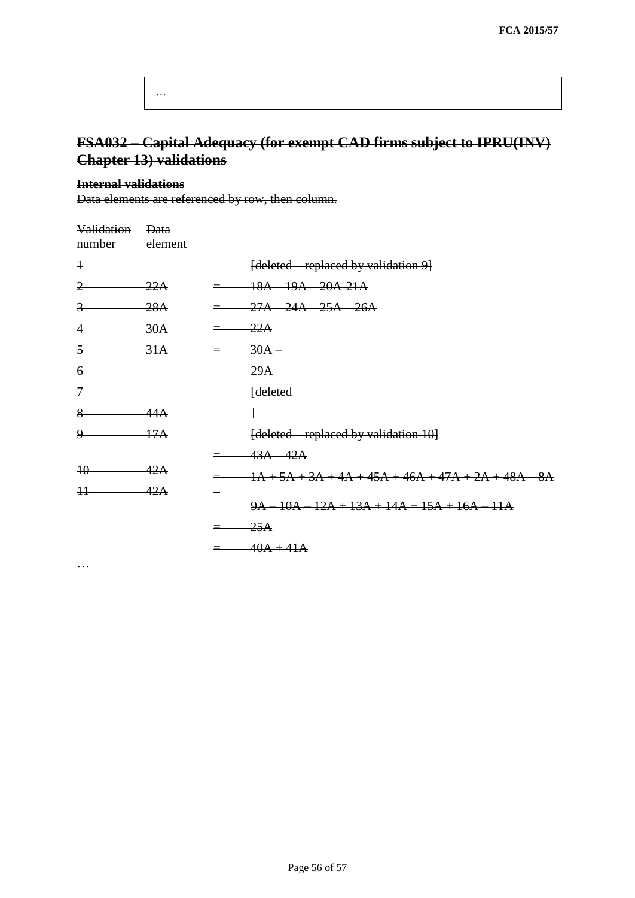...

## ~~FSA032 – Capital Adequacy (for exempt CAD firms subject to IPRU(INV) Chapter 13) validations~~

**~~Internal validations~~**

~~Data elements are referenced by row, then column.~~

| ~~Validation number~~ | ~~Data element~~ | | |
|---|---|---|---|
| ~~1~~ | | | ~~[deleted – replaced by validation 9]~~ |
| ~~2~~ | ~~22A~~ | ~~=~~ | ~~18A – 19A – 20A-21A~~ |
| ~~3~~ | ~~28A~~ | ~~=~~ | ~~27A – 24A – 25A – 26A~~ |
| ~~4~~ | ~~30A~~ | ~~=~~ | ~~22A~~ |
| ~~5~~ | ~~31A~~ | ~~=~~ | ~~30A –~~ |
| ~~6~~ | | | ~~29A~~ |
| ~~7~~ | | | ~~[deleted~~ |
| ~~8~~ | ~~44A~~ | | ~~]~~ |
| ~~9~~ | ~~17A~~ | | ~~[deleted – replaced by validation 10]~~ |
| | | ~~=~~ | ~~43A – 42A~~ |
| ~~10~~ | ~~42A~~ | ~~=~~ | ~~1A + 5A + 3A + 4A + 45A + 46A + 47A + 2A + 48A – 8A~~ |
| ~~11~~ | ~~42A~~ | ~~–~~ | |
| | | | ~~9A – 10A – 12A + 13A + 14A + 15A + 16A – 11A~~ |
| | | ~~=~~ | ~~25A~~ |
| | | ~~=~~ | ~~40A + 41A~~ |

…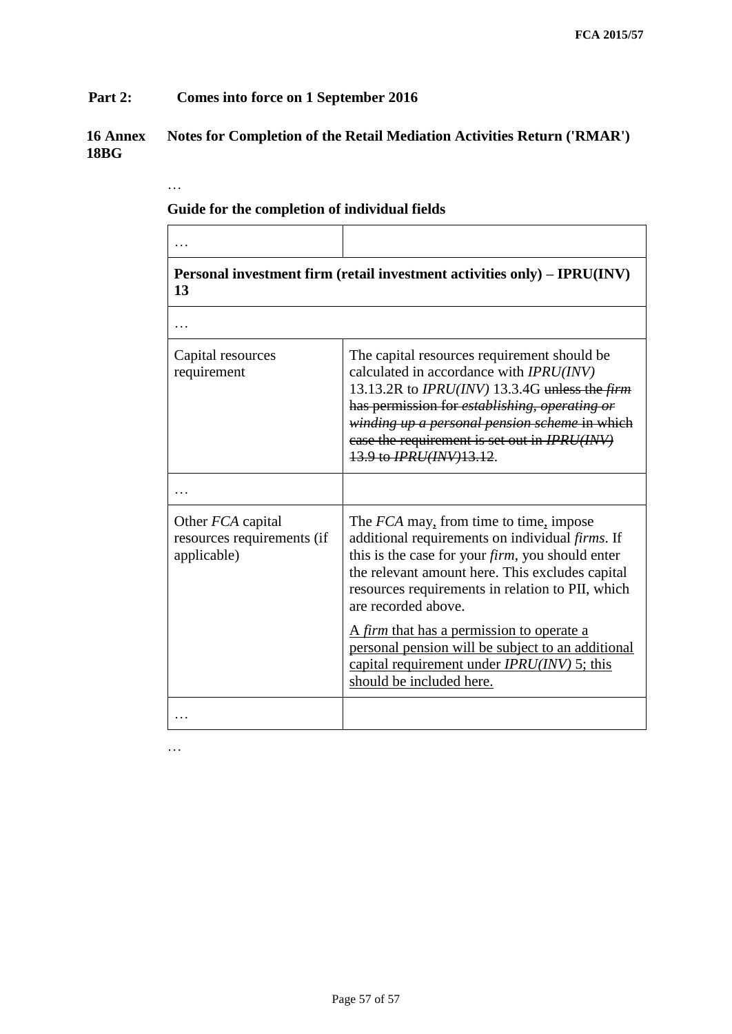**Part 2: Comes into force on 1 September 2016**

**16 Annex 18BG Notes for Completion of the Retail Mediation Activities Return ('RMAR')**

…

**Guide for the completion of individual fields**

| … | |
|---|---|
| **Personal investment firm (retail investment activities only) – IPRU(INV) 13** | |
| … | |
| Capital resources requirement | The capital resources requirement should be calculated in accordance with *IPRU(INV)* 13.13.2R to *IPRU(INV)* 13.3.4G ~~unless the *firm* has permission for *establishing, operating or winding up a personal pension scheme* in which case the requirement is set out in *IPRU(INV)* 13.9 to *IPRU(INV)*13.12~~. |
| … | |
| Other *FCA* capital resources requirements (if applicable) | The *FCA* may, from time to time, impose additional requirements on individual *firms*. If this is the case for your *firm*, you should enter the relevant amount here. This excludes capital resources requirements in relation to PII, which are recorded above.<br><br><u>A *firm* that has a permission to operate a personal pension will be subject to an additional capital requirement under *IPRU(INV)* 5; this should be included here.</u> |
| … | |

…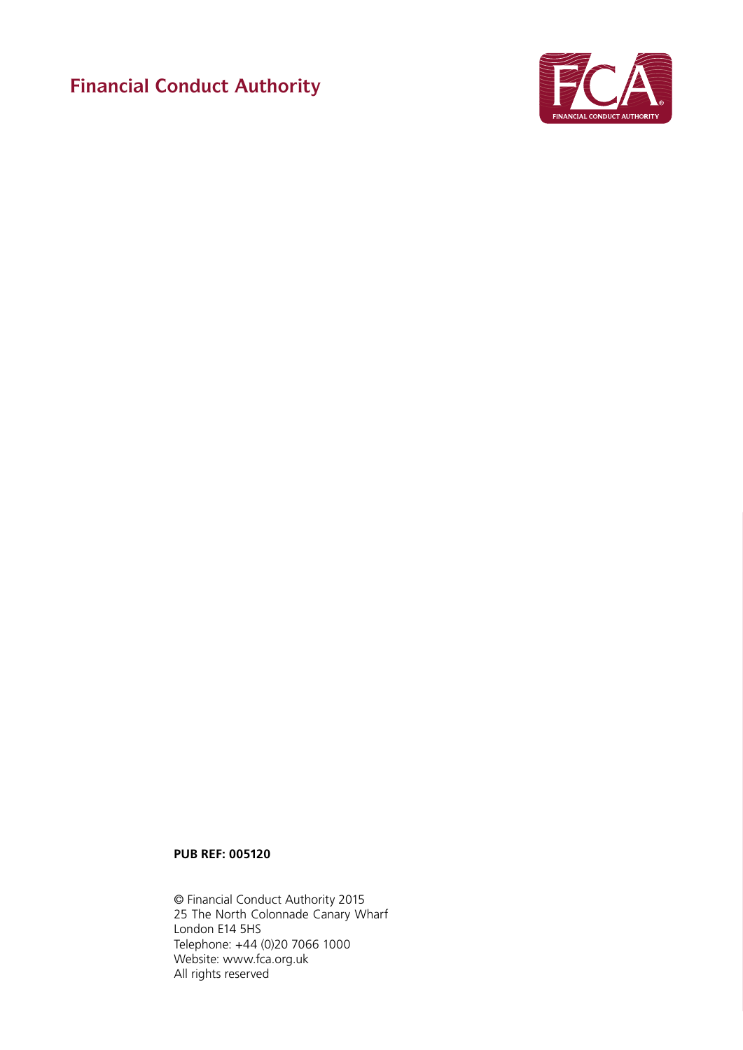Financial Conduct Authority

**PUB REF: 005120**

© Financial Conduct Authority 2015
25 The North Colonnade Canary Wharf
London E14 5HS
Telephone: +44 (0)20 7066 1000
Website: www.fca.org.uk
All rights reserved